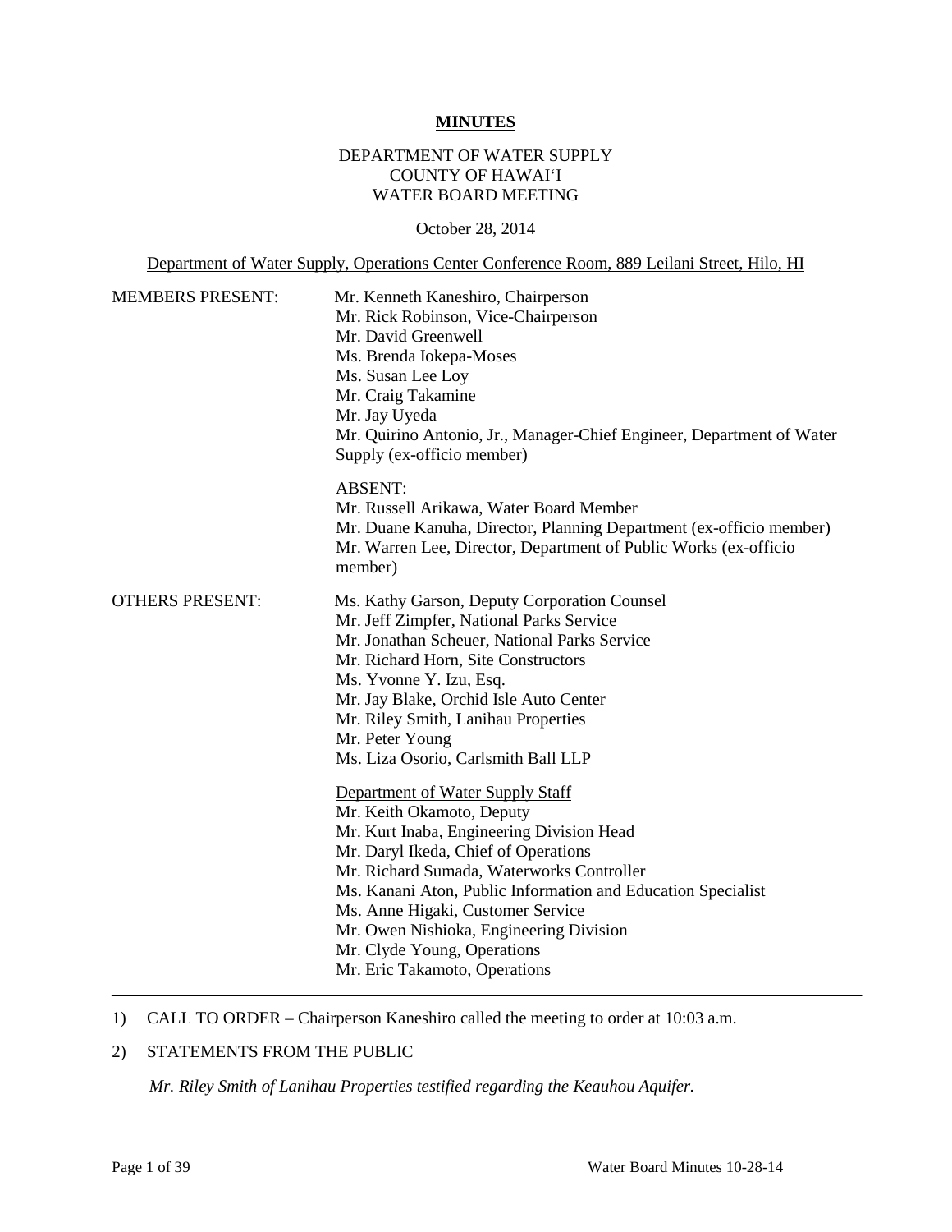**MINUTES**

DEPARTMENT OF WATER SUPPLY
COUNTY OF HAWAIʻI
WATER BOARD MEETING

October 28, 2014

Department of Water Supply, Operations Center Conference Room, 889 Leilani Street, Hilo, HI

MEMBERS PRESENT:

Mr. Kenneth Kaneshiro, Chairperson
Mr. Rick Robinson, Vice-Chairperson
Mr. David Greenwell
Ms. Brenda Iokepa-Moses
Ms. Susan Lee Loy
Mr. Craig Takamine
Mr. Jay Uyeda
Mr. Quirino Antonio, Jr., Manager-Chief Engineer, Department of Water Supply (ex-officio member)

ABSENT:
Mr. Russell Arikawa, Water Board Member
Mr. Duane Kanuha, Director, Planning Department (ex-officio member)
Mr. Warren Lee, Director, Department of Public Works (ex-officio member)

OTHERS PRESENT:

Ms. Kathy Garson, Deputy Corporation Counsel
Mr. Jeff Zimpfer, National Parks Service
Mr. Jonathan Scheuer, National Parks Service
Mr. Richard Horn, Site Constructors
Ms. Yvonne Y. Izu, Esq.
Mr. Jay Blake, Orchid Isle Auto Center
Mr. Riley Smith, Lanihau Properties
Mr. Peter Young
Ms. Liza Osorio, Carlsmith Ball LLP

Department of Water Supply Staff
Mr. Keith Okamoto, Deputy
Mr. Kurt Inaba, Engineering Division Head
Mr. Daryl Ikeda, Chief of Operations
Mr. Richard Sumada, Waterworks Controller
Ms. Kanani Aton, Public Information and Education Specialist
Ms. Anne Higaki, Customer Service
Mr. Owen Nishioka, Engineering Division
Mr. Clyde Young, Operations
Mr. Eric Takamoto, Operations

---

1) CALL TO ORDER – Chairperson Kaneshiro called the meeting to order at 10:03 a.m.

2) STATEMENTS FROM THE PUBLIC

*Mr. Riley Smith of Lanihau Properties testified regarding the Keauhou Aquifer.*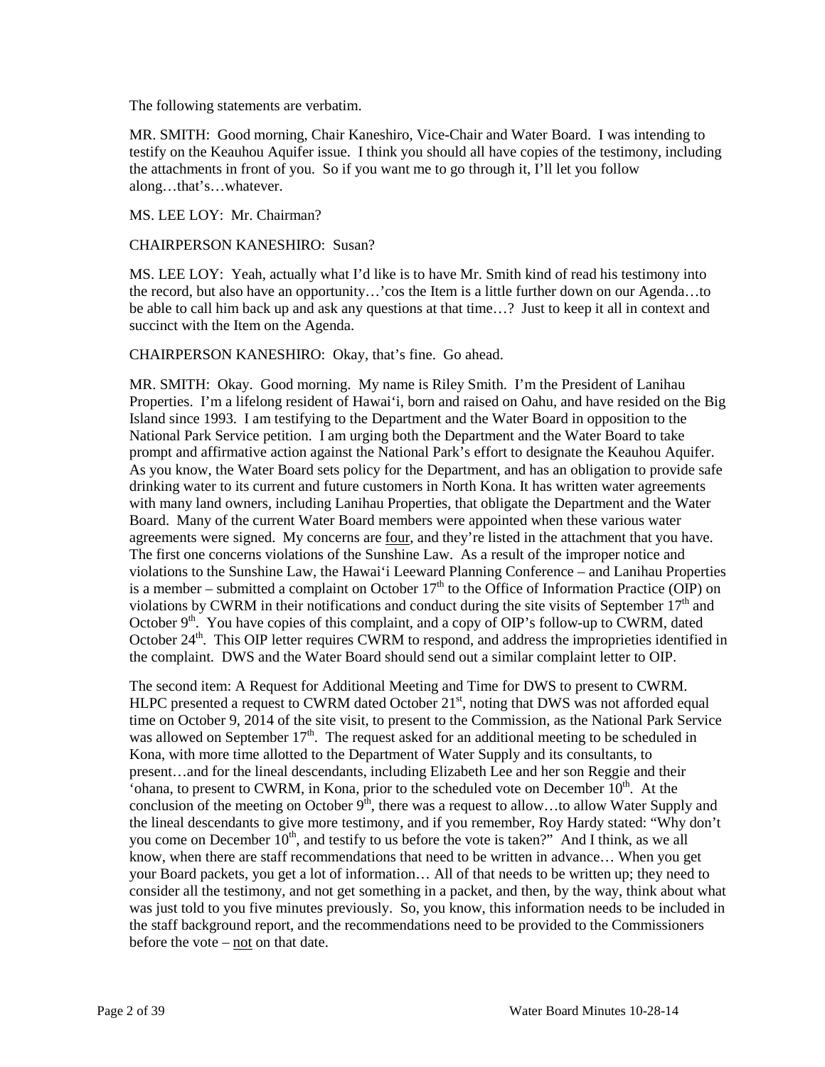The following statements are verbatim.

MR. SMITH: Good morning, Chair Kaneshiro, Vice-Chair and Water Board. I was intending to testify on the Keauhou Aquifer issue. I think you should all have copies of the testimony, including the attachments in front of you. So if you want me to go through it, I'll let you follow along…that's…whatever.

MS. LEE LOY: Mr. Chairman?

CHAIRPERSON KANESHIRO: Susan?

MS. LEE LOY: Yeah, actually what I'd like is to have Mr. Smith kind of read his testimony into the record, but also have an opportunity…'cos the Item is a little further down on our Agenda…to be able to call him back up and ask any questions at that time…? Just to keep it all in context and succinct with the Item on the Agenda.

CHAIRPERSON KANESHIRO: Okay, that's fine. Go ahead.

MR. SMITH: Okay. Good morning. My name is Riley Smith. I'm the President of Lanihau Properties. I'm a lifelong resident of Hawai'i, born and raised on Oahu, and have resided on the Big Island since 1993. I am testifying to the Department and the Water Board in opposition to the National Park Service petition. I am urging both the Department and the Water Board to take prompt and affirmative action against the National Park's effort to designate the Keauhou Aquifer. As you know, the Water Board sets policy for the Department, and has an obligation to provide safe drinking water to its current and future customers in North Kona. It has written water agreements with many land owners, including Lanihau Properties, that obligate the Department and the Water Board. Many of the current Water Board members were appointed when these various water agreements were signed. My concerns are <u>four</u>, and they're listed in the attachment that you have. The first one concerns violations of the Sunshine Law. As a result of the improper notice and violations to the Sunshine Law, the Hawai'i Leeward Planning Conference – and Lanihau Properties is a member – submitted a complaint on October 17th to the Office of Information Practice (OIP) on violations by CWRM in their notifications and conduct during the site visits of September 17th and October 9th. You have copies of this complaint, and a copy of OIP's follow-up to CWRM, dated October 24th. This OIP letter requires CWRM to respond, and address the improprieties identified in the complaint. DWS and the Water Board should send out a similar complaint letter to OIP.

The second item: A Request for Additional Meeting and Time for DWS to present to CWRM. HLPC presented a request to CWRM dated October 21st, noting that DWS was not afforded equal time on October 9, 2014 of the site visit, to present to the Commission, as the National Park Service was allowed on September 17th. The request asked for an additional meeting to be scheduled in Kona, with more time allotted to the Department of Water Supply and its consultants, to present…and for the lineal descendants, including Elizabeth Lee and her son Reggie and their 'ohana, to present to CWRM, in Kona, prior to the scheduled vote on December 10th. At the conclusion of the meeting on October 9th, there was a request to allow…to allow Water Supply and the lineal descendants to give more testimony, and if you remember, Roy Hardy stated: "Why don't you come on December 10th, and testify to us before the vote is taken?" And I think, as we all know, when there are staff recommendations that need to be written in advance… When you get your Board packets, you get a lot of information… All of that needs to be written up; they need to consider all the testimony, and not get something in a packet, and then, by the way, think about what was just told to you five minutes previously. So, you know, this information needs to be included in the staff background report, and the recommendations need to be provided to the Commissioners before the vote – <u>not</u> on that date.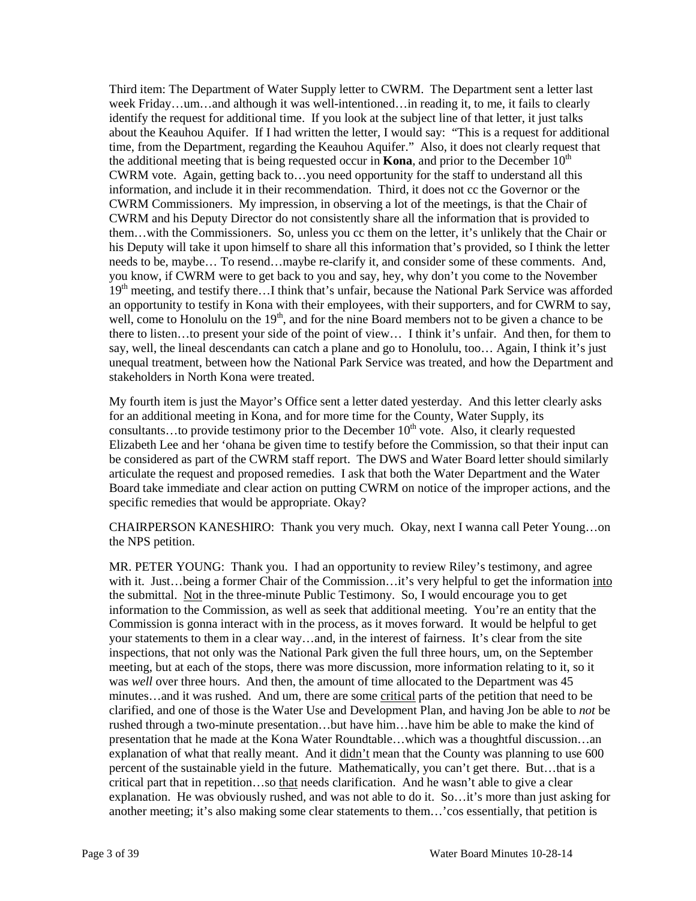Third item: The Department of Water Supply letter to CWRM. The Department sent a letter last week Friday…um…and although it was well-intentioned…in reading it, to me, it fails to clearly identify the request for additional time. If you look at the subject line of that letter, it just talks about the Keauhou Aquifer. If I had written the letter, I would say: "This is a request for additional time, from the Department, regarding the Keauhou Aquifer." Also, it does not clearly request that the additional meeting that is being requested occur in **Kona**, and prior to the December 10th CWRM vote. Again, getting back to…you need opportunity for the staff to understand all this information, and include it in their recommendation. Third, it does not cc the Governor or the CWRM Commissioners. My impression, in observing a lot of the meetings, is that the Chair of CWRM and his Deputy Director do not consistently share all the information that is provided to them…with the Commissioners. So, unless you cc them on the letter, it's unlikely that the Chair or his Deputy will take it upon himself to share all this information that's provided, so I think the letter needs to be, maybe… To resend…maybe re-clarify it, and consider some of these comments. And, you know, if CWRM were to get back to you and say, hey, why don't you come to the November 19th meeting, and testify there…I think that's unfair, because the National Park Service was afforded an opportunity to testify in Kona with their employees, with their supporters, and for CWRM to say, well, come to Honolulu on the 19th, and for the nine Board members not to be given a chance to be there to listen…to present your side of the point of view… I think it's unfair. And then, for them to say, well, the lineal descendants can catch a plane and go to Honolulu, too… Again, I think it's just unequal treatment, between how the National Park Service was treated, and how the Department and stakeholders in North Kona were treated.

My fourth item is just the Mayor's Office sent a letter dated yesterday. And this letter clearly asks for an additional meeting in Kona, and for more time for the County, Water Supply, its consultants…to provide testimony prior to the December 10th vote. Also, it clearly requested Elizabeth Lee and her 'ohana be given time to testify before the Commission, so that their input can be considered as part of the CWRM staff report. The DWS and Water Board letter should similarly articulate the request and proposed remedies. I ask that both the Water Department and the Water Board take immediate and clear action on putting CWRM on notice of the improper actions, and the specific remedies that would be appropriate. Okay?

CHAIRPERSON KANESHIRO: Thank you very much. Okay, next I wanna call Peter Young…on the NPS petition.

MR. PETER YOUNG: Thank you. I had an opportunity to review Riley's testimony, and agree with it. Just…being a former Chair of the Commission…it's very helpful to get the information <u>into</u> the submittal. <u>Not</u> in the three-minute Public Testimony. So, I would encourage you to get information to the Commission, as well as seek that additional meeting. You're an entity that the Commission is gonna interact with in the process, as it moves forward. It would be helpful to get your statements to them in a clear way…and, in the interest of fairness. It's clear from the site inspections, that not only was the National Park given the full three hours, um, on the September meeting, but at each of the stops, there was more discussion, more information relating to it, so it was *well* over three hours. And then, the amount of time allocated to the Department was 45 minutes…and it was rushed. And um, there are some <u>critical</u> parts of the petition that need to be clarified, and one of those is the Water Use and Development Plan, and having Jon be able to *not* be rushed through a two-minute presentation…but have him…have him be able to make the kind of presentation that he made at the Kona Water Roundtable…which was a thoughtful discussion…an explanation of what that really meant. And it <u>didn't</u> mean that the County was planning to use 600 percent of the sustainable yield in the future. Mathematically, you can't get there. But…that is a critical part that in repetition…so <u>that</u> needs clarification. And he wasn't able to give a clear explanation. He was obviously rushed, and was not able to do it. So…it's more than just asking for another meeting; it's also making some clear statements to them…'cos essentially, that petition is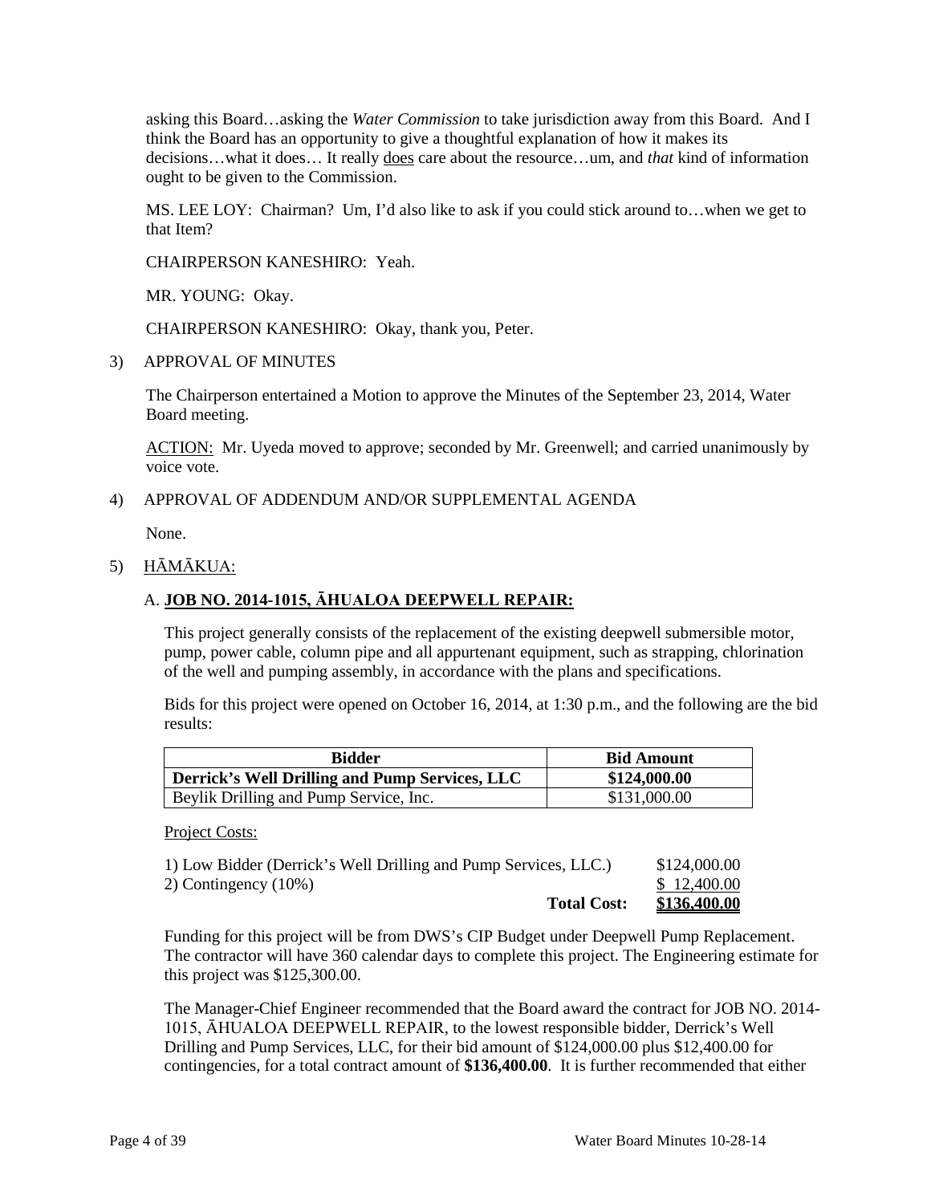asking this Board…asking the *Water Commission* to take jurisdiction away from this Board. And I think the Board has an opportunity to give a thoughtful explanation of how it makes its decisions…what it does… It really does care about the resource…um, and *that* kind of information ought to be given to the Commission.

MS. LEE LOY: Chairman? Um, I'd also like to ask if you could stick around to…when we get to that Item?

CHAIRPERSON KANESHIRO: Yeah.

MR. YOUNG: Okay.

CHAIRPERSON KANESHIRO: Okay, thank you, Peter.

3) APPROVAL OF MINUTES

The Chairperson entertained a Motion to approve the Minutes of the September 23, 2014, Water Board meeting.

ACTION: Mr. Uyeda moved to approve; seconded by Mr. Greenwell; and carried unanimously by voice vote.

4) APPROVAL OF ADDENDUM AND/OR SUPPLEMENTAL AGENDA

None.

5) HĀMĀKUA:

A. **JOB NO. 2014-1015, ĀHUALOA DEEPWELL REPAIR:**

This project generally consists of the replacement of the existing deepwell submersible motor, pump, power cable, column pipe and all appurtenant equipment, such as strapping, chlorination of the well and pumping assembly, in accordance with the plans and specifications.

Bids for this project were opened on October 16, 2014, at 1:30 p.m., and the following are the bid results:

| Bidder | Bid Amount |
|---|---|
| **Derrick's Well Drilling and Pump Services, LLC** | **\$124,000.00** |
| Beylik Drilling and Pump Service, Inc. | \$131,000.00 |

Project Costs:

| | |
|---|---|
| 1) Low Bidder (Derrick's Well Drilling and Pump Services, LLC.) | \$124,000.00 |
| 2) Contingency (10%) | \$ 12,400.00 |
| **Total Cost:** | **\$136,400.00** |

Funding for this project will be from DWS's CIP Budget under Deepwell Pump Replacement. The contractor will have 360 calendar days to complete this project. The Engineering estimate for this project was \$125,300.00.

The Manager-Chief Engineer recommended that the Board award the contract for JOB NO. 2014-1015, ĀHUALOA DEEPWELL REPAIR, to the lowest responsible bidder, Derrick's Well Drilling and Pump Services, LLC, for their bid amount of \$124,000.00 plus \$12,400.00 for contingencies, for a total contract amount of **\$136,400.00**. It is further recommended that either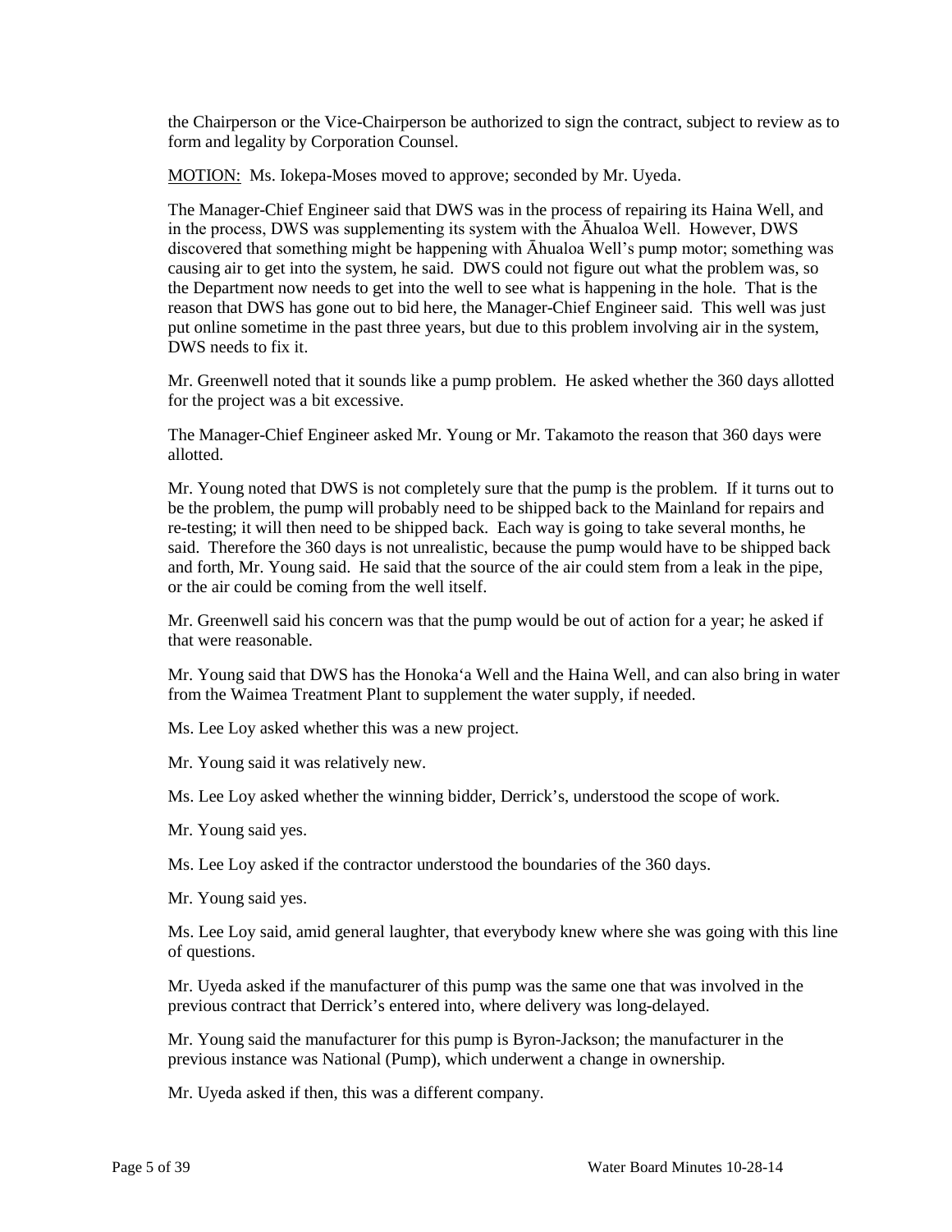the Chairperson or the Vice-Chairperson be authorized to sign the contract, subject to review as to form and legality by Corporation Counsel.

MOTION: Ms. Iokepa-Moses moved to approve; seconded by Mr. Uyeda.

The Manager-Chief Engineer said that DWS was in the process of repairing its Haina Well, and in the process, DWS was supplementing its system with the Āhualoa Well. However, DWS discovered that something might be happening with Āhualoa Well's pump motor; something was causing air to get into the system, he said. DWS could not figure out what the problem was, so the Department now needs to get into the well to see what is happening in the hole. That is the reason that DWS has gone out to bid here, the Manager-Chief Engineer said. This well was just put online sometime in the past three years, but due to this problem involving air in the system, DWS needs to fix it.

Mr. Greenwell noted that it sounds like a pump problem. He asked whether the 360 days allotted for the project was a bit excessive.

The Manager-Chief Engineer asked Mr. Young or Mr. Takamoto the reason that 360 days were allotted.

Mr. Young noted that DWS is not completely sure that the pump is the problem. If it turns out to be the problem, the pump will probably need to be shipped back to the Mainland for repairs and re-testing; it will then need to be shipped back. Each way is going to take several months, he said. Therefore the 360 days is not unrealistic, because the pump would have to be shipped back and forth, Mr. Young said. He said that the source of the air could stem from a leak in the pipe, or the air could be coming from the well itself.

Mr. Greenwell said his concern was that the pump would be out of action for a year; he asked if that were reasonable.

Mr. Young said that DWS has the Honoka'a Well and the Haina Well, and can also bring in water from the Waimea Treatment Plant to supplement the water supply, if needed.

Ms. Lee Loy asked whether this was a new project.

Mr. Young said it was relatively new.

Ms. Lee Loy asked whether the winning bidder, Derrick's, understood the scope of work.

Mr. Young said yes.

Ms. Lee Loy asked if the contractor understood the boundaries of the 360 days.

Mr. Young said yes.

Ms. Lee Loy said, amid general laughter, that everybody knew where she was going with this line of questions.

Mr. Uyeda asked if the manufacturer of this pump was the same one that was involved in the previous contract that Derrick's entered into, where delivery was long-delayed.

Mr. Young said the manufacturer for this pump is Byron-Jackson; the manufacturer in the previous instance was National (Pump), which underwent a change in ownership.

Mr. Uyeda asked if then, this was a different company.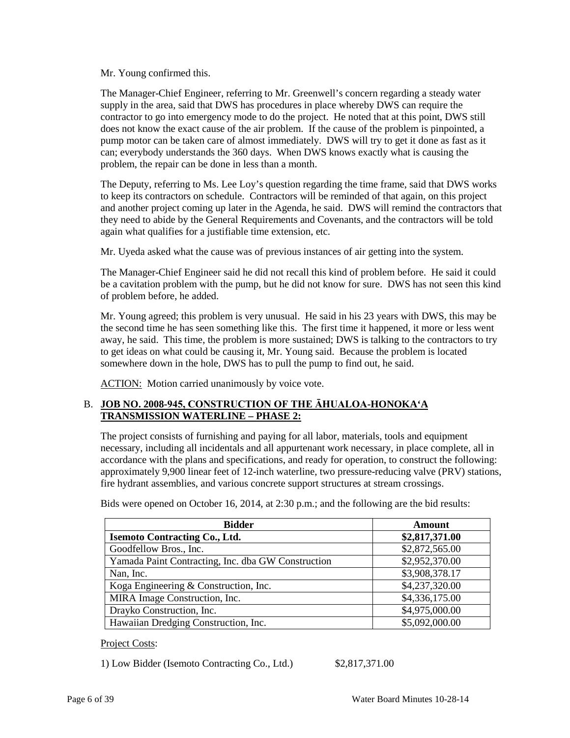Mr. Young confirmed this.

The Manager-Chief Engineer, referring to Mr. Greenwell's concern regarding a steady water supply in the area, said that DWS has procedures in place whereby DWS can require the contractor to go into emergency mode to do the project. He noted that at this point, DWS still does not know the exact cause of the air problem. If the cause of the problem is pinpointed, a pump motor can be taken care of almost immediately. DWS will try to get it done as fast as it can; everybody understands the 360 days. When DWS knows exactly what is causing the problem, the repair can be done in less than a month.

The Deputy, referring to Ms. Lee Loy's question regarding the time frame, said that DWS works to keep its contractors on schedule. Contractors will be reminded of that again, on this project and another project coming up later in the Agenda, he said. DWS will remind the contractors that they need to abide by the General Requirements and Covenants, and the contractors will be told again what qualifies for a justifiable time extension, etc.

Mr. Uyeda asked what the cause was of previous instances of air getting into the system.

The Manager-Chief Engineer said he did not recall this kind of problem before. He said it could be a cavitation problem with the pump, but he did not know for sure. DWS has not seen this kind of problem before, he added.

Mr. Young agreed; this problem is very unusual. He said in his 23 years with DWS, this may be the second time he has seen something like this. The first time it happened, it more or less went away, he said. This time, the problem is more sustained; DWS is talking to the contractors to try to get ideas on what could be causing it, Mr. Young said. Because the problem is located somewhere down in the hole, DWS has to pull the pump to find out, he said.

ACTION: Motion carried unanimously by voice vote.

B. **JOB NO. 2008-945, CONSTRUCTION OF THE ĀHUALOA-HONOKA'A TRANSMISSION WATERLINE – PHASE 2:**

The project consists of furnishing and paying for all labor, materials, tools and equipment necessary, including all incidentals and all appurtenant work necessary, in place complete, all in accordance with the plans and specifications, and ready for operation, to construct the following: approximately 9,900 linear feet of 12-inch waterline, two pressure-reducing valve (PRV) stations, fire hydrant assemblies, and various concrete support structures at stream crossings.

Bids were opened on October 16, 2014, at 2:30 p.m.; and the following are the bid results:

| Bidder | Amount |
|---|---|
| **Isemoto Contracting Co., Ltd.** | **$2,817,371.00** |
| Goodfellow Bros., Inc. | $2,872,565.00 |
| Yamada Paint Contracting, Inc. dba GW Construction | $2,952,370.00 |
| Nan, Inc. | $3,908,378.17 |
| Koga Engineering & Construction, Inc. | $4,237,320.00 |
| MIRA Image Construction, Inc. | $4,336,175.00 |
| Drayko Construction, Inc. | $4,975,000.00 |
| Hawaiian Dredging Construction, Inc. | $5,092,000.00 |

Project Costs:

1) Low Bidder (Isemoto Contracting Co., Ltd.) $2,817,371.00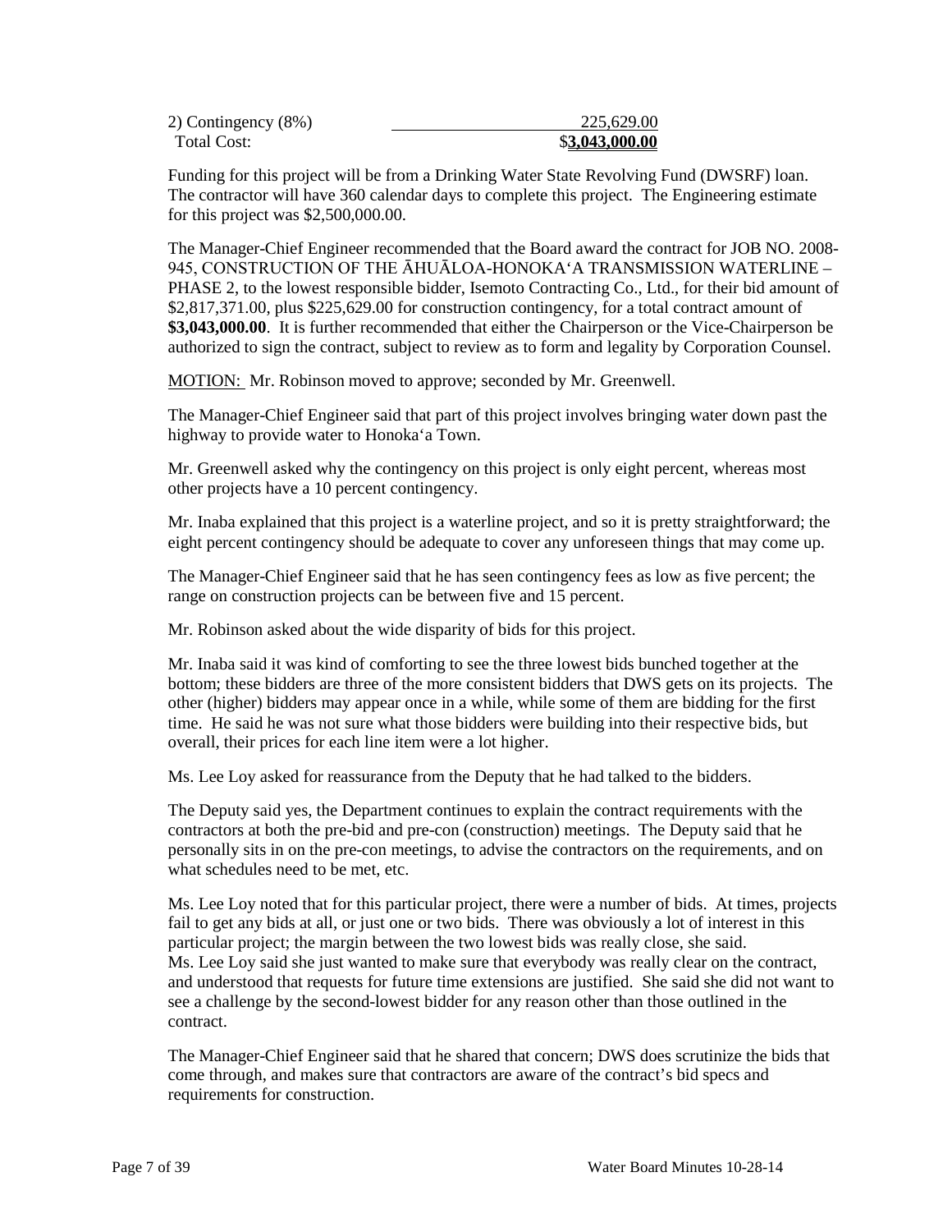| | |
|---|---|
| 2) Contingency (8%) | 225,629.00 |
| Total Cost: | $**3,043,000.00** |

Funding for this project will be from a Drinking Water State Revolving Fund (DWSRF) loan. The contractor will have 360 calendar days to complete this project. The Engineering estimate for this project was $2,500,000.00.

The Manager-Chief Engineer recommended that the Board award the contract for JOB NO. 2008-945, CONSTRUCTION OF THE ĀHUĀLOA-HONOKAʻA TRANSMISSION WATERLINE – PHASE 2, to the lowest responsible bidder, Isemoto Contracting Co., Ltd., for their bid amount of $2,817,371.00, plus $225,629.00 for construction contingency, for a total contract amount of **$3,043,000.00**. It is further recommended that either the Chairperson or the Vice-Chairperson be authorized to sign the contract, subject to review as to form and legality by Corporation Counsel.

MOTION: Mr. Robinson moved to approve; seconded by Mr. Greenwell.

The Manager-Chief Engineer said that part of this project involves bringing water down past the highway to provide water to Honokaʻa Town.

Mr. Greenwell asked why the contingency on this project is only eight percent, whereas most other projects have a 10 percent contingency.

Mr. Inaba explained that this project is a waterline project, and so it is pretty straightforward; the eight percent contingency should be adequate to cover any unforeseen things that may come up.

The Manager-Chief Engineer said that he has seen contingency fees as low as five percent; the range on construction projects can be between five and 15 percent.

Mr. Robinson asked about the wide disparity of bids for this project.

Mr. Inaba said it was kind of comforting to see the three lowest bids bunched together at the bottom; these bidders are three of the more consistent bidders that DWS gets on its projects. The other (higher) bidders may appear once in a while, while some of them are bidding for the first time. He said he was not sure what those bidders were building into their respective bids, but overall, their prices for each line item were a lot higher.

Ms. Lee Loy asked for reassurance from the Deputy that he had talked to the bidders.

The Deputy said yes, the Department continues to explain the contract requirements with the contractors at both the pre-bid and pre-con (construction) meetings. The Deputy said that he personally sits in on the pre-con meetings, to advise the contractors on the requirements, and on what schedules need to be met, etc.

Ms. Lee Loy noted that for this particular project, there were a number of bids. At times, projects fail to get any bids at all, or just one or two bids. There was obviously a lot of interest in this particular project; the margin between the two lowest bids was really close, she said. Ms. Lee Loy said she just wanted to make sure that everybody was really clear on the contract, and understood that requests for future time extensions are justified. She said she did not want to see a challenge by the second-lowest bidder for any reason other than those outlined in the contract.

The Manager-Chief Engineer said that he shared that concern; DWS does scrutinize the bids that come through, and makes sure that contractors are aware of the contract's bid specs and requirements for construction.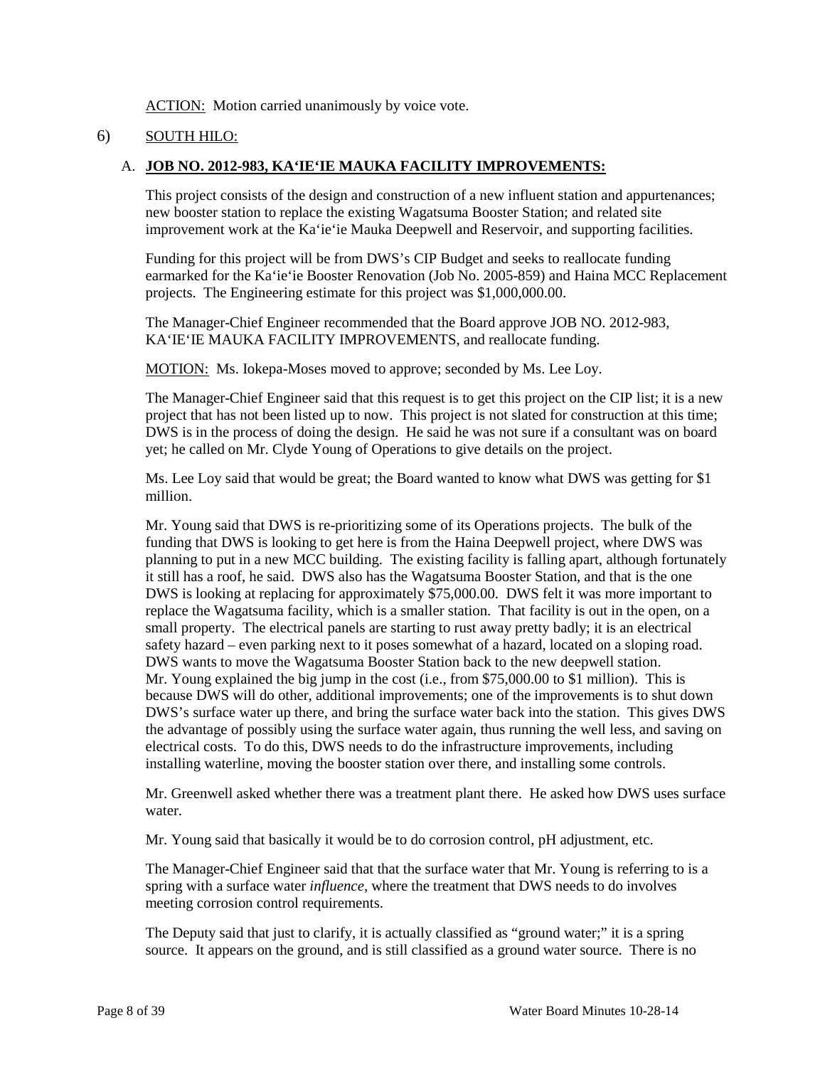ACTION: Motion carried unanimously by voice vote.

6) SOUTH HILO:

A. **JOB NO. 2012-983, KA'IE'IE MAUKA FACILITY IMPROVEMENTS:**

This project consists of the design and construction of a new influent station and appurtenances; new booster station to replace the existing Wagatsuma Booster Station; and related site improvement work at the Ka'ie'ie Mauka Deepwell and Reservoir, and supporting facilities.

Funding for this project will be from DWS's CIP Budget and seeks to reallocate funding earmarked for the Ka'ie'ie Booster Renovation (Job No. 2005-859) and Haina MCC Replacement projects. The Engineering estimate for this project was $1,000,000.00.

The Manager-Chief Engineer recommended that the Board approve JOB NO. 2012-983, KA'IE'IE MAUKA FACILITY IMPROVEMENTS, and reallocate funding.

MOTION: Ms. Iokepa-Moses moved to approve; seconded by Ms. Lee Loy.

The Manager-Chief Engineer said that this request is to get this project on the CIP list; it is a new project that has not been listed up to now. This project is not slated for construction at this time; DWS is in the process of doing the design. He said he was not sure if a consultant was on board yet; he called on Mr. Clyde Young of Operations to give details on the project.

Ms. Lee Loy said that would be great; the Board wanted to know what DWS was getting for $1 million.

Mr. Young said that DWS is re-prioritizing some of its Operations projects. The bulk of the funding that DWS is looking to get here is from the Haina Deepwell project, where DWS was planning to put in a new MCC building. The existing facility is falling apart, although fortunately it still has a roof, he said. DWS also has the Wagatsuma Booster Station, and that is the one DWS is looking at replacing for approximately $75,000.00. DWS felt it was more important to replace the Wagatsuma facility, which is a smaller station. That facility is out in the open, on a small property. The electrical panels are starting to rust away pretty badly; it is an electrical safety hazard – even parking next to it poses somewhat of a hazard, located on a sloping road. DWS wants to move the Wagatsuma Booster Station back to the new deepwell station. Mr. Young explained the big jump in the cost (i.e., from $75,000.00 to $1 million). This is because DWS will do other, additional improvements; one of the improvements is to shut down DWS's surface water up there, and bring the surface water back into the station. This gives DWS the advantage of possibly using the surface water again, thus running the well less, and saving on electrical costs. To do this, DWS needs to do the infrastructure improvements, including installing waterline, moving the booster station over there, and installing some controls.

Mr. Greenwell asked whether there was a treatment plant there. He asked how DWS uses surface water.

Mr. Young said that basically it would be to do corrosion control, pH adjustment, etc.

The Manager-Chief Engineer said that that the surface water that Mr. Young is referring to is a spring with a surface water *influence*, where the treatment that DWS needs to do involves meeting corrosion control requirements.

The Deputy said that just to clarify, it is actually classified as "ground water;" it is a spring source. It appears on the ground, and is still classified as a ground water source. There is no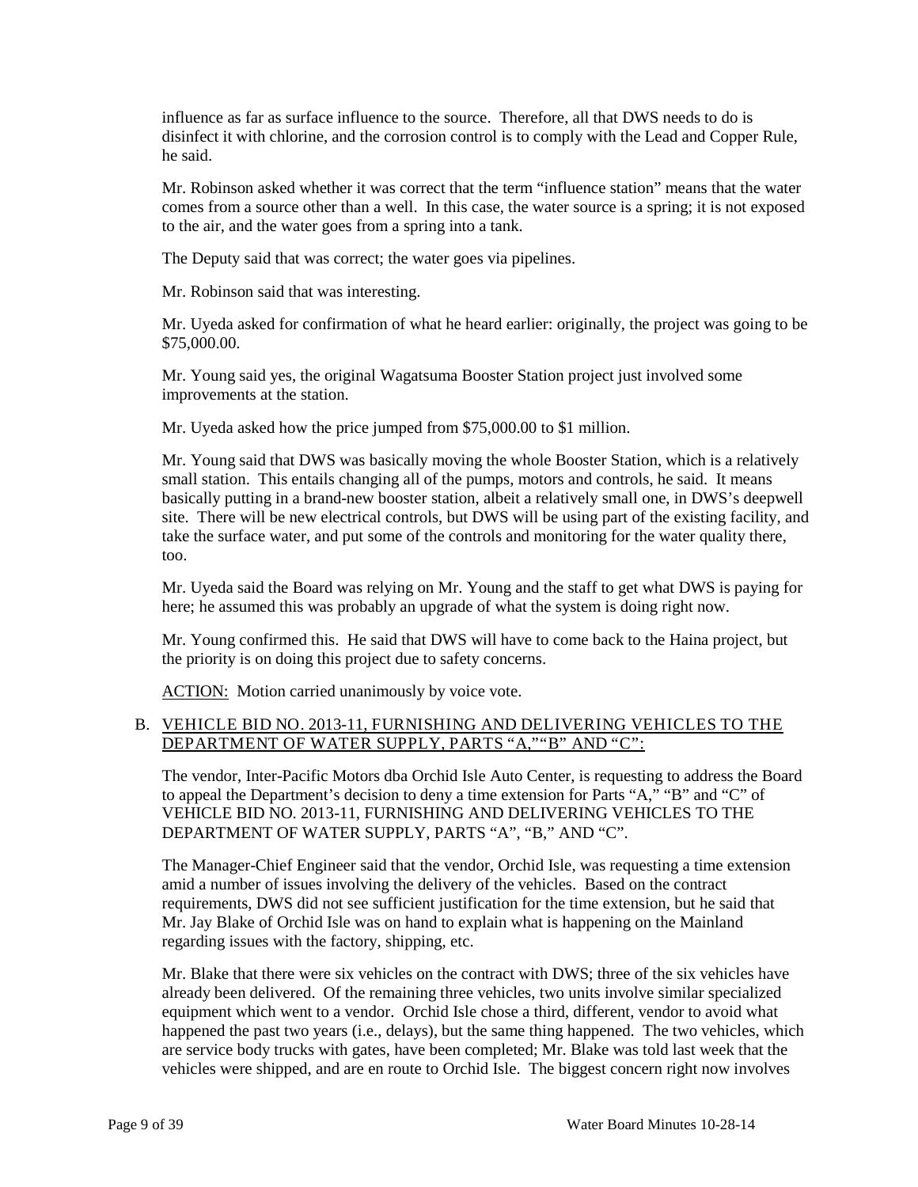influence as far as surface influence to the source. Therefore, all that DWS needs to do is disinfect it with chlorine, and the corrosion control is to comply with the Lead and Copper Rule, he said.

Mr. Robinson asked whether it was correct that the term "influence station" means that the water comes from a source other than a well. In this case, the water source is a spring; it is not exposed to the air, and the water goes from a spring into a tank.

The Deputy said that was correct; the water goes via pipelines.

Mr. Robinson said that was interesting.

Mr. Uyeda asked for confirmation of what he heard earlier: originally, the project was going to be $75,000.00.

Mr. Young said yes, the original Wagatsuma Booster Station project just involved some improvements at the station.

Mr. Uyeda asked how the price jumped from $75,000.00 to $1 million.

Mr. Young said that DWS was basically moving the whole Booster Station, which is a relatively small station. This entails changing all of the pumps, motors and controls, he said. It means basically putting in a brand-new booster station, albeit a relatively small one, in DWS's deepwell site. There will be new electrical controls, but DWS will be using part of the existing facility, and take the surface water, and put some of the controls and monitoring for the water quality there, too.

Mr. Uyeda said the Board was relying on Mr. Young and the staff to get what DWS is paying for here; he assumed this was probably an upgrade of what the system is doing right now.

Mr. Young confirmed this. He said that DWS will have to come back to the Haina project, but the priority is on doing this project due to safety concerns.

ACTION: Motion carried unanimously by voice vote.

B. VEHICLE BID NO. 2013-11, FURNISHING AND DELIVERING VEHICLES TO THE DEPARTMENT OF WATER SUPPLY, PARTS "A,""B" AND "C":

The vendor, Inter-Pacific Motors dba Orchid Isle Auto Center, is requesting to address the Board to appeal the Department's decision to deny a time extension for Parts "A," "B" and "C" of VEHICLE BID NO. 2013-11, FURNISHING AND DELIVERING VEHICLES TO THE DEPARTMENT OF WATER SUPPLY, PARTS "A", "B," AND "C".

The Manager-Chief Engineer said that the vendor, Orchid Isle, was requesting a time extension amid a number of issues involving the delivery of the vehicles. Based on the contract requirements, DWS did not see sufficient justification for the time extension, but he said that Mr. Jay Blake of Orchid Isle was on hand to explain what is happening on the Mainland regarding issues with the factory, shipping, etc.

Mr. Blake that there were six vehicles on the contract with DWS; three of the six vehicles have already been delivered. Of the remaining three vehicles, two units involve similar specialized equipment which went to a vendor. Orchid Isle chose a third, different, vendor to avoid what happened the past two years (i.e., delays), but the same thing happened. The two vehicles, which are service body trucks with gates, have been completed; Mr. Blake was told last week that the vehicles were shipped, and are en route to Orchid Isle. The biggest concern right now involves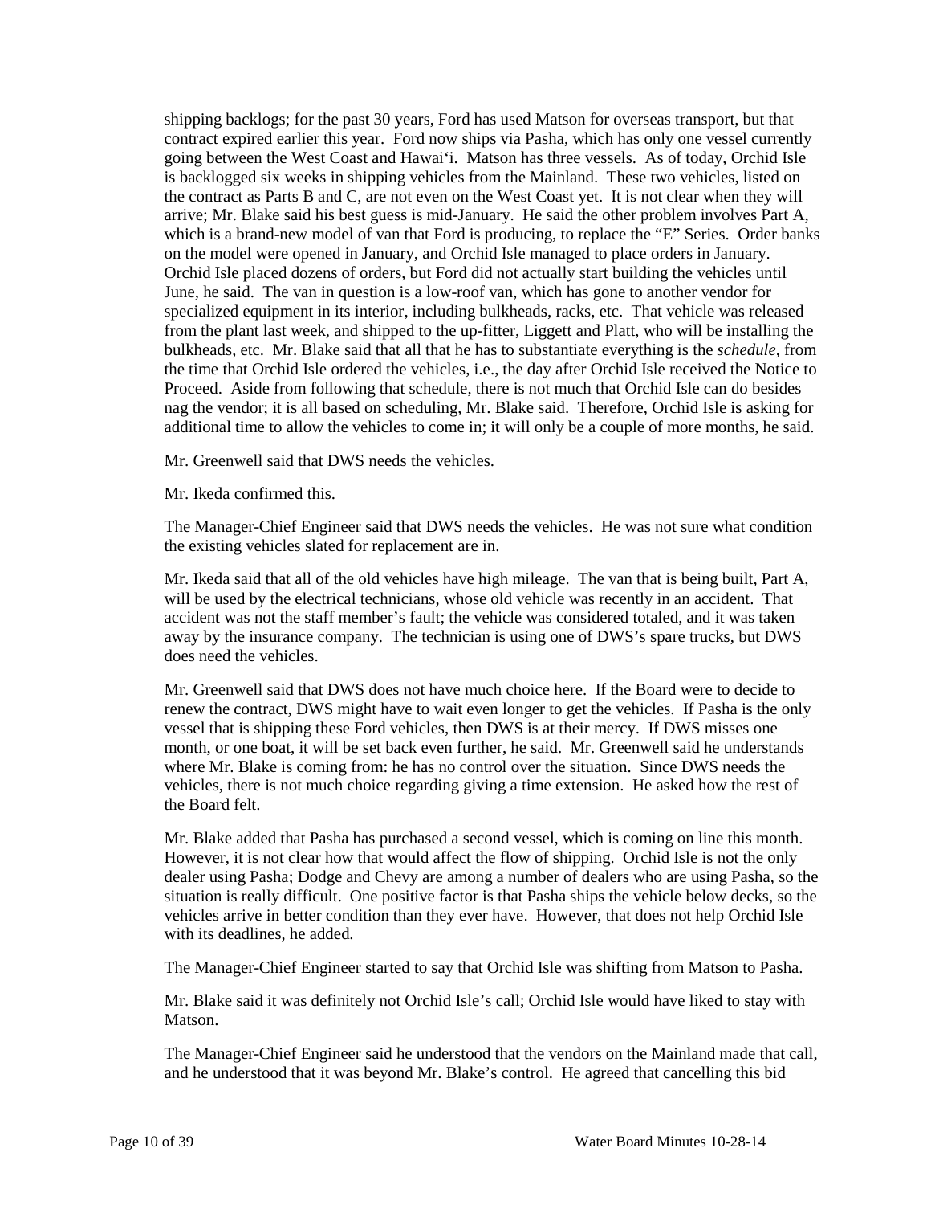shipping backlogs; for the past 30 years, Ford has used Matson for overseas transport, but that contract expired earlier this year. Ford now ships via Pasha, which has only one vessel currently going between the West Coast and Hawai‘i. Matson has three vessels. As of today, Orchid Isle is backlogged six weeks in shipping vehicles from the Mainland. These two vehicles, listed on the contract as Parts B and C, are not even on the West Coast yet. It is not clear when they will arrive; Mr. Blake said his best guess is mid-January. He said the other problem involves Part A, which is a brand-new model of van that Ford is producing, to replace the “E” Series. Order banks on the model were opened in January, and Orchid Isle managed to place orders in January. Orchid Isle placed dozens of orders, but Ford did not actually start building the vehicles until June, he said. The van in question is a low-roof van, which has gone to another vendor for specialized equipment in its interior, including bulkheads, racks, etc. That vehicle was released from the plant last week, and shipped to the up-fitter, Liggett and Platt, who will be installing the bulkheads, etc. Mr. Blake said that all that he has to substantiate everything is the *schedule*, from the time that Orchid Isle ordered the vehicles, i.e., the day after Orchid Isle received the Notice to Proceed. Aside from following that schedule, there is not much that Orchid Isle can do besides nag the vendor; it is all based on scheduling, Mr. Blake said. Therefore, Orchid Isle is asking for additional time to allow the vehicles to come in; it will only be a couple of more months, he said.

Mr. Greenwell said that DWS needs the vehicles.

Mr. Ikeda confirmed this.

The Manager-Chief Engineer said that DWS needs the vehicles. He was not sure what condition the existing vehicles slated for replacement are in.

Mr. Ikeda said that all of the old vehicles have high mileage. The van that is being built, Part A, will be used by the electrical technicians, whose old vehicle was recently in an accident. That accident was not the staff member’s fault; the vehicle was considered totaled, and it was taken away by the insurance company. The technician is using one of DWS’s spare trucks, but DWS does need the vehicles.

Mr. Greenwell said that DWS does not have much choice here. If the Board were to decide to renew the contract, DWS might have to wait even longer to get the vehicles. If Pasha is the only vessel that is shipping these Ford vehicles, then DWS is at their mercy. If DWS misses one month, or one boat, it will be set back even further, he said. Mr. Greenwell said he understands where Mr. Blake is coming from: he has no control over the situation. Since DWS needs the vehicles, there is not much choice regarding giving a time extension. He asked how the rest of the Board felt.

Mr. Blake added that Pasha has purchased a second vessel, which is coming on line this month. However, it is not clear how that would affect the flow of shipping. Orchid Isle is not the only dealer using Pasha; Dodge and Chevy are among a number of dealers who are using Pasha, so the situation is really difficult. One positive factor is that Pasha ships the vehicle below decks, so the vehicles arrive in better condition than they ever have. However, that does not help Orchid Isle with its deadlines, he added.

The Manager-Chief Engineer started to say that Orchid Isle was shifting from Matson to Pasha.

Mr. Blake said it was definitely not Orchid Isle’s call; Orchid Isle would have liked to stay with Matson.

The Manager-Chief Engineer said he understood that the vendors on the Mainland made that call, and he understood that it was beyond Mr. Blake’s control. He agreed that cancelling this bid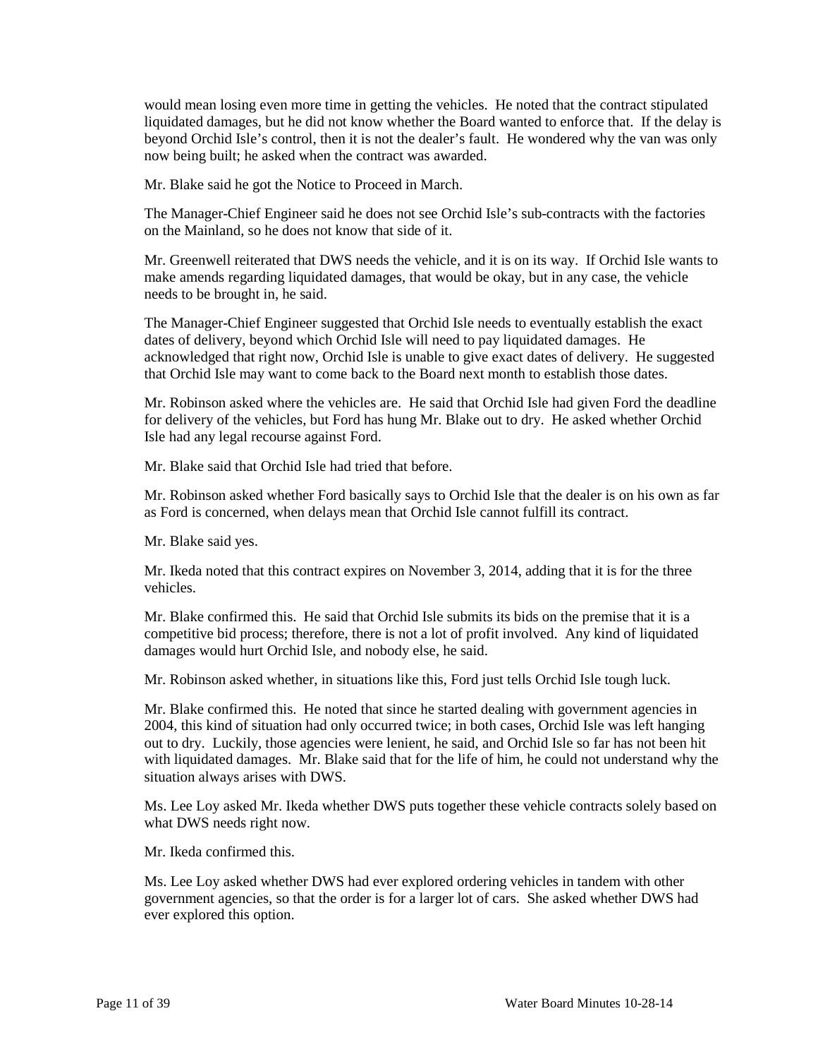would mean losing even more time in getting the vehicles. He noted that the contract stipulated liquidated damages, but he did not know whether the Board wanted to enforce that. If the delay is beyond Orchid Isle's control, then it is not the dealer's fault. He wondered why the van was only now being built; he asked when the contract was awarded.

Mr. Blake said he got the Notice to Proceed in March.

The Manager-Chief Engineer said he does not see Orchid Isle's sub-contracts with the factories on the Mainland, so he does not know that side of it.

Mr. Greenwell reiterated that DWS needs the vehicle, and it is on its way. If Orchid Isle wants to make amends regarding liquidated damages, that would be okay, but in any case, the vehicle needs to be brought in, he said.

The Manager-Chief Engineer suggested that Orchid Isle needs to eventually establish the exact dates of delivery, beyond which Orchid Isle will need to pay liquidated damages. He acknowledged that right now, Orchid Isle is unable to give exact dates of delivery. He suggested that Orchid Isle may want to come back to the Board next month to establish those dates.

Mr. Robinson asked where the vehicles are. He said that Orchid Isle had given Ford the deadline for delivery of the vehicles, but Ford has hung Mr. Blake out to dry. He asked whether Orchid Isle had any legal recourse against Ford.

Mr. Blake said that Orchid Isle had tried that before.

Mr. Robinson asked whether Ford basically says to Orchid Isle that the dealer is on his own as far as Ford is concerned, when delays mean that Orchid Isle cannot fulfill its contract.

Mr. Blake said yes.

Mr. Ikeda noted that this contract expires on November 3, 2014, adding that it is for the three vehicles.

Mr. Blake confirmed this. He said that Orchid Isle submits its bids on the premise that it is a competitive bid process; therefore, there is not a lot of profit involved. Any kind of liquidated damages would hurt Orchid Isle, and nobody else, he said.

Mr. Robinson asked whether, in situations like this, Ford just tells Orchid Isle tough luck.

Mr. Blake confirmed this. He noted that since he started dealing with government agencies in 2004, this kind of situation had only occurred twice; in both cases, Orchid Isle was left hanging out to dry. Luckily, those agencies were lenient, he said, and Orchid Isle so far has not been hit with liquidated damages. Mr. Blake said that for the life of him, he could not understand why the situation always arises with DWS.

Ms. Lee Loy asked Mr. Ikeda whether DWS puts together these vehicle contracts solely based on what DWS needs right now.

Mr. Ikeda confirmed this.

Ms. Lee Loy asked whether DWS had ever explored ordering vehicles in tandem with other government agencies, so that the order is for a larger lot of cars. She asked whether DWS had ever explored this option.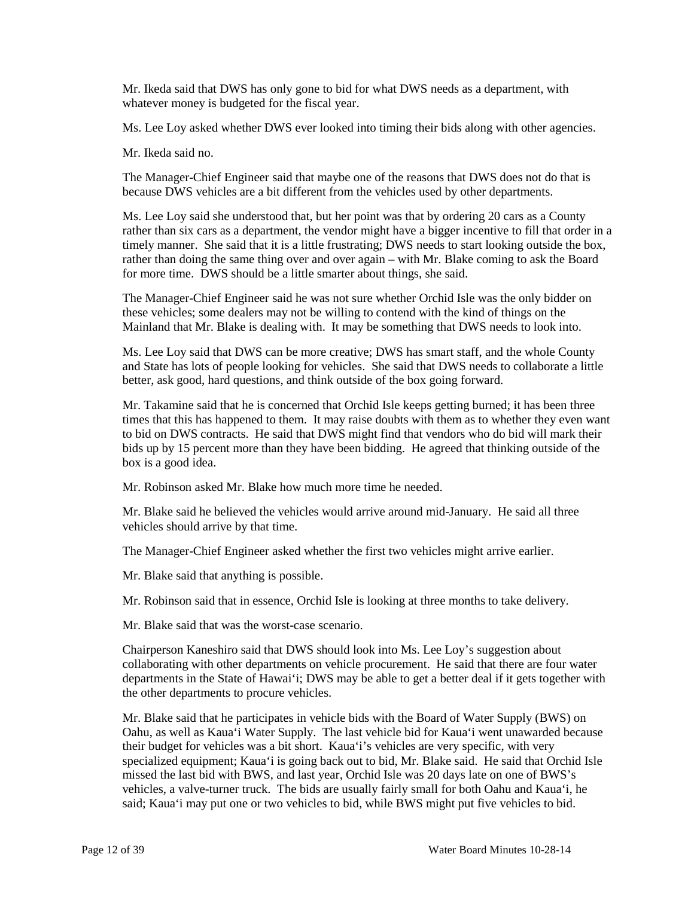Mr. Ikeda said that DWS has only gone to bid for what DWS needs as a department, with whatever money is budgeted for the fiscal year.

Ms. Lee Loy asked whether DWS ever looked into timing their bids along with other agencies.

Mr. Ikeda said no.

The Manager-Chief Engineer said that maybe one of the reasons that DWS does not do that is because DWS vehicles are a bit different from the vehicles used by other departments.

Ms. Lee Loy said she understood that, but her point was that by ordering 20 cars as a County rather than six cars as a department, the vendor might have a bigger incentive to fill that order in a timely manner. She said that it is a little frustrating; DWS needs to start looking outside the box, rather than doing the same thing over and over again – with Mr. Blake coming to ask the Board for more time. DWS should be a little smarter about things, she said.

The Manager-Chief Engineer said he was not sure whether Orchid Isle was the only bidder on these vehicles; some dealers may not be willing to contend with the kind of things on the Mainland that Mr. Blake is dealing with. It may be something that DWS needs to look into.

Ms. Lee Loy said that DWS can be more creative; DWS has smart staff, and the whole County and State has lots of people looking for vehicles. She said that DWS needs to collaborate a little better, ask good, hard questions, and think outside of the box going forward.

Mr. Takamine said that he is concerned that Orchid Isle keeps getting burned; it has been three times that this has happened to them. It may raise doubts with them as to whether they even want to bid on DWS contracts. He said that DWS might find that vendors who do bid will mark their bids up by 15 percent more than they have been bidding. He agreed that thinking outside of the box is a good idea.

Mr. Robinson asked Mr. Blake how much more time he needed.

Mr. Blake said he believed the vehicles would arrive around mid-January. He said all three vehicles should arrive by that time.

The Manager-Chief Engineer asked whether the first two vehicles might arrive earlier.

Mr. Blake said that anything is possible.

Mr. Robinson said that in essence, Orchid Isle is looking at three months to take delivery.

Mr. Blake said that was the worst-case scenario.

Chairperson Kaneshiro said that DWS should look into Ms. Lee Loy's suggestion about collaborating with other departments on vehicle procurement. He said that there are four water departments in the State of Hawai'i; DWS may be able to get a better deal if it gets together with the other departments to procure vehicles.

Mr. Blake said that he participates in vehicle bids with the Board of Water Supply (BWS) on Oahu, as well as Kaua'i Water Supply. The last vehicle bid for Kaua'i went unawarded because their budget for vehicles was a bit short. Kaua'i's vehicles are very specific, with very specialized equipment; Kaua'i is going back out to bid, Mr. Blake said. He said that Orchid Isle missed the last bid with BWS, and last year, Orchid Isle was 20 days late on one of BWS's vehicles, a valve-turner truck. The bids are usually fairly small for both Oahu and Kaua'i, he said; Kaua'i may put one or two vehicles to bid, while BWS might put five vehicles to bid.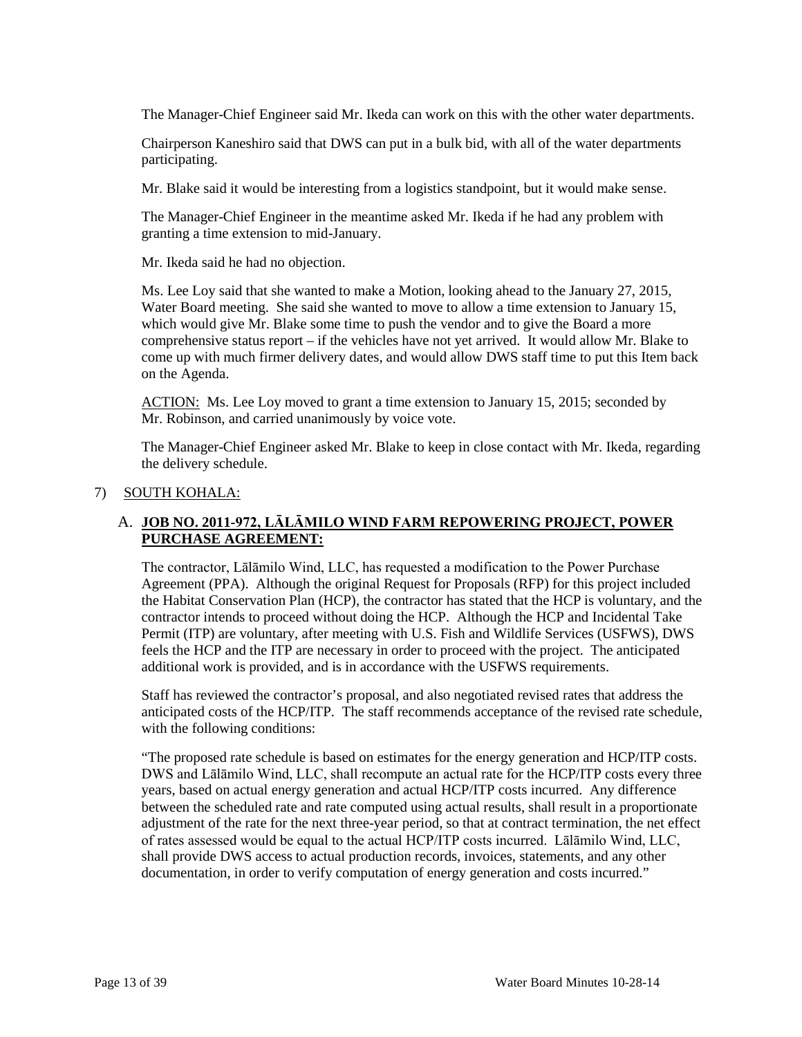The Manager-Chief Engineer said Mr. Ikeda can work on this with the other water departments.

Chairperson Kaneshiro said that DWS can put in a bulk bid, with all of the water departments participating.

Mr. Blake said it would be interesting from a logistics standpoint, but it would make sense.

The Manager-Chief Engineer in the meantime asked Mr. Ikeda if he had any problem with granting a time extension to mid-January.

Mr. Ikeda said he had no objection.

Ms. Lee Loy said that she wanted to make a Motion, looking ahead to the January 27, 2015, Water Board meeting. She said she wanted to move to allow a time extension to January 15, which would give Mr. Blake some time to push the vendor and to give the Board a more comprehensive status report – if the vehicles have not yet arrived. It would allow Mr. Blake to come up with much firmer delivery dates, and would allow DWS staff time to put this Item back on the Agenda.

ACTION: Ms. Lee Loy moved to grant a time extension to January 15, 2015; seconded by Mr. Robinson, and carried unanimously by voice vote.

The Manager-Chief Engineer asked Mr. Blake to keep in close contact with Mr. Ikeda, regarding the delivery schedule.

7) SOUTH KOHALA:

A. **JOB NO. 2011-972, LĀLĀMILO WIND FARM REPOWERING PROJECT, POWER PURCHASE AGREEMENT:**

The contractor, Lālāmilo Wind, LLC, has requested a modification to the Power Purchase Agreement (PPA). Although the original Request for Proposals (RFP) for this project included the Habitat Conservation Plan (HCP), the contractor has stated that the HCP is voluntary, and the contractor intends to proceed without doing the HCP. Although the HCP and Incidental Take Permit (ITP) are voluntary, after meeting with U.S. Fish and Wildlife Services (USFWS), DWS feels the HCP and the ITP are necessary in order to proceed with the project. The anticipated additional work is provided, and is in accordance with the USFWS requirements.

Staff has reviewed the contractor's proposal, and also negotiated revised rates that address the anticipated costs of the HCP/ITP. The staff recommends acceptance of the revised rate schedule, with the following conditions:

"The proposed rate schedule is based on estimates for the energy generation and HCP/ITP costs. DWS and Lālāmilo Wind, LLC, shall recompute an actual rate for the HCP/ITP costs every three years, based on actual energy generation and actual HCP/ITP costs incurred. Any difference between the scheduled rate and rate computed using actual results, shall result in a proportionate adjustment of the rate for the next three-year period, so that at contract termination, the net effect of rates assessed would be equal to the actual HCP/ITP costs incurred. Lālāmilo Wind, LLC, shall provide DWS access to actual production records, invoices, statements, and any other documentation, in order to verify computation of energy generation and costs incurred."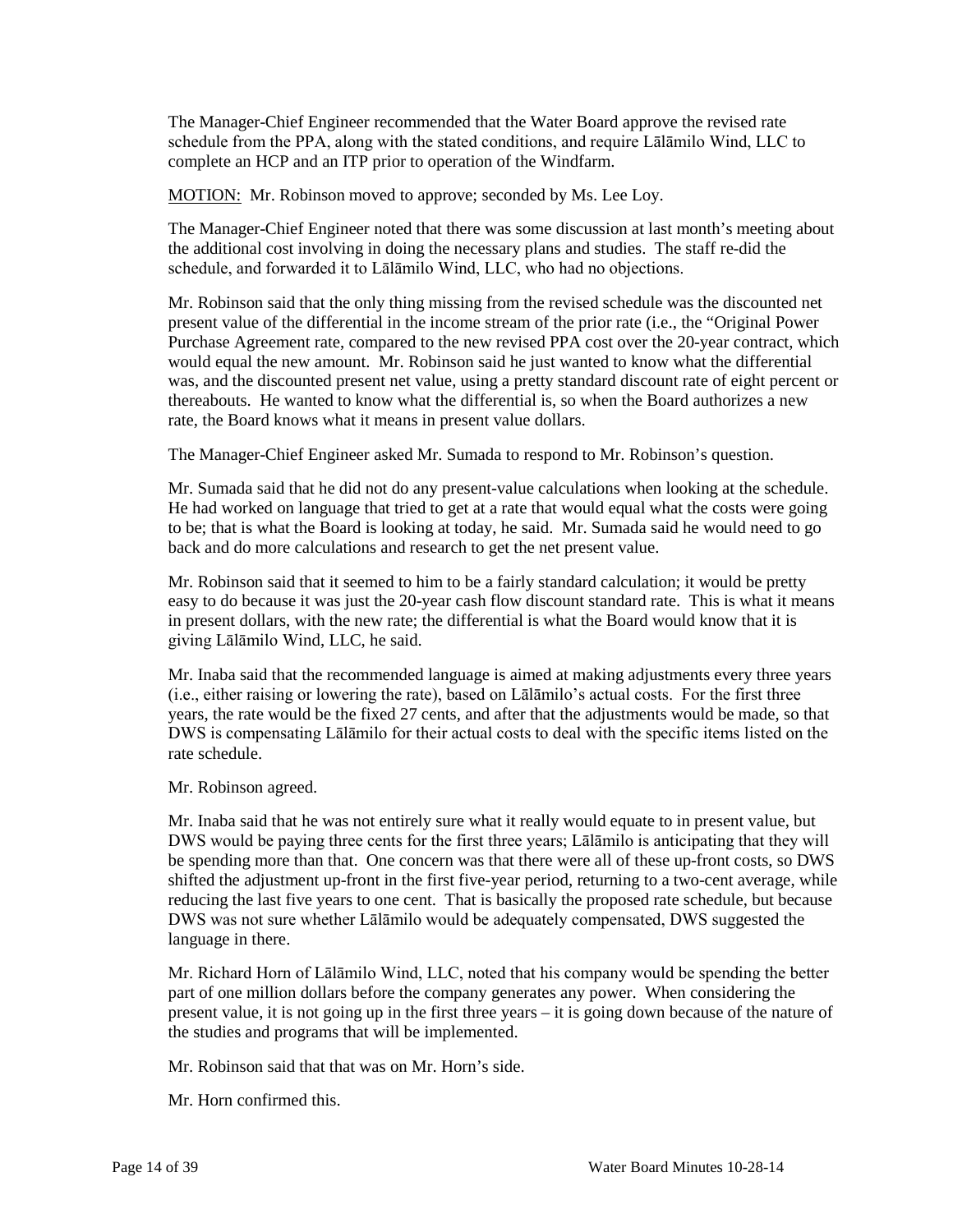The Manager-Chief Engineer recommended that the Water Board approve the revised rate schedule from the PPA, along with the stated conditions, and require Lālāmilo Wind, LLC to complete an HCP and an ITP prior to operation of the Windfarm.

MOTION: Mr. Robinson moved to approve; seconded by Ms. Lee Loy.

The Manager-Chief Engineer noted that there was some discussion at last month's meeting about the additional cost involving in doing the necessary plans and studies. The staff re-did the schedule, and forwarded it to Lālāmilo Wind, LLC, who had no objections.

Mr. Robinson said that the only thing missing from the revised schedule was the discounted net present value of the differential in the income stream of the prior rate (i.e., the "Original Power Purchase Agreement rate, compared to the new revised PPA cost over the 20-year contract, which would equal the new amount. Mr. Robinson said he just wanted to know what the differential was, and the discounted present net value, using a pretty standard discount rate of eight percent or thereabouts. He wanted to know what the differential is, so when the Board authorizes a new rate, the Board knows what it means in present value dollars.

The Manager-Chief Engineer asked Mr. Sumada to respond to Mr. Robinson's question.

Mr. Sumada said that he did not do any present-value calculations when looking at the schedule. He had worked on language that tried to get at a rate that would equal what the costs were going to be; that is what the Board is looking at today, he said. Mr. Sumada said he would need to go back and do more calculations and research to get the net present value.

Mr. Robinson said that it seemed to him to be a fairly standard calculation; it would be pretty easy to do because it was just the 20-year cash flow discount standard rate. This is what it means in present dollars, with the new rate; the differential is what the Board would know that it is giving Lālāmilo Wind, LLC, he said.

Mr. Inaba said that the recommended language is aimed at making adjustments every three years (i.e., either raising or lowering the rate), based on Lālāmilo's actual costs. For the first three years, the rate would be the fixed 27 cents, and after that the adjustments would be made, so that DWS is compensating Lālāmilo for their actual costs to deal with the specific items listed on the rate schedule.

Mr. Robinson agreed.

Mr. Inaba said that he was not entirely sure what it really would equate to in present value, but DWS would be paying three cents for the first three years; Lālāmilo is anticipating that they will be spending more than that. One concern was that there were all of these up-front costs, so DWS shifted the adjustment up-front in the first five-year period, returning to a two-cent average, while reducing the last five years to one cent. That is basically the proposed rate schedule, but because DWS was not sure whether Lālāmilo would be adequately compensated, DWS suggested the language in there.

Mr. Richard Horn of Lālāmilo Wind, LLC, noted that his company would be spending the better part of one million dollars before the company generates any power. When considering the present value, it is not going up in the first three years – it is going down because of the nature of the studies and programs that will be implemented.

Mr. Robinson said that that was on Mr. Horn's side.

Mr. Horn confirmed this.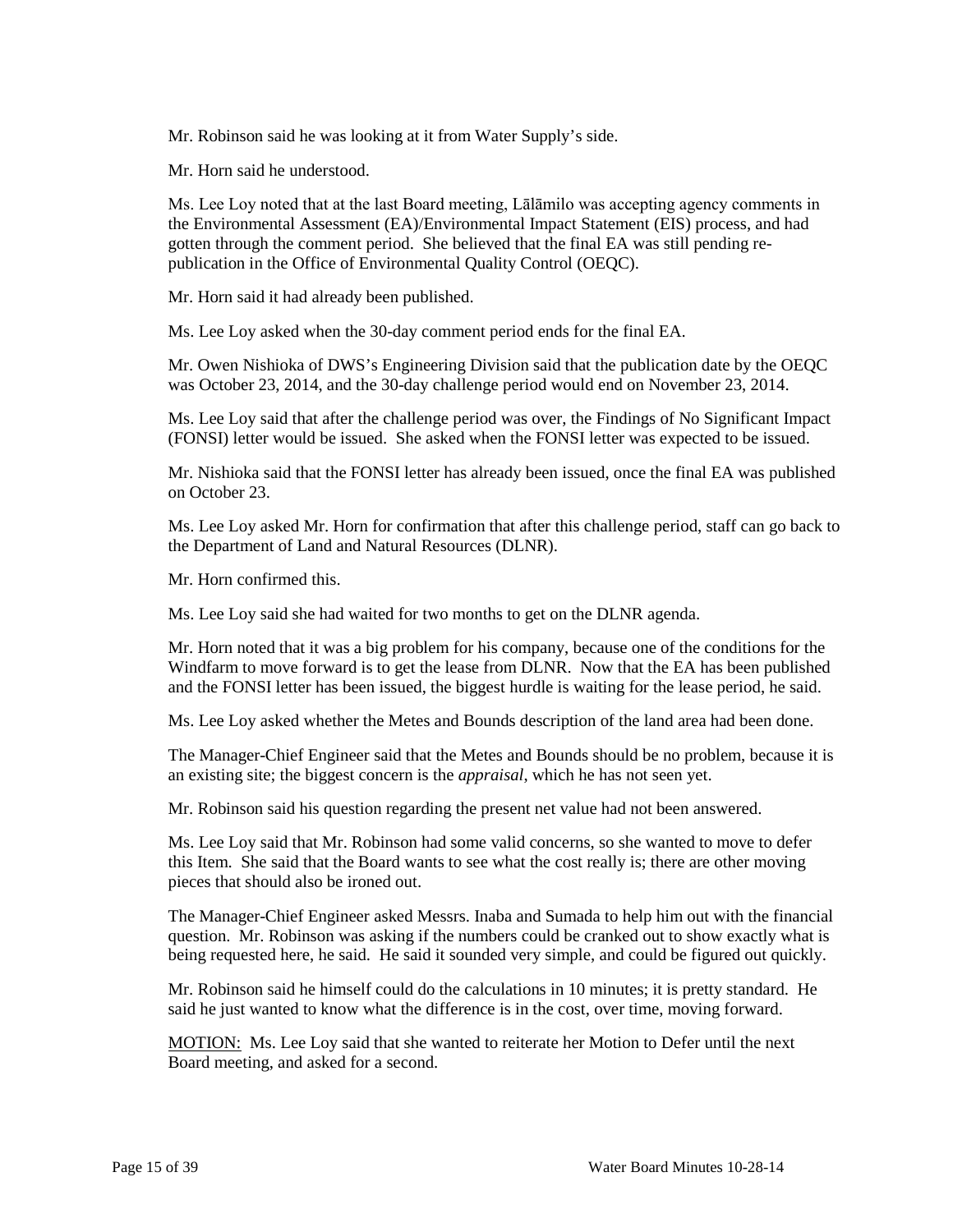Mr. Robinson said he was looking at it from Water Supply's side.

Mr. Horn said he understood.

Ms. Lee Loy noted that at the last Board meeting, Lālāmilo was accepting agency comments in the Environmental Assessment (EA)/Environmental Impact Statement (EIS) process, and had gotten through the comment period. She believed that the final EA was still pending re-publication in the Office of Environmental Quality Control (OEQC).

Mr. Horn said it had already been published.

Ms. Lee Loy asked when the 30-day comment period ends for the final EA.

Mr. Owen Nishioka of DWS's Engineering Division said that the publication date by the OEQC was October 23, 2014, and the 30-day challenge period would end on November 23, 2014.

Ms. Lee Loy said that after the challenge period was over, the Findings of No Significant Impact (FONSI) letter would be issued. She asked when the FONSI letter was expected to be issued.

Mr. Nishioka said that the FONSI letter has already been issued, once the final EA was published on October 23.

Ms. Lee Loy asked Mr. Horn for confirmation that after this challenge period, staff can go back to the Department of Land and Natural Resources (DLNR).

Mr. Horn confirmed this.

Ms. Lee Loy said she had waited for two months to get on the DLNR agenda.

Mr. Horn noted that it was a big problem for his company, because one of the conditions for the Windfarm to move forward is to get the lease from DLNR. Now that the EA has been published and the FONSI letter has been issued, the biggest hurdle is waiting for the lease period, he said.

Ms. Lee Loy asked whether the Metes and Bounds description of the land area had been done.

The Manager-Chief Engineer said that the Metes and Bounds should be no problem, because it is an existing site; the biggest concern is the *appraisal*, which he has not seen yet.

Mr. Robinson said his question regarding the present net value had not been answered.

Ms. Lee Loy said that Mr. Robinson had some valid concerns, so she wanted to move to defer this Item. She said that the Board wants to see what the cost really is; there are other moving pieces that should also be ironed out.

The Manager-Chief Engineer asked Messrs. Inaba and Sumada to help him out with the financial question. Mr. Robinson was asking if the numbers could be cranked out to show exactly what is being requested here, he said. He said it sounded very simple, and could be figured out quickly.

Mr. Robinson said he himself could do the calculations in 10 minutes; it is pretty standard. He said he just wanted to know what the difference is in the cost, over time, moving forward.

<u>MOTION:</u> Ms. Lee Loy said that she wanted to reiterate her Motion to Defer until the next Board meeting, and asked for a second.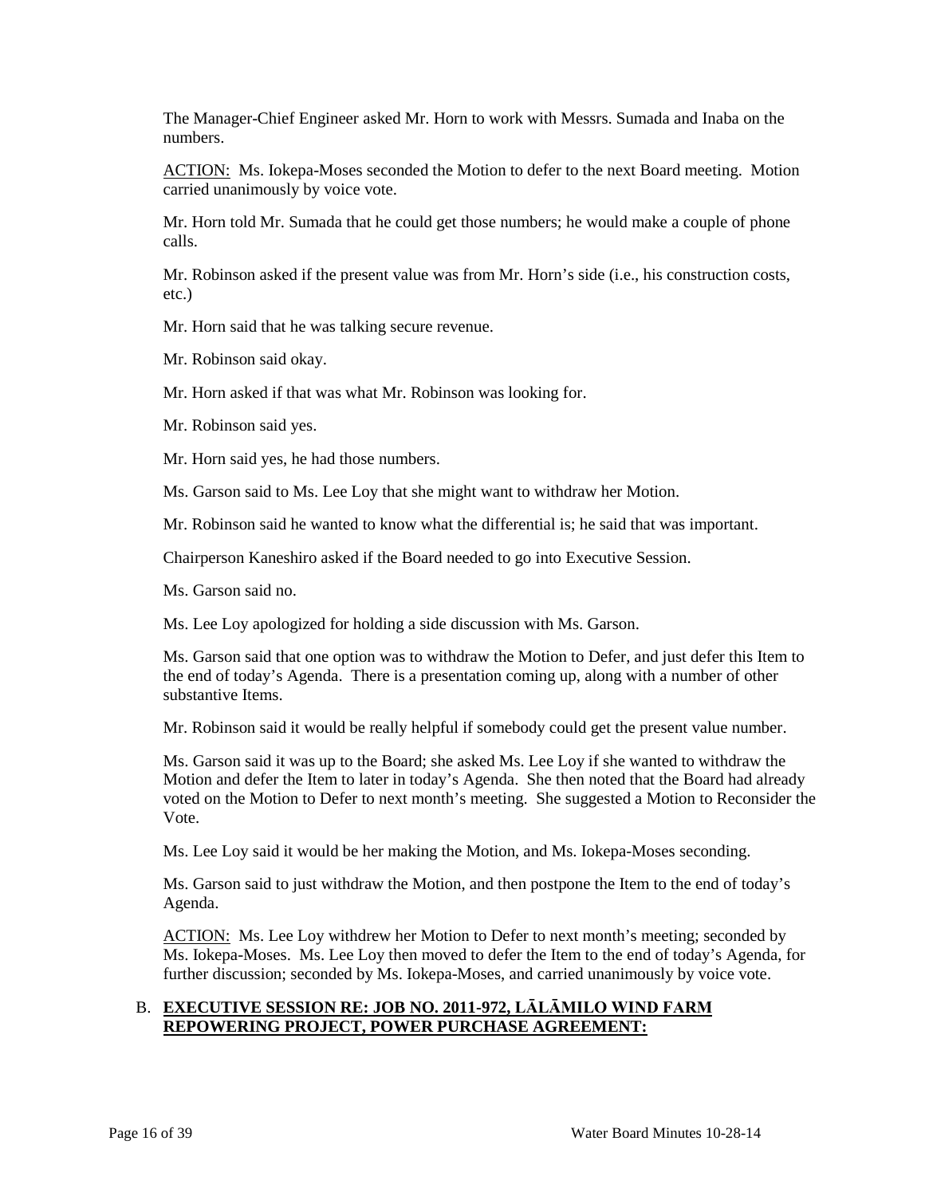The Manager-Chief Engineer asked Mr. Horn to work with Messrs. Sumada and Inaba on the numbers.

ACTION: Ms. Iokepa-Moses seconded the Motion to defer to the next Board meeting. Motion carried unanimously by voice vote.

Mr. Horn told Mr. Sumada that he could get those numbers; he would make a couple of phone calls.

Mr. Robinson asked if the present value was from Mr. Horn's side (i.e., his construction costs, etc.)

Mr. Horn said that he was talking secure revenue.

Mr. Robinson said okay.

Mr. Horn asked if that was what Mr. Robinson was looking for.

Mr. Robinson said yes.

Mr. Horn said yes, he had those numbers.

Ms. Garson said to Ms. Lee Loy that she might want to withdraw her Motion.

Mr. Robinson said he wanted to know what the differential is; he said that was important.

Chairperson Kaneshiro asked if the Board needed to go into Executive Session.

Ms. Garson said no.

Ms. Lee Loy apologized for holding a side discussion with Ms. Garson.

Ms. Garson said that one option was to withdraw the Motion to Defer, and just defer this Item to the end of today's Agenda. There is a presentation coming up, along with a number of other substantive Items.

Mr. Robinson said it would be really helpful if somebody could get the present value number.

Ms. Garson said it was up to the Board; she asked Ms. Lee Loy if she wanted to withdraw the Motion and defer the Item to later in today's Agenda. She then noted that the Board had already voted on the Motion to Defer to next month's meeting. She suggested a Motion to Reconsider the Vote.

Ms. Lee Loy said it would be her making the Motion, and Ms. Iokepa-Moses seconding.

Ms. Garson said to just withdraw the Motion, and then postpone the Item to the end of today's Agenda.

ACTION: Ms. Lee Loy withdrew her Motion to Defer to next month's meeting; seconded by Ms. Iokepa-Moses. Ms. Lee Loy then moved to defer the Item to the end of today's Agenda, for further discussion; seconded by Ms. Iokepa-Moses, and carried unanimously by voice vote.

B. **EXECUTIVE SESSION RE: JOB NO. 2011-972, LĀLĀMILO WIND FARM REPOWERING PROJECT, POWER PURCHASE AGREEMENT:**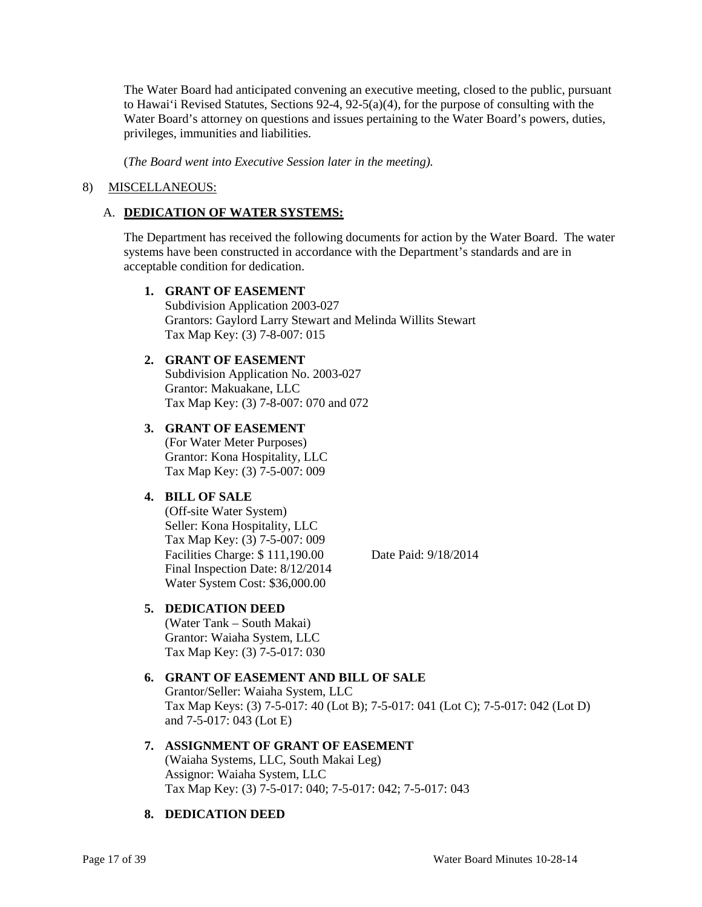The Water Board had anticipated convening an executive meeting, closed to the public, pursuant to Hawai'i Revised Statutes, Sections 92-4, 92-5(a)(4), for the purpose of consulting with the Water Board's attorney on questions and issues pertaining to the Water Board's powers, duties, privileges, immunities and liabilities.

(*The Board went into Executive Session later in the meeting).*

8) MISCELLANEOUS:

A. **DEDICATION OF WATER SYSTEMS:**

The Department has received the following documents for action by the Water Board. The water systems have been constructed in accordance with the Department's standards and are in acceptable condition for dedication.

1. **GRANT OF EASEMENT**
   Subdivision Application 2003-027
   Grantors: Gaylord Larry Stewart and Melinda Willits Stewart
   Tax Map Key: (3) 7-8-007: 015

2. **GRANT OF EASEMENT**
   Subdivision Application No. 2003-027
   Grantor: Makuakane, LLC
   Tax Map Key: (3) 7-8-007: 070 and 072

3. **GRANT OF EASEMENT**
   (For Water Meter Purposes)
   Grantor: Kona Hospitality, LLC
   Tax Map Key: (3) 7-5-007: 009

4. **BILL OF SALE**
   (Off-site Water System)
   Seller: Kona Hospitality, LLC
   Tax Map Key: (3) 7-5-007: 009
   Facilities Charge: $ 111,190.00 Date Paid: 9/18/2014
   Final Inspection Date: 8/12/2014
   Water System Cost: $36,000.00

5. **DEDICATION DEED**
   (Water Tank – South Makai)
   Grantor: Waiaha System, LLC
   Tax Map Key: (3) 7-5-017: 030

6. **GRANT OF EASEMENT AND BILL OF SALE**
   Grantor/Seller: Waiaha System, LLC
   Tax Map Keys: (3) 7-5-017: 40 (Lot B); 7-5-017: 041 (Lot C); 7-5-017: 042 (Lot D) and 7-5-017: 043 (Lot E)

7. **ASSIGNMENT OF GRANT OF EASEMENT**
   (Waiaha Systems, LLC, South Makai Leg)
   Assignor: Waiaha System, LLC
   Tax Map Key: (3) 7-5-017: 040; 7-5-017: 042; 7-5-017: 043

8. **DEDICATION DEED**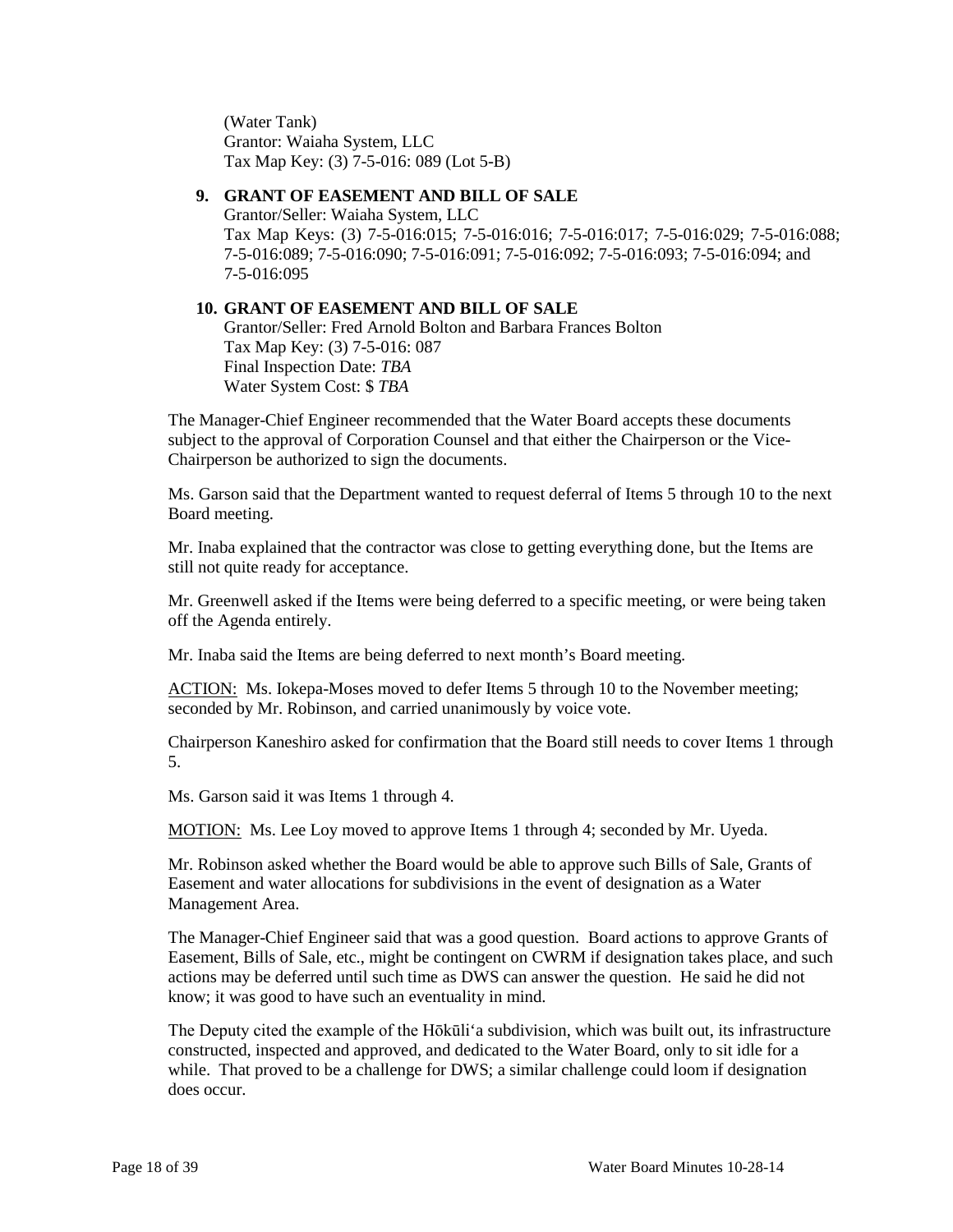(Water Tank)
Grantor: Waiaha System, LLC
Tax Map Key: (3) 7-5-016: 089 (Lot 5-B)

**9. GRANT OF EASEMENT AND BILL OF SALE**
Grantor/Seller: Waiaha System, LLC
Tax Map Keys: (3) 7-5-016:015; 7-5-016:016; 7-5-016:017; 7-5-016:029; 7-5-016:088; 7-5-016:089; 7-5-016:090; 7-5-016:091; 7-5-016:092; 7-5-016:093; 7-5-016:094; and 7-5-016:095

**10. GRANT OF EASEMENT AND BILL OF SALE**
Grantor/Seller: Fred Arnold Bolton and Barbara Frances Bolton
Tax Map Key: (3) 7-5-016: 087
Final Inspection Date: *TBA*
Water System Cost: $ *TBA*

The Manager-Chief Engineer recommended that the Water Board accepts these documents subject to the approval of Corporation Counsel and that either the Chairperson or the Vice-Chairperson be authorized to sign the documents.

Ms. Garson said that the Department wanted to request deferral of Items 5 through 10 to the next Board meeting.

Mr. Inaba explained that the contractor was close to getting everything done, but the Items are still not quite ready for acceptance.

Mr. Greenwell asked if the Items were being deferred to a specific meeting, or were being taken off the Agenda entirely.

Mr. Inaba said the Items are being deferred to next month's Board meeting.

ACTION: Ms. Iokepa-Moses moved to defer Items 5 through 10 to the November meeting; seconded by Mr. Robinson, and carried unanimously by voice vote.

Chairperson Kaneshiro asked for confirmation that the Board still needs to cover Items 1 through 5.

Ms. Garson said it was Items 1 through 4.

MOTION: Ms. Lee Loy moved to approve Items 1 through 4; seconded by Mr. Uyeda.

Mr. Robinson asked whether the Board would be able to approve such Bills of Sale, Grants of Easement and water allocations for subdivisions in the event of designation as a Water Management Area.

The Manager-Chief Engineer said that was a good question. Board actions to approve Grants of Easement, Bills of Sale, etc., might be contingent on CWRM if designation takes place, and such actions may be deferred until such time as DWS can answer the question. He said he did not know; it was good to have such an eventuality in mind.

The Deputy cited the example of the Hōkūli'a subdivision, which was built out, its infrastructure constructed, inspected and approved, and dedicated to the Water Board, only to sit idle for a while. That proved to be a challenge for DWS; a similar challenge could loom if designation does occur.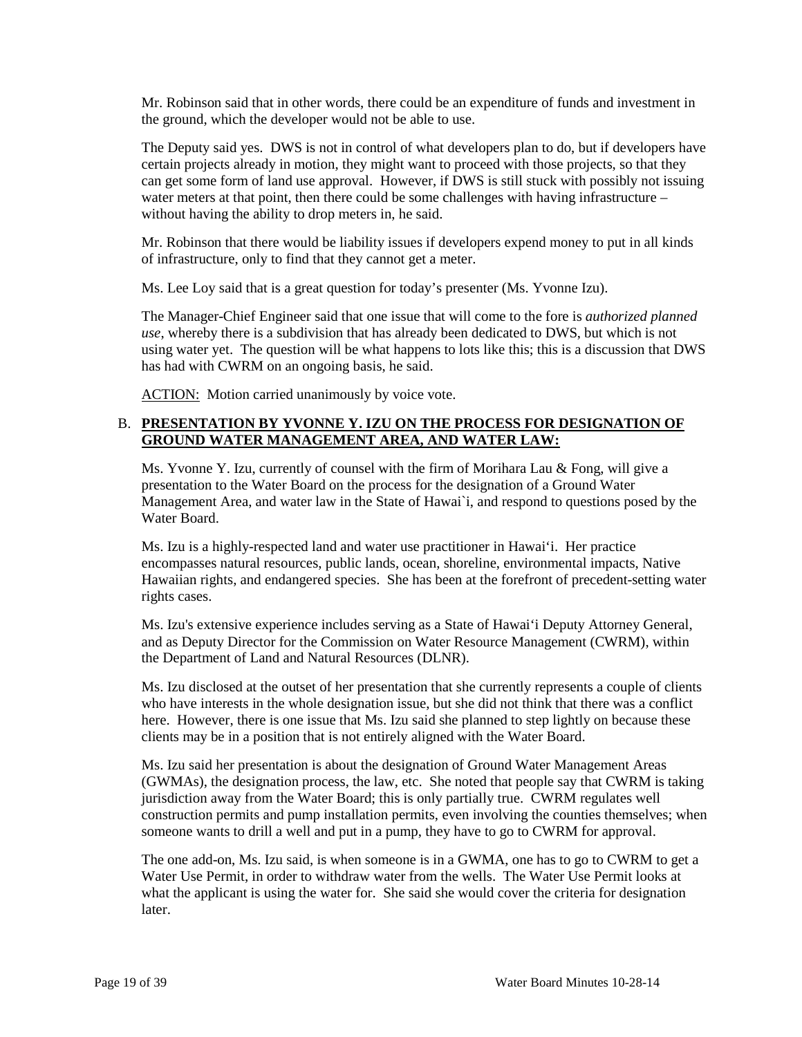Mr. Robinson said that in other words, there could be an expenditure of funds and investment in the ground, which the developer would not be able to use.

The Deputy said yes. DWS is not in control of what developers plan to do, but if developers have certain projects already in motion, they might want to proceed with those projects, so that they can get some form of land use approval. However, if DWS is still stuck with possibly not issuing water meters at that point, then there could be some challenges with having infrastructure – without having the ability to drop meters in, he said.

Mr. Robinson that there would be liability issues if developers expend money to put in all kinds of infrastructure, only to find that they cannot get a meter.

Ms. Lee Loy said that is a great question for today's presenter (Ms. Yvonne Izu).

The Manager-Chief Engineer said that one issue that will come to the fore is *authorized planned use*, whereby there is a subdivision that has already been dedicated to DWS, but which is not using water yet. The question will be what happens to lots like this; this is a discussion that DWS has had with CWRM on an ongoing basis, he said.

ACTION: Motion carried unanimously by voice vote.

B. **PRESENTATION BY YVONNE Y. IZU ON THE PROCESS FOR DESIGNATION OF GROUND WATER MANAGEMENT AREA, AND WATER LAW:**

Ms. Yvonne Y. Izu, currently of counsel with the firm of Morihara Lau & Fong, will give a presentation to the Water Board on the process for the designation of a Ground Water Management Area, and water law in the State of Hawai`i, and respond to questions posed by the Water Board.

Ms. Izu is a highly-respected land and water use practitioner in Hawai'i. Her practice encompasses natural resources, public lands, ocean, shoreline, environmental impacts, Native Hawaiian rights, and endangered species. She has been at the forefront of precedent-setting water rights cases.

Ms. Izu's extensive experience includes serving as a State of Hawai'i Deputy Attorney General, and as Deputy Director for the Commission on Water Resource Management (CWRM), within the Department of Land and Natural Resources (DLNR).

Ms. Izu disclosed at the outset of her presentation that she currently represents a couple of clients who have interests in the whole designation issue, but she did not think that there was a conflict here. However, there is one issue that Ms. Izu said she planned to step lightly on because these clients may be in a position that is not entirely aligned with the Water Board.

Ms. Izu said her presentation is about the designation of Ground Water Management Areas (GWMAs), the designation process, the law, etc. She noted that people say that CWRM is taking jurisdiction away from the Water Board; this is only partially true. CWRM regulates well construction permits and pump installation permits, even involving the counties themselves; when someone wants to drill a well and put in a pump, they have to go to CWRM for approval.

The one add-on, Ms. Izu said, is when someone is in a GWMA, one has to go to CWRM to get a Water Use Permit, in order to withdraw water from the wells. The Water Use Permit looks at what the applicant is using the water for. She said she would cover the criteria for designation later.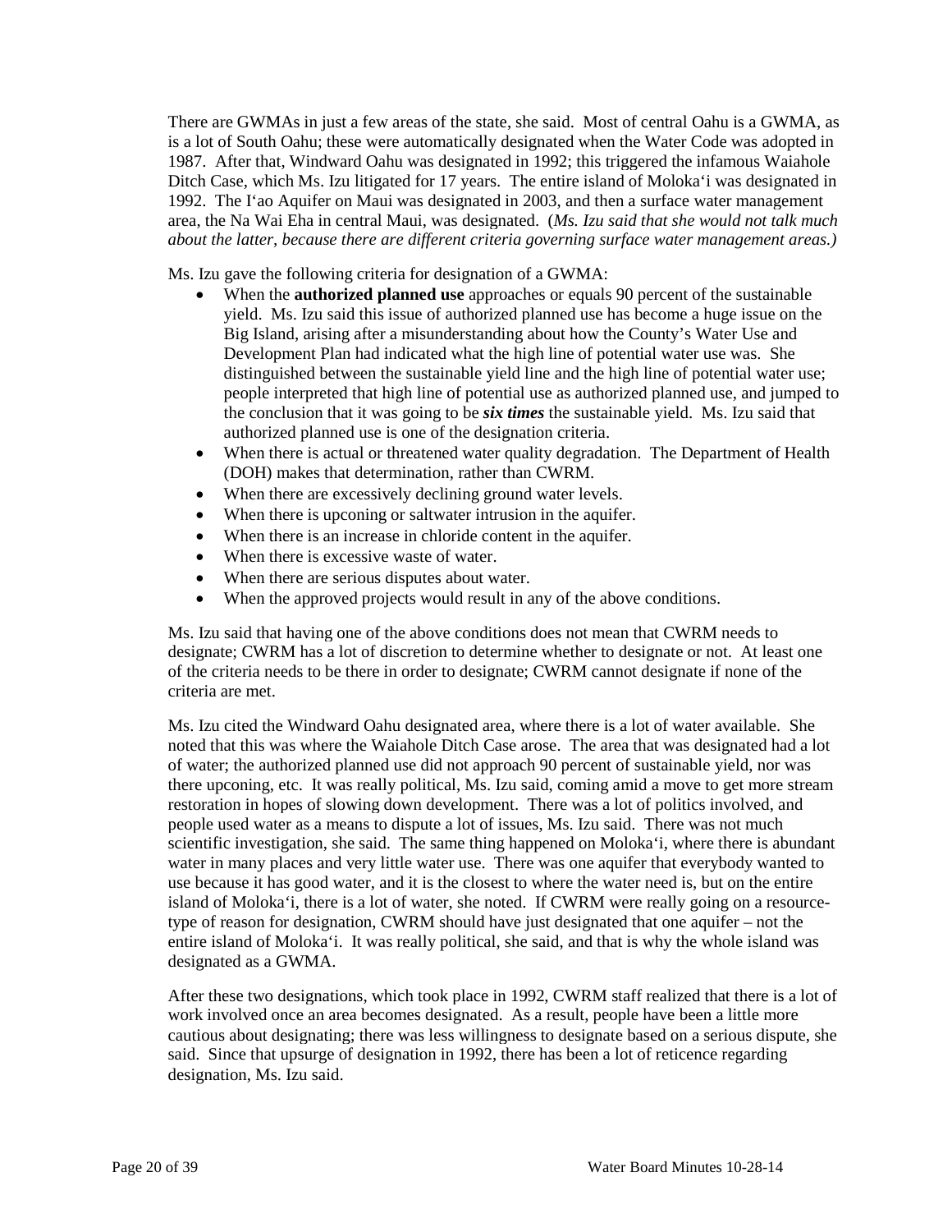There are GWMAs in just a few areas of the state, she said. Most of central Oahu is a GWMA, as is a lot of South Oahu; these were automatically designated when the Water Code was adopted in 1987. After that, Windward Oahu was designated in 1992; this triggered the infamous Waiahole Ditch Case, which Ms. Izu litigated for 17 years. The entire island of Moloka'i was designated in 1992. The I'ao Aquifer on Maui was designated in 2003, and then a surface water management area, the Na Wai Eha in central Maui, was designated. (*Ms. Izu said that she would not talk much about the latter, because there are different criteria governing surface water management areas.)*

Ms. Izu gave the following criteria for designation of a GWMA:

- When the **authorized planned use** approaches or equals 90 percent of the sustainable yield. Ms. Izu said this issue of authorized planned use has become a huge issue on the Big Island, arising after a misunderstanding about how the County's Water Use and Development Plan had indicated what the high line of potential water use was. She distinguished between the sustainable yield line and the high line of potential water use; people interpreted that high line of potential use as authorized planned use, and jumped to the conclusion that it was going to be ***six times*** the sustainable yield. Ms. Izu said that authorized planned use is one of the designation criteria.
- When there is actual or threatened water quality degradation. The Department of Health (DOH) makes that determination, rather than CWRM.
- When there are excessively declining ground water levels.
- When there is upconing or saltwater intrusion in the aquifer.
- When there is an increase in chloride content in the aquifer.
- When there is excessive waste of water.
- When there are serious disputes about water.
- When the approved projects would result in any of the above conditions.

Ms. Izu said that having one of the above conditions does not mean that CWRM needs to designate; CWRM has a lot of discretion to determine whether to designate or not. At least one of the criteria needs to be there in order to designate; CWRM cannot designate if none of the criteria are met.

Ms. Izu cited the Windward Oahu designated area, where there is a lot of water available. She noted that this was where the Waiahole Ditch Case arose. The area that was designated had a lot of water; the authorized planned use did not approach 90 percent of sustainable yield, nor was there upconing, etc. It was really political, Ms. Izu said, coming amid a move to get more stream restoration in hopes of slowing down development. There was a lot of politics involved, and people used water as a means to dispute a lot of issues, Ms. Izu said. There was not much scientific investigation, she said. The same thing happened on Moloka'i, where there is abundant water in many places and very little water use. There was one aquifer that everybody wanted to use because it has good water, and it is the closest to where the water need is, but on the entire island of Moloka'i, there is a lot of water, she noted. If CWRM were really going on a resource-type of reason for designation, CWRM should have just designated that one aquifer – not the entire island of Moloka'i. It was really political, she said, and that is why the whole island was designated as a GWMA.

After these two designations, which took place in 1992, CWRM staff realized that there is a lot of work involved once an area becomes designated. As a result, people have been a little more cautious about designating; there was less willingness to designate based on a serious dispute, she said. Since that upsurge of designation in 1992, there has been a lot of reticence regarding designation, Ms. Izu said.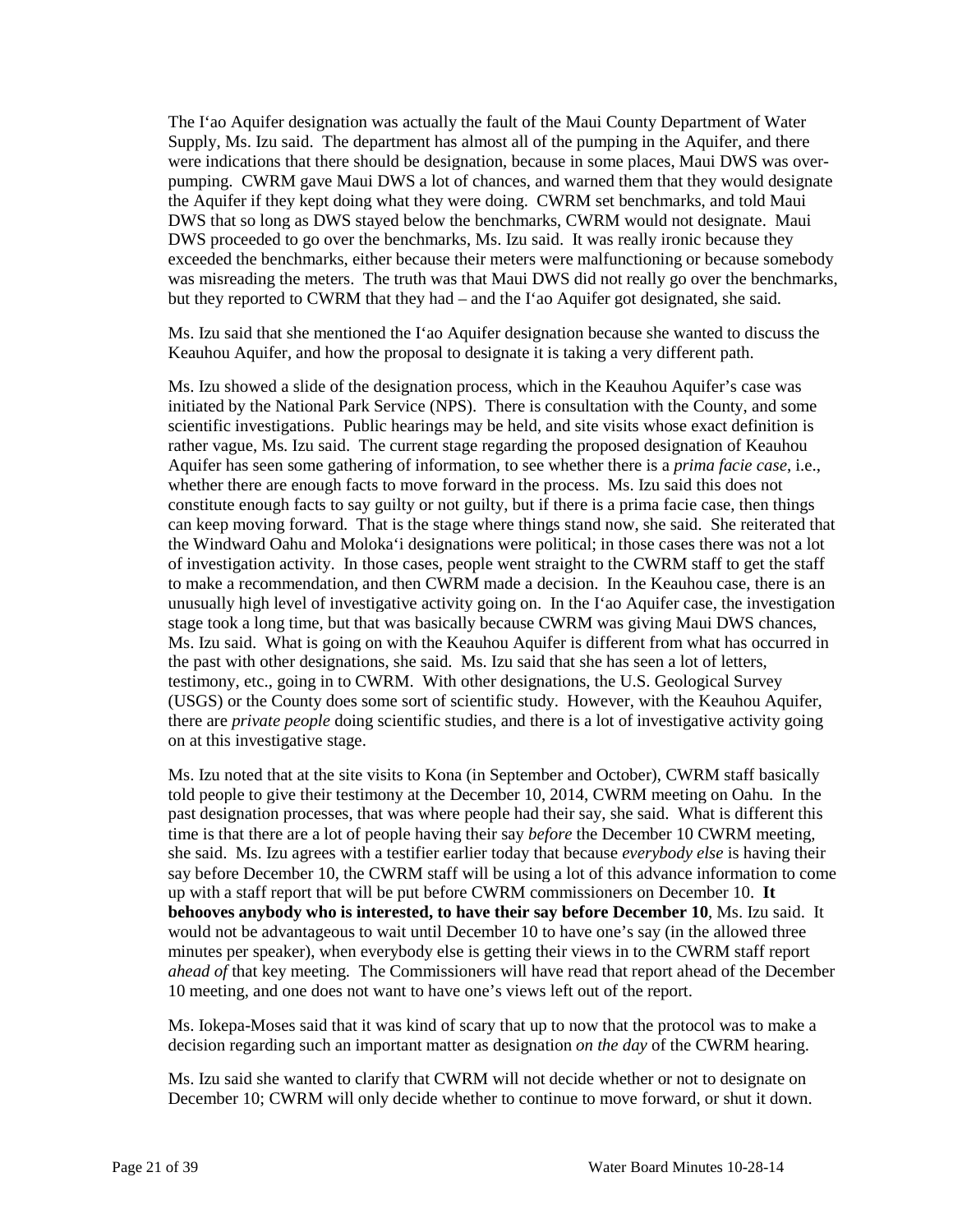The I'ao Aquifer designation was actually the fault of the Maui County Department of Water Supply, Ms. Izu said. The department has almost all of the pumping in the Aquifer, and there were indications that there should be designation, because in some places, Maui DWS was over-pumping. CWRM gave Maui DWS a lot of chances, and warned them that they would designate the Aquifer if they kept doing what they were doing. CWRM set benchmarks, and told Maui DWS that so long as DWS stayed below the benchmarks, CWRM would not designate. Maui DWS proceeded to go over the benchmarks, Ms. Izu said. It was really ironic because they exceeded the benchmarks, either because their meters were malfunctioning or because somebody was misreading the meters. The truth was that Maui DWS did not really go over the benchmarks, but they reported to CWRM that they had – and the I'ao Aquifer got designated, she said.

Ms. Izu said that she mentioned the I'ao Aquifer designation because she wanted to discuss the Keauhou Aquifer, and how the proposal to designate it is taking a very different path.

Ms. Izu showed a slide of the designation process, which in the Keauhou Aquifer's case was initiated by the National Park Service (NPS). There is consultation with the County, and some scientific investigations. Public hearings may be held, and site visits whose exact definition is rather vague, Ms. Izu said. The current stage regarding the proposed designation of Keauhou Aquifer has seen some gathering of information, to see whether there is a *prima facie case*, i.e., whether there are enough facts to move forward in the process. Ms. Izu said this does not constitute enough facts to say guilty or not guilty, but if there is a prima facie case, then things can keep moving forward. That is the stage where things stand now, she said. She reiterated that the Windward Oahu and Moloka'i designations were political; in those cases there was not a lot of investigation activity. In those cases, people went straight to the CWRM staff to get the staff to make a recommendation, and then CWRM made a decision. In the Keauhou case, there is an unusually high level of investigative activity going on. In the I'ao Aquifer case, the investigation stage took a long time, but that was basically because CWRM was giving Maui DWS chances, Ms. Izu said. What is going on with the Keauhou Aquifer is different from what has occurred in the past with other designations, she said. Ms. Izu said that she has seen a lot of letters, testimony, etc., going in to CWRM. With other designations, the U.S. Geological Survey (USGS) or the County does some sort of scientific study. However, with the Keauhou Aquifer, there are *private people* doing scientific studies, and there is a lot of investigative activity going on at this investigative stage.

Ms. Izu noted that at the site visits to Kona (in September and October), CWRM staff basically told people to give their testimony at the December 10, 2014, CWRM meeting on Oahu. In the past designation processes, that was where people had their say, she said. What is different this time is that there are a lot of people having their say *before* the December 10 CWRM meeting, she said. Ms. Izu agrees with a testifier earlier today that because *everybody else* is having their say before December 10, the CWRM staff will be using a lot of this advance information to come up with a staff report that will be put before CWRM commissioners on December 10. **It behooves anybody who is interested, to have their say before December 10**, Ms. Izu said. It would not be advantageous to wait until December 10 to have one's say (in the allowed three minutes per speaker), when everybody else is getting their views in to the CWRM staff report *ahead of* that key meeting. The Commissioners will have read that report ahead of the December 10 meeting, and one does not want to have one's views left out of the report.

Ms. Iokepa-Moses said that it was kind of scary that up to now that the protocol was to make a decision regarding such an important matter as designation *on the day* of the CWRM hearing.

Ms. Izu said she wanted to clarify that CWRM will not decide whether or not to designate on December 10; CWRM will only decide whether to continue to move forward, or shut it down.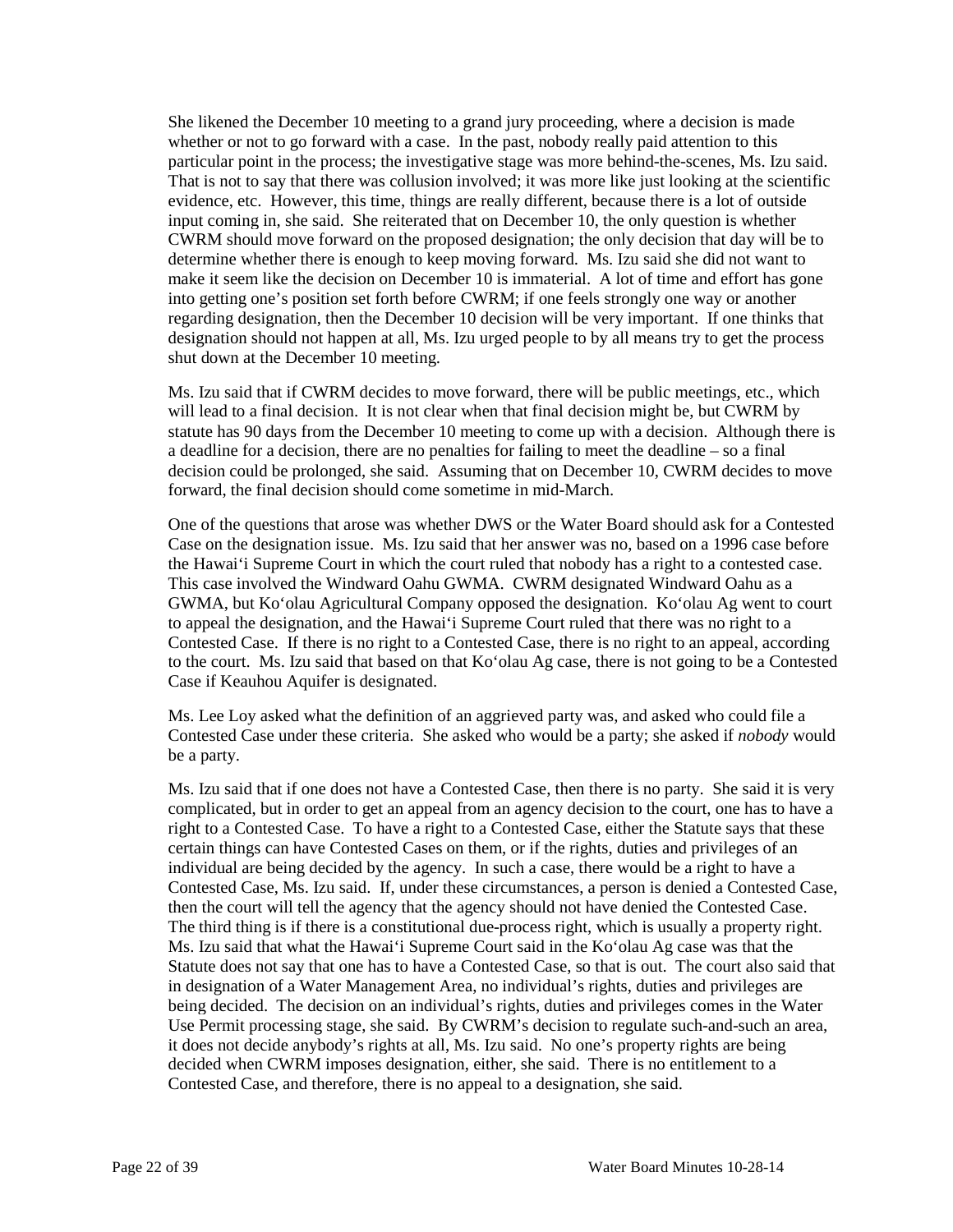She likened the December 10 meeting to a grand jury proceeding, where a decision is made whether or not to go forward with a case. In the past, nobody really paid attention to this particular point in the process; the investigative stage was more behind-the-scenes, Ms. Izu said. That is not to say that there was collusion involved; it was more like just looking at the scientific evidence, etc. However, this time, things are really different, because there is a lot of outside input coming in, she said. She reiterated that on December 10, the only question is whether CWRM should move forward on the proposed designation; the only decision that day will be to determine whether there is enough to keep moving forward. Ms. Izu said she did not want to make it seem like the decision on December 10 is immaterial. A lot of time and effort has gone into getting one's position set forth before CWRM; if one feels strongly one way or another regarding designation, then the December 10 decision will be very important. If one thinks that designation should not happen at all, Ms. Izu urged people to by all means try to get the process shut down at the December 10 meeting.

Ms. Izu said that if CWRM decides to move forward, there will be public meetings, etc., which will lead to a final decision. It is not clear when that final decision might be, but CWRM by statute has 90 days from the December 10 meeting to come up with a decision. Although there is a deadline for a decision, there are no penalties for failing to meet the deadline – so a final decision could be prolonged, she said. Assuming that on December 10, CWRM decides to move forward, the final decision should come sometime in mid-March.

One of the questions that arose was whether DWS or the Water Board should ask for a Contested Case on the designation issue. Ms. Izu said that her answer was no, based on a 1996 case before the Hawai‘i Supreme Court in which the court ruled that nobody has a right to a contested case. This case involved the Windward Oahu GWMA. CWRM designated Windward Oahu as a GWMA, but Ko‘olau Agricultural Company opposed the designation. Ko‘olau Ag went to court to appeal the designation, and the Hawai‘i Supreme Court ruled that there was no right to a Contested Case. If there is no right to a Contested Case, there is no right to an appeal, according to the court. Ms. Izu said that based on that Ko‘olau Ag case, there is not going to be a Contested Case if Keauhou Aquifer is designated.

Ms. Lee Loy asked what the definition of an aggrieved party was, and asked who could file a Contested Case under these criteria. She asked who would be a party; she asked if *nobody* would be a party.

Ms. Izu said that if one does not have a Contested Case, then there is no party. She said it is very complicated, but in order to get an appeal from an agency decision to the court, one has to have a right to a Contested Case. To have a right to a Contested Case, either the Statute says that these certain things can have Contested Cases on them, or if the rights, duties and privileges of an individual are being decided by the agency. In such a case, there would be a right to have a Contested Case, Ms. Izu said. If, under these circumstances, a person is denied a Contested Case, then the court will tell the agency that the agency should not have denied the Contested Case. The third thing is if there is a constitutional due-process right, which is usually a property right. Ms. Izu said that what the Hawai‘i Supreme Court said in the Ko‘olau Ag case was that the Statute does not say that one has to have a Contested Case, so that is out. The court also said that in designation of a Water Management Area, no individual's rights, duties and privileges are being decided. The decision on an individual's rights, duties and privileges comes in the Water Use Permit processing stage, she said. By CWRM's decision to regulate such-and-such an area, it does not decide anybody's rights at all, Ms. Izu said. No one's property rights are being decided when CWRM imposes designation, either, she said. There is no entitlement to a Contested Case, and therefore, there is no appeal to a designation, she said.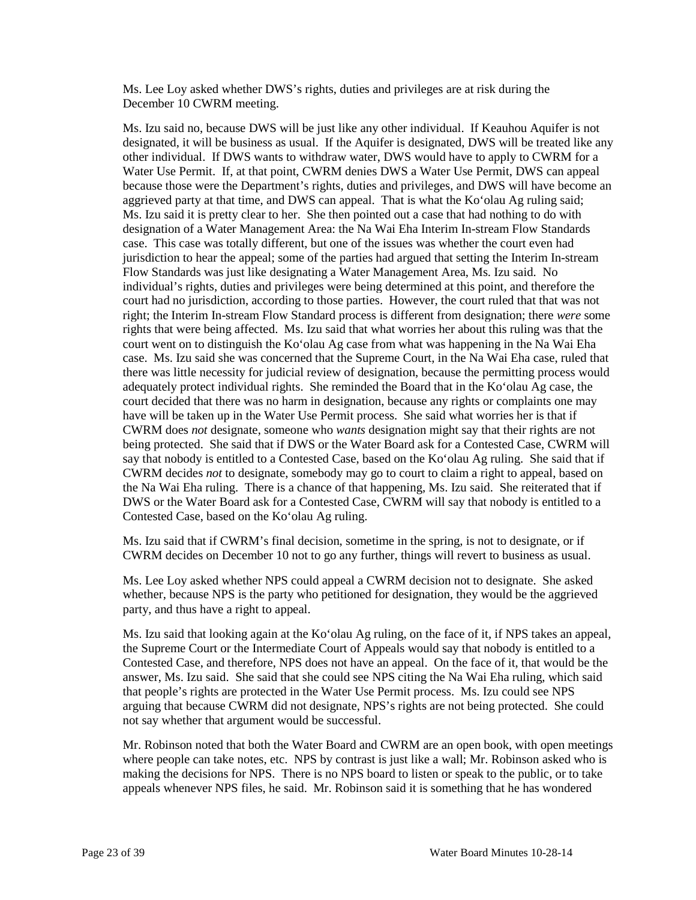Ms. Lee Loy asked whether DWS's rights, duties and privileges are at risk during the December 10 CWRM meeting.

Ms. Izu said no, because DWS will be just like any other individual. If Keauhou Aquifer is not designated, it will be business as usual. If the Aquifer is designated, DWS will be treated like any other individual. If DWS wants to withdraw water, DWS would have to apply to CWRM for a Water Use Permit. If, at that point, CWRM denies DWS a Water Use Permit, DWS can appeal because those were the Department's rights, duties and privileges, and DWS will have become an aggrieved party at that time, and DWS can appeal. That is what the Ko'olau Ag ruling said; Ms. Izu said it is pretty clear to her. She then pointed out a case that had nothing to do with designation of a Water Management Area: the Na Wai Eha Interim In-stream Flow Standards case. This case was totally different, but one of the issues was whether the court even had jurisdiction to hear the appeal; some of the parties had argued that setting the Interim In-stream Flow Standards was just like designating a Water Management Area, Ms. Izu said. No individual's rights, duties and privileges were being determined at this point, and therefore the court had no jurisdiction, according to those parties. However, the court ruled that that was not right; the Interim In-stream Flow Standard process is different from designation; there *were* some rights that were being affected. Ms. Izu said that what worries her about this ruling was that the court went on to distinguish the Ko'olau Ag case from what was happening in the Na Wai Eha case. Ms. Izu said she was concerned that the Supreme Court, in the Na Wai Eha case, ruled that there was little necessity for judicial review of designation, because the permitting process would adequately protect individual rights. She reminded the Board that in the Ko'olau Ag case, the court decided that there was no harm in designation, because any rights or complaints one may have will be taken up in the Water Use Permit process. She said what worries her is that if CWRM does *not* designate, someone who *wants* designation might say that their rights are not being protected. She said that if DWS or the Water Board ask for a Contested Case, CWRM will say that nobody is entitled to a Contested Case, based on the Ko'olau Ag ruling. She said that if CWRM decides *not* to designate, somebody may go to court to claim a right to appeal, based on the Na Wai Eha ruling. There is a chance of that happening, Ms. Izu said. She reiterated that if DWS or the Water Board ask for a Contested Case, CWRM will say that nobody is entitled to a Contested Case, based on the Ko'olau Ag ruling.

Ms. Izu said that if CWRM's final decision, sometime in the spring, is not to designate, or if CWRM decides on December 10 not to go any further, things will revert to business as usual.

Ms. Lee Loy asked whether NPS could appeal a CWRM decision not to designate. She asked whether, because NPS is the party who petitioned for designation, they would be the aggrieved party, and thus have a right to appeal.

Ms. Izu said that looking again at the Ko'olau Ag ruling, on the face of it, if NPS takes an appeal, the Supreme Court or the Intermediate Court of Appeals would say that nobody is entitled to a Contested Case, and therefore, NPS does not have an appeal. On the face of it, that would be the answer, Ms. Izu said. She said that she could see NPS citing the Na Wai Eha ruling, which said that people's rights are protected in the Water Use Permit process. Ms. Izu could see NPS arguing that because CWRM did not designate, NPS's rights are not being protected. She could not say whether that argument would be successful.

Mr. Robinson noted that both the Water Board and CWRM are an open book, with open meetings where people can take notes, etc. NPS by contrast is just like a wall; Mr. Robinson asked who is making the decisions for NPS. There is no NPS board to listen or speak to the public, or to take appeals whenever NPS files, he said. Mr. Robinson said it is something that he has wondered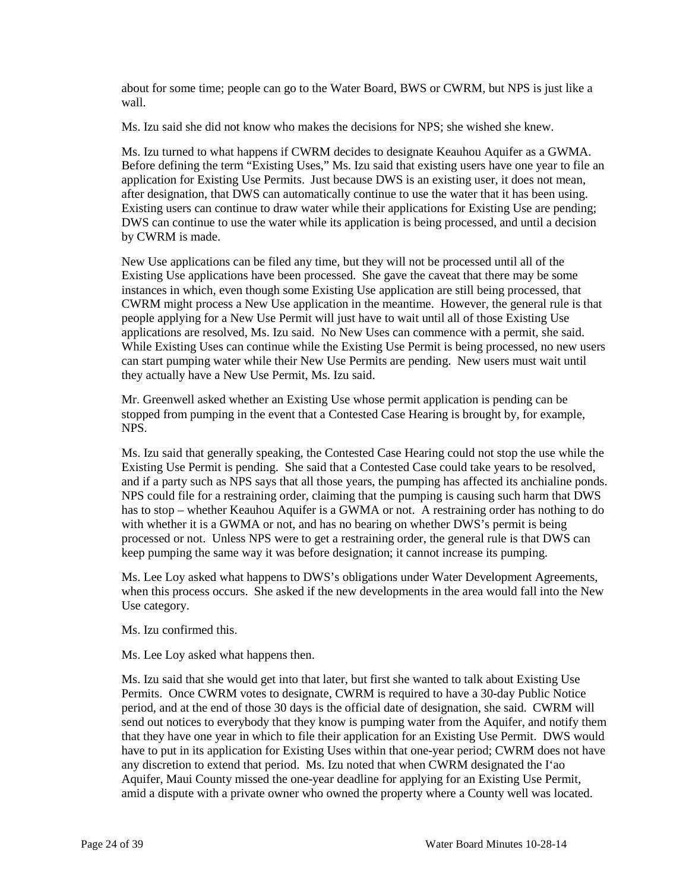about for some time; people can go to the Water Board, BWS or CWRM, but NPS is just like a wall.

Ms. Izu said she did not know who makes the decisions for NPS; she wished she knew.

Ms. Izu turned to what happens if CWRM decides to designate Keauhou Aquifer as a GWMA. Before defining the term "Existing Uses," Ms. Izu said that existing users have one year to file an application for Existing Use Permits. Just because DWS is an existing user, it does not mean, after designation, that DWS can automatically continue to use the water that it has been using. Existing users can continue to draw water while their applications for Existing Use are pending; DWS can continue to use the water while its application is being processed, and until a decision by CWRM is made.

New Use applications can be filed any time, but they will not be processed until all of the Existing Use applications have been processed. She gave the caveat that there may be some instances in which, even though some Existing Use application are still being processed, that CWRM might process a New Use application in the meantime. However, the general rule is that people applying for a New Use Permit will just have to wait until all of those Existing Use applications are resolved, Ms. Izu said. No New Uses can commence with a permit, she said. While Existing Uses can continue while the Existing Use Permit is being processed, no new users can start pumping water while their New Use Permits are pending. New users must wait until they actually have a New Use Permit, Ms. Izu said.

Mr. Greenwell asked whether an Existing Use whose permit application is pending can be stopped from pumping in the event that a Contested Case Hearing is brought by, for example, NPS.

Ms. Izu said that generally speaking, the Contested Case Hearing could not stop the use while the Existing Use Permit is pending. She said that a Contested Case could take years to be resolved, and if a party such as NPS says that all those years, the pumping has affected its anchialine ponds. NPS could file for a restraining order, claiming that the pumping is causing such harm that DWS has to stop – whether Keauhou Aquifer is a GWMA or not. A restraining order has nothing to do with whether it is a GWMA or not, and has no bearing on whether DWS's permit is being processed or not. Unless NPS were to get a restraining order, the general rule is that DWS can keep pumping the same way it was before designation; it cannot increase its pumping.

Ms. Lee Loy asked what happens to DWS's obligations under Water Development Agreements, when this process occurs. She asked if the new developments in the area would fall into the New Use category.

Ms. Izu confirmed this.

Ms. Lee Loy asked what happens then.

Ms. Izu said that she would get into that later, but first she wanted to talk about Existing Use Permits. Once CWRM votes to designate, CWRM is required to have a 30-day Public Notice period, and at the end of those 30 days is the official date of designation, she said. CWRM will send out notices to everybody that they know is pumping water from the Aquifer, and notify them that they have one year in which to file their application for an Existing Use Permit. DWS would have to put in its application for Existing Uses within that one-year period; CWRM does not have any discretion to extend that period. Ms. Izu noted that when CWRM designated the I'ao Aquifer, Maui County missed the one-year deadline for applying for an Existing Use Permit, amid a dispute with a private owner who owned the property where a County well was located.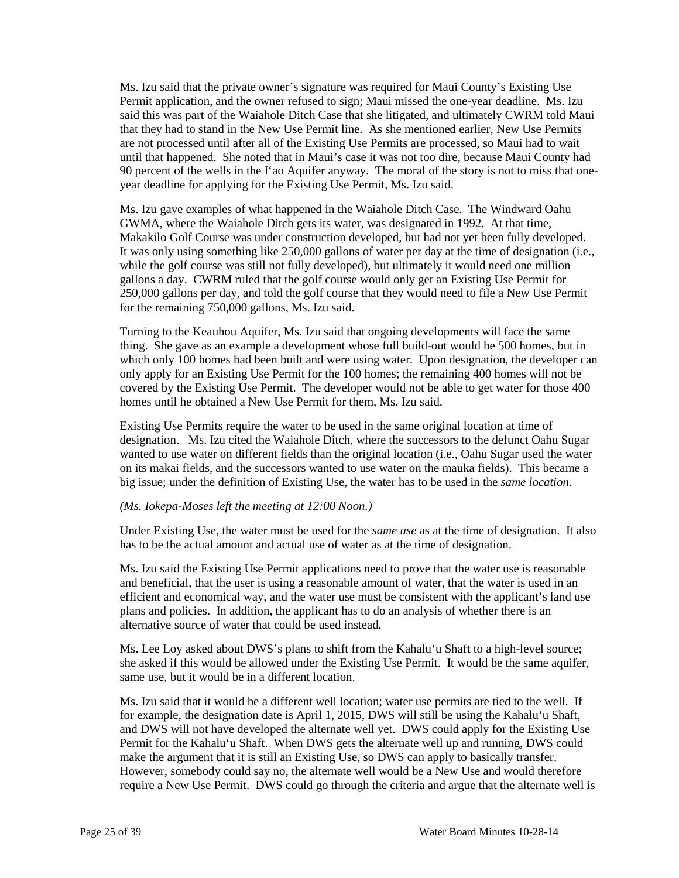Ms. Izu said that the private owner's signature was required for Maui County's Existing Use Permit application, and the owner refused to sign; Maui missed the one-year deadline. Ms. Izu said this was part of the Waiahole Ditch Case that she litigated, and ultimately CWRM told Maui that they had to stand in the New Use Permit line. As she mentioned earlier, New Use Permits are not processed until after all of the Existing Use Permits are processed, so Maui had to wait until that happened. She noted that in Maui's case it was not too dire, because Maui County had 90 percent of the wells in the I'ao Aquifer anyway. The moral of the story is not to miss that one-year deadline for applying for the Existing Use Permit, Ms. Izu said.

Ms. Izu gave examples of what happened in the Waiahole Ditch Case. The Windward Oahu GWMA, where the Waiahole Ditch gets its water, was designated in 1992. At that time, Makakilo Golf Course was under construction developed, but had not yet been fully developed. It was only using something like 250,000 gallons of water per day at the time of designation (i.e., while the golf course was still not fully developed), but ultimately it would need one million gallons a day. CWRM ruled that the golf course would only get an Existing Use Permit for 250,000 gallons per day, and told the golf course that they would need to file a New Use Permit for the remaining 750,000 gallons, Ms. Izu said.

Turning to the Keauhou Aquifer, Ms. Izu said that ongoing developments will face the same thing. She gave as an example a development whose full build-out would be 500 homes, but in which only 100 homes had been built and were using water. Upon designation, the developer can only apply for an Existing Use Permit for the 100 homes; the remaining 400 homes will not be covered by the Existing Use Permit. The developer would not be able to get water for those 400 homes until he obtained a New Use Permit for them, Ms. Izu said.

Existing Use Permits require the water to be used in the same original location at time of designation. Ms. Izu cited the Waiahole Ditch, where the successors to the defunct Oahu Sugar wanted to use water on different fields than the original location (i.e., Oahu Sugar used the water on its makai fields, and the successors wanted to use water on the mauka fields). This became a big issue; under the definition of Existing Use, the water has to be used in the *same location*.

*(Ms. Iokepa-Moses left the meeting at 12:00 Noon.)*

Under Existing Use, the water must be used for the *same use* as at the time of designation. It also has to be the actual amount and actual use of water as at the time of designation.

Ms. Izu said the Existing Use Permit applications need to prove that the water use is reasonable and beneficial, that the user is using a reasonable amount of water, that the water is used in an efficient and economical way, and the water use must be consistent with the applicant's land use plans and policies. In addition, the applicant has to do an analysis of whether there is an alternative source of water that could be used instead.

Ms. Lee Loy asked about DWS's plans to shift from the Kahalu'u Shaft to a high-level source; she asked if this would be allowed under the Existing Use Permit. It would be the same aquifer, same use, but it would be in a different location.

Ms. Izu said that it would be a different well location; water use permits are tied to the well. If for example, the designation date is April 1, 2015, DWS will still be using the Kahalu'u Shaft, and DWS will not have developed the alternate well yet. DWS could apply for the Existing Use Permit for the Kahalu'u Shaft. When DWS gets the alternate well up and running, DWS could make the argument that it is still an Existing Use, so DWS can apply to basically transfer. However, somebody could say no, the alternate well would be a New Use and would therefore require a New Use Permit. DWS could go through the criteria and argue that the alternate well is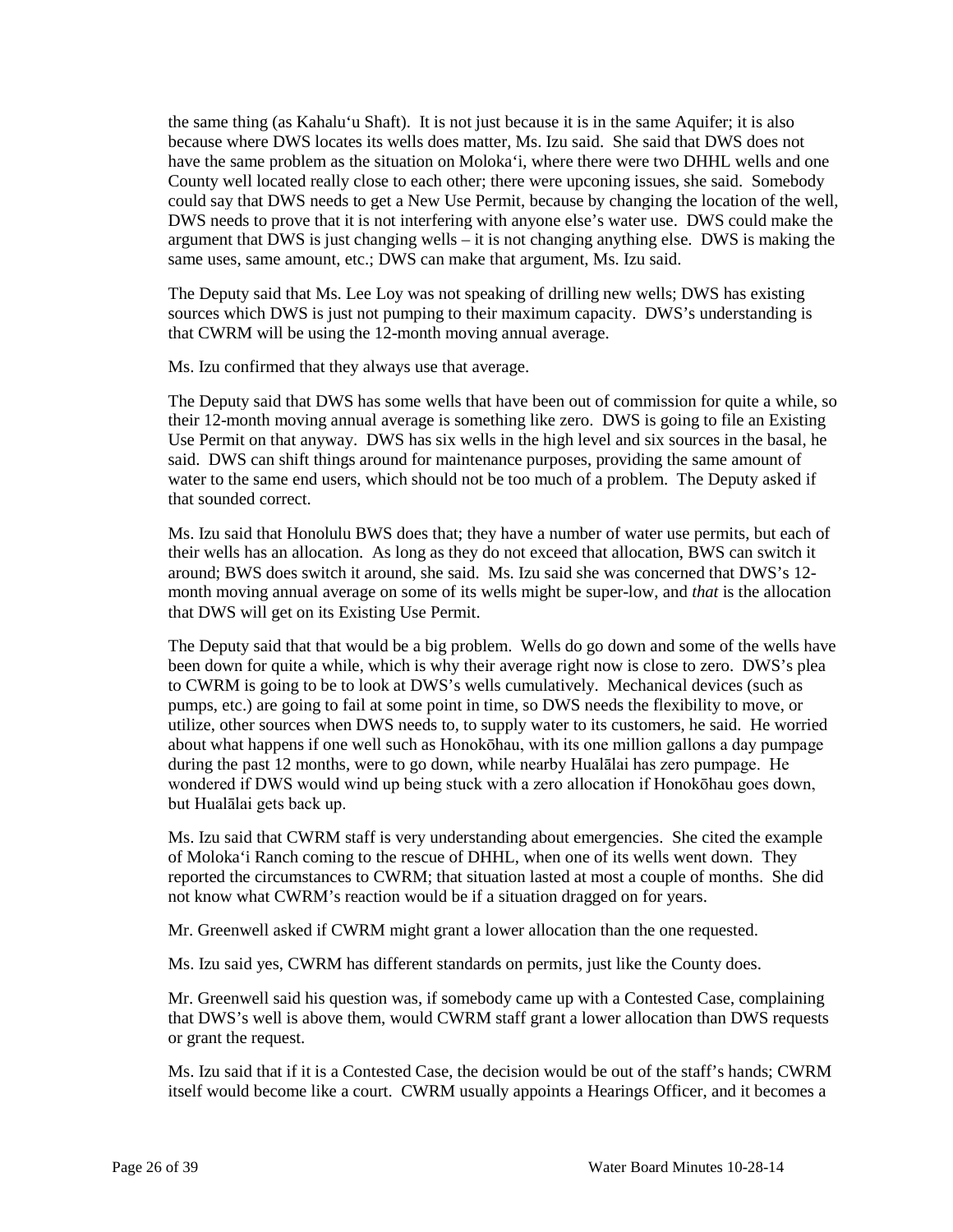the same thing (as Kahaluʻu Shaft). It is not just because it is in the same Aquifer; it is also because where DWS locates its wells does matter, Ms. Izu said. She said that DWS does not have the same problem as the situation on Molokaʻi, where there were two DHHL wells and one County well located really close to each other; there were upconing issues, she said. Somebody could say that DWS needs to get a New Use Permit, because by changing the location of the well, DWS needs to prove that it is not interfering with anyone else's water use. DWS could make the argument that DWS is just changing wells – it is not changing anything else. DWS is making the same uses, same amount, etc.; DWS can make that argument, Ms. Izu said.

The Deputy said that Ms. Lee Loy was not speaking of drilling new wells; DWS has existing sources which DWS is just not pumping to their maximum capacity. DWS's understanding is that CWRM will be using the 12-month moving annual average.

Ms. Izu confirmed that they always use that average.

The Deputy said that DWS has some wells that have been out of commission for quite a while, so their 12-month moving annual average is something like zero. DWS is going to file an Existing Use Permit on that anyway. DWS has six wells in the high level and six sources in the basal, he said. DWS can shift things around for maintenance purposes, providing the same amount of water to the same end users, which should not be too much of a problem. The Deputy asked if that sounded correct.

Ms. Izu said that Honolulu BWS does that; they have a number of water use permits, but each of their wells has an allocation. As long as they do not exceed that allocation, BWS can switch it around; BWS does switch it around, she said. Ms. Izu said she was concerned that DWS's 12-month moving annual average on some of its wells might be super-low, and *that* is the allocation that DWS will get on its Existing Use Permit.

The Deputy said that that would be a big problem. Wells do go down and some of the wells have been down for quite a while, which is why their average right now is close to zero. DWS's plea to CWRM is going to be to look at DWS's wells cumulatively. Mechanical devices (such as pumps, etc.) are going to fail at some point in time, so DWS needs the flexibility to move, or utilize, other sources when DWS needs to, to supply water to its customers, he said. He worried about what happens if one well such as Honokōhau, with its one million gallons a day pumpage during the past 12 months, were to go down, while nearby Hualālai has zero pumpage. He wondered if DWS would wind up being stuck with a zero allocation if Honokōhau goes down, but Hualālai gets back up.

Ms. Izu said that CWRM staff is very understanding about emergencies. She cited the example of Molokaʻi Ranch coming to the rescue of DHHL, when one of its wells went down. They reported the circumstances to CWRM; that situation lasted at most a couple of months. She did not know what CWRM's reaction would be if a situation dragged on for years.

Mr. Greenwell asked if CWRM might grant a lower allocation than the one requested.

Ms. Izu said yes, CWRM has different standards on permits, just like the County does.

Mr. Greenwell said his question was, if somebody came up with a Contested Case, complaining that DWS's well is above them, would CWRM staff grant a lower allocation than DWS requests or grant the request.

Ms. Izu said that if it is a Contested Case, the decision would be out of the staff's hands; CWRM itself would become like a court. CWRM usually appoints a Hearings Officer, and it becomes a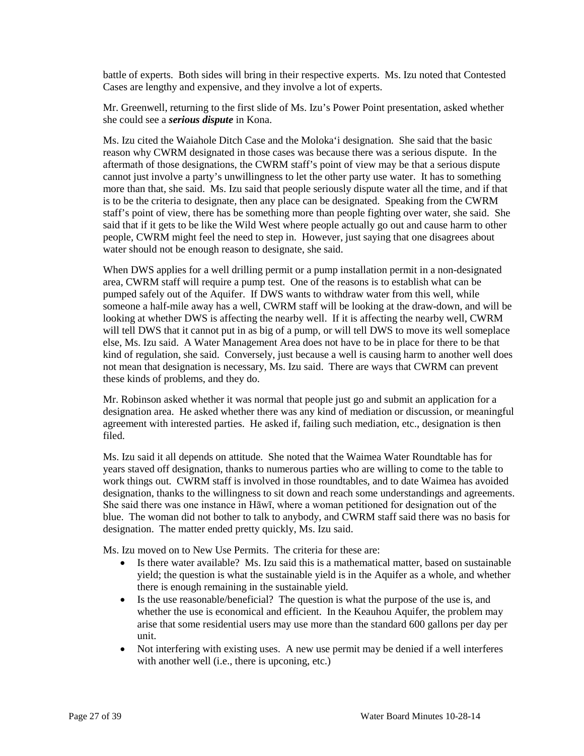battle of experts. Both sides will bring in their respective experts. Ms. Izu noted that Contested Cases are lengthy and expensive, and they involve a lot of experts.

Mr. Greenwell, returning to the first slide of Ms. Izu's Power Point presentation, asked whether she could see a ***serious dispute*** in Kona.

Ms. Izu cited the Waiahole Ditch Case and the Molokaʻi designation. She said that the basic reason why CWRM designated in those cases was because there was a serious dispute. In the aftermath of those designations, the CWRM staff's point of view may be that a serious dispute cannot just involve a party's unwillingness to let the other party use water. It has to something more than that, she said. Ms. Izu said that people seriously dispute water all the time, and if that is to be the criteria to designate, then any place can be designated. Speaking from the CWRM staff's point of view, there has be something more than people fighting over water, she said. She said that if it gets to be like the Wild West where people actually go out and cause harm to other people, CWRM might feel the need to step in. However, just saying that one disagrees about water should not be enough reason to designate, she said.

When DWS applies for a well drilling permit or a pump installation permit in a non-designated area, CWRM staff will require a pump test. One of the reasons is to establish what can be pumped safely out of the Aquifer. If DWS wants to withdraw water from this well, while someone a half-mile away has a well, CWRM staff will be looking at the draw-down, and will be looking at whether DWS is affecting the nearby well. If it is affecting the nearby well, CWRM will tell DWS that it cannot put in as big of a pump, or will tell DWS to move its well someplace else, Ms. Izu said. A Water Management Area does not have to be in place for there to be that kind of regulation, she said. Conversely, just because a well is causing harm to another well does not mean that designation is necessary, Ms. Izu said. There are ways that CWRM can prevent these kinds of problems, and they do.

Mr. Robinson asked whether it was normal that people just go and submit an application for a designation area. He asked whether there was any kind of mediation or discussion, or meaningful agreement with interested parties. He asked if, failing such mediation, etc., designation is then filed.

Ms. Izu said it all depends on attitude. She noted that the Waimea Water Roundtable has for years staved off designation, thanks to numerous parties who are willing to come to the table to work things out. CWRM staff is involved in those roundtables, and to date Waimea has avoided designation, thanks to the willingness to sit down and reach some understandings and agreements. She said there was one instance in Hāwī, where a woman petitioned for designation out of the blue. The woman did not bother to talk to anybody, and CWRM staff said there was no basis for designation. The matter ended pretty quickly, Ms. Izu said.

Ms. Izu moved on to New Use Permits. The criteria for these are:

- Is there water available? Ms. Izu said this is a mathematical matter, based on sustainable yield; the question is what the sustainable yield is in the Aquifer as a whole, and whether there is enough remaining in the sustainable yield.
- Is the use reasonable/beneficial? The question is what the purpose of the use is, and whether the use is economical and efficient. In the Keauhou Aquifer, the problem may arise that some residential users may use more than the standard 600 gallons per day per unit.
- Not interfering with existing uses. A new use permit may be denied if a well interferes with another well (i.e., there is upconing, etc.)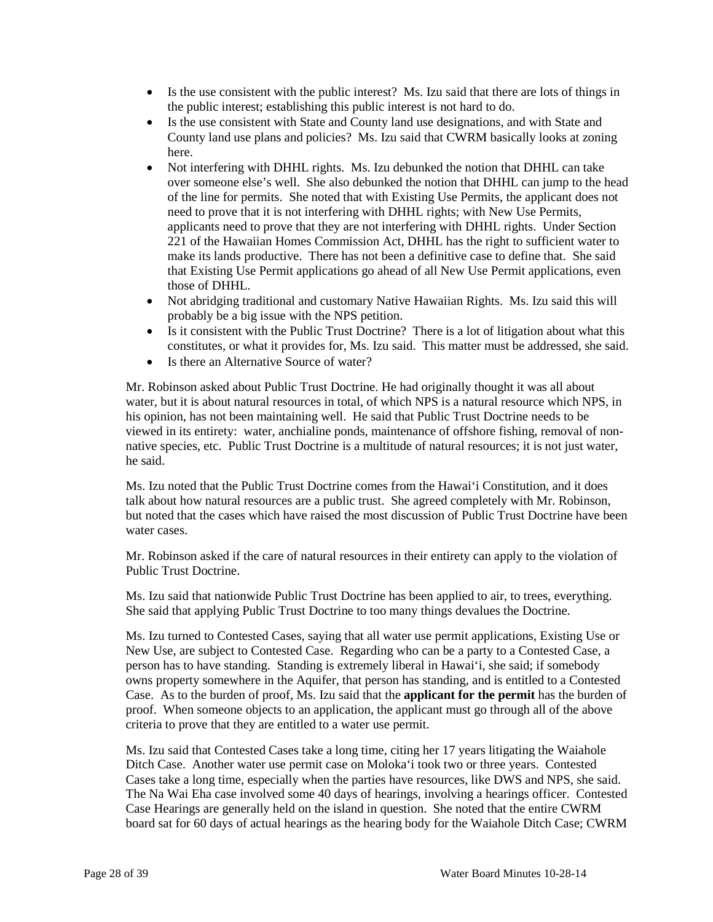- Is the use consistent with the public interest? Ms. Izu said that there are lots of things in the public interest; establishing this public interest is not hard to do.
- Is the use consistent with State and County land use designations, and with State and County land use plans and policies? Ms. Izu said that CWRM basically looks at zoning here.
- Not interfering with DHHL rights. Ms. Izu debunked the notion that DHHL can take over someone else's well. She also debunked the notion that DHHL can jump to the head of the line for permits. She noted that with Existing Use Permits, the applicant does not need to prove that it is not interfering with DHHL rights; with New Use Permits, applicants need to prove that they are not interfering with DHHL rights. Under Section 221 of the Hawaiian Homes Commission Act, DHHL has the right to sufficient water to make its lands productive. There has not been a definitive case to define that. She said that Existing Use Permit applications go ahead of all New Use Permit applications, even those of DHHL.
- Not abridging traditional and customary Native Hawaiian Rights. Ms. Izu said this will probably be a big issue with the NPS petition.
- Is it consistent with the Public Trust Doctrine? There is a lot of litigation about what this constitutes, or what it provides for, Ms. Izu said. This matter must be addressed, she said.
- Is there an Alternative Source of water?

Mr. Robinson asked about Public Trust Doctrine. He had originally thought it was all about water, but it is about natural resources in total, of which NPS is a natural resource which NPS, in his opinion, has not been maintaining well. He said that Public Trust Doctrine needs to be viewed in its entirety: water, anchialine ponds, maintenance of offshore fishing, removal of non-native species, etc. Public Trust Doctrine is a multitude of natural resources; it is not just water, he said.

Ms. Izu noted that the Public Trust Doctrine comes from the Hawaiʻi Constitution, and it does talk about how natural resources are a public trust. She agreed completely with Mr. Robinson, but noted that the cases which have raised the most discussion of Public Trust Doctrine have been water cases.

Mr. Robinson asked if the care of natural resources in their entirety can apply to the violation of Public Trust Doctrine.

Ms. Izu said that nationwide Public Trust Doctrine has been applied to air, to trees, everything. She said that applying Public Trust Doctrine to too many things devalues the Doctrine.

Ms. Izu turned to Contested Cases, saying that all water use permit applications, Existing Use or New Use, are subject to Contested Case. Regarding who can be a party to a Contested Case, a person has to have standing. Standing is extremely liberal in Hawaiʻi, she said; if somebody owns property somewhere in the Aquifer, that person has standing, and is entitled to a Contested Case. As to the burden of proof, Ms. Izu said that the **applicant for the permit** has the burden of proof. When someone objects to an application, the applicant must go through all of the above criteria to prove that they are entitled to a water use permit.

Ms. Izu said that Contested Cases take a long time, citing her 17 years litigating the Waiahole Ditch Case. Another water use permit case on Molokaʻi took two or three years. Contested Cases take a long time, especially when the parties have resources, like DWS and NPS, she said. The Na Wai Eha case involved some 40 days of hearings, involving a hearings officer. Contested Case Hearings are generally held on the island in question. She noted that the entire CWRM board sat for 60 days of actual hearings as the hearing body for the Waiahole Ditch Case; CWRM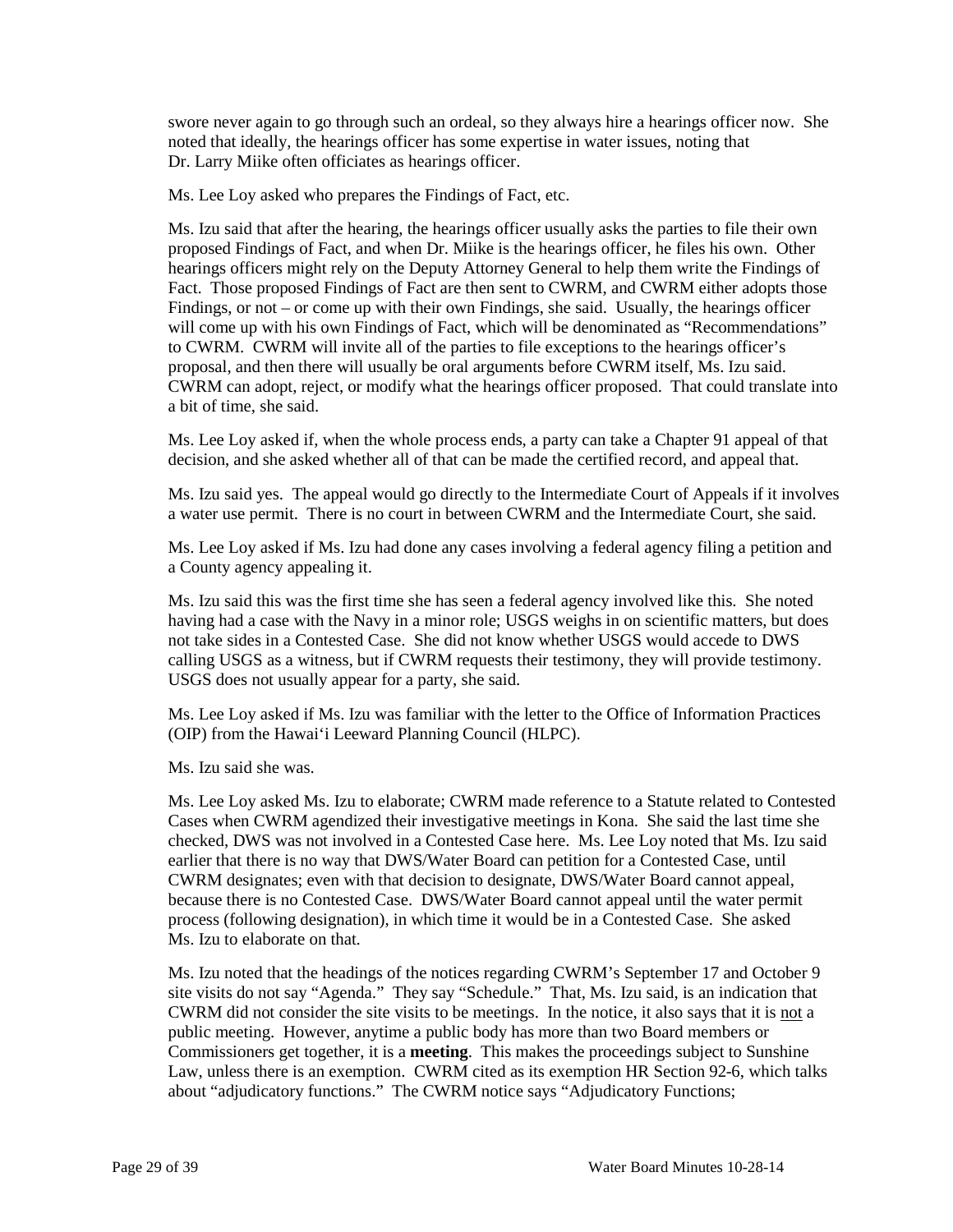swore never again to go through such an ordeal, so they always hire a hearings officer now. She noted that ideally, the hearings officer has some expertise in water issues, noting that Dr. Larry Miike often officiates as hearings officer.

Ms. Lee Loy asked who prepares the Findings of Fact, etc.

Ms. Izu said that after the hearing, the hearings officer usually asks the parties to file their own proposed Findings of Fact, and when Dr. Miike is the hearings officer, he files his own. Other hearings officers might rely on the Deputy Attorney General to help them write the Findings of Fact. Those proposed Findings of Fact are then sent to CWRM, and CWRM either adopts those Findings, or not – or come up with their own Findings, she said. Usually, the hearings officer will come up with his own Findings of Fact, which will be denominated as "Recommendations" to CWRM. CWRM will invite all of the parties to file exceptions to the hearings officer's proposal, and then there will usually be oral arguments before CWRM itself, Ms. Izu said. CWRM can adopt, reject, or modify what the hearings officer proposed. That could translate into a bit of time, she said.

Ms. Lee Loy asked if, when the whole process ends, a party can take a Chapter 91 appeal of that decision, and she asked whether all of that can be made the certified record, and appeal that.

Ms. Izu said yes. The appeal would go directly to the Intermediate Court of Appeals if it involves a water use permit. There is no court in between CWRM and the Intermediate Court, she said.

Ms. Lee Loy asked if Ms. Izu had done any cases involving a federal agency filing a petition and a County agency appealing it.

Ms. Izu said this was the first time she has seen a federal agency involved like this. She noted having had a case with the Navy in a minor role; USGS weighs in on scientific matters, but does not take sides in a Contested Case. She did not know whether USGS would accede to DWS calling USGS as a witness, but if CWRM requests their testimony, they will provide testimony. USGS does not usually appear for a party, she said.

Ms. Lee Loy asked if Ms. Izu was familiar with the letter to the Office of Information Practices (OIP) from the Hawai'i Leeward Planning Council (HLPC).

Ms. Izu said she was.

Ms. Lee Loy asked Ms. Izu to elaborate; CWRM made reference to a Statute related to Contested Cases when CWRM agendized their investigative meetings in Kona. She said the last time she checked, DWS was not involved in a Contested Case here. Ms. Lee Loy noted that Ms. Izu said earlier that there is no way that DWS/Water Board can petition for a Contested Case, until CWRM designates; even with that decision to designate, DWS/Water Board cannot appeal, because there is no Contested Case. DWS/Water Board cannot appeal until the water permit process (following designation), in which time it would be in a Contested Case. She asked Ms. Izu to elaborate on that.

Ms. Izu noted that the headings of the notices regarding CWRM's September 17 and October 9 site visits do not say "Agenda." They say "Schedule." That, Ms. Izu said, is an indication that CWRM did not consider the site visits to be meetings. In the notice, it also says that it is <u>not</u> a public meeting. However, anytime a public body has more than two Board members or Commissioners get together, it is a **meeting**. This makes the proceedings subject to Sunshine Law, unless there is an exemption. CWRM cited as its exemption HR Section 92-6, which talks about "adjudicatory functions." The CWRM notice says "Adjudicatory Functions;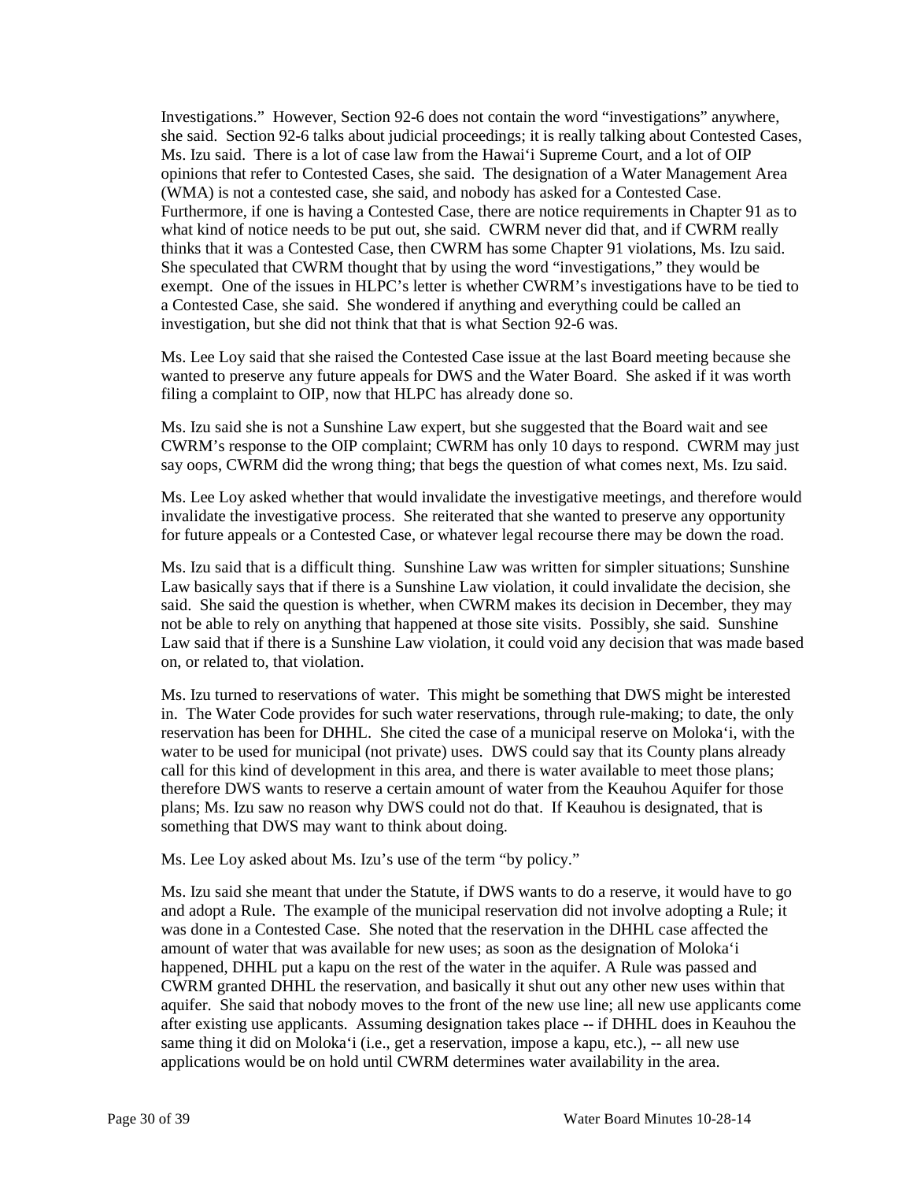Investigations." However, Section 92-6 does not contain the word "investigations" anywhere, she said. Section 92-6 talks about judicial proceedings; it is really talking about Contested Cases, Ms. Izu said. There is a lot of case law from the Hawai'i Supreme Court, and a lot of OIP opinions that refer to Contested Cases, she said. The designation of a Water Management Area (WMA) is not a contested case, she said, and nobody has asked for a Contested Case. Furthermore, if one is having a Contested Case, there are notice requirements in Chapter 91 as to what kind of notice needs to be put out, she said. CWRM never did that, and if CWRM really thinks that it was a Contested Case, then CWRM has some Chapter 91 violations, Ms. Izu said. She speculated that CWRM thought that by using the word "investigations," they would be exempt. One of the issues in HLPC's letter is whether CWRM's investigations have to be tied to a Contested Case, she said. She wondered if anything and everything could be called an investigation, but she did not think that that is what Section 92-6 was.

Ms. Lee Loy said that she raised the Contested Case issue at the last Board meeting because she wanted to preserve any future appeals for DWS and the Water Board. She asked if it was worth filing a complaint to OIP, now that HLPC has already done so.

Ms. Izu said she is not a Sunshine Law expert, but she suggested that the Board wait and see CWRM's response to the OIP complaint; CWRM has only 10 days to respond. CWRM may just say oops, CWRM did the wrong thing; that begs the question of what comes next, Ms. Izu said.

Ms. Lee Loy asked whether that would invalidate the investigative meetings, and therefore would invalidate the investigative process. She reiterated that she wanted to preserve any opportunity for future appeals or a Contested Case, or whatever legal recourse there may be down the road.

Ms. Izu said that is a difficult thing. Sunshine Law was written for simpler situations; Sunshine Law basically says that if there is a Sunshine Law violation, it could invalidate the decision, she said. She said the question is whether, when CWRM makes its decision in December, they may not be able to rely on anything that happened at those site visits. Possibly, she said. Sunshine Law said that if there is a Sunshine Law violation, it could void any decision that was made based on, or related to, that violation.

Ms. Izu turned to reservations of water. This might be something that DWS might be interested in. The Water Code provides for such water reservations, through rule-making; to date, the only reservation has been for DHHL. She cited the case of a municipal reserve on Moloka'i, with the water to be used for municipal (not private) uses. DWS could say that its County plans already call for this kind of development in this area, and there is water available to meet those plans; therefore DWS wants to reserve a certain amount of water from the Keauhou Aquifer for those plans; Ms. Izu saw no reason why DWS could not do that. If Keauhou is designated, that is something that DWS may want to think about doing.

Ms. Lee Loy asked about Ms. Izu's use of the term "by policy."

Ms. Izu said she meant that under the Statute, if DWS wants to do a reserve, it would have to go and adopt a Rule. The example of the municipal reservation did not involve adopting a Rule; it was done in a Contested Case. She noted that the reservation in the DHHL case affected the amount of water that was available for new uses; as soon as the designation of Moloka'i happened, DHHL put a kapu on the rest of the water in the aquifer. A Rule was passed and CWRM granted DHHL the reservation, and basically it shut out any other new uses within that aquifer. She said that nobody moves to the front of the new use line; all new use applicants come after existing use applicants. Assuming designation takes place -- if DHHL does in Keauhou the same thing it did on Moloka'i (i.e., get a reservation, impose a kapu, etc.), -- all new use applications would be on hold until CWRM determines water availability in the area.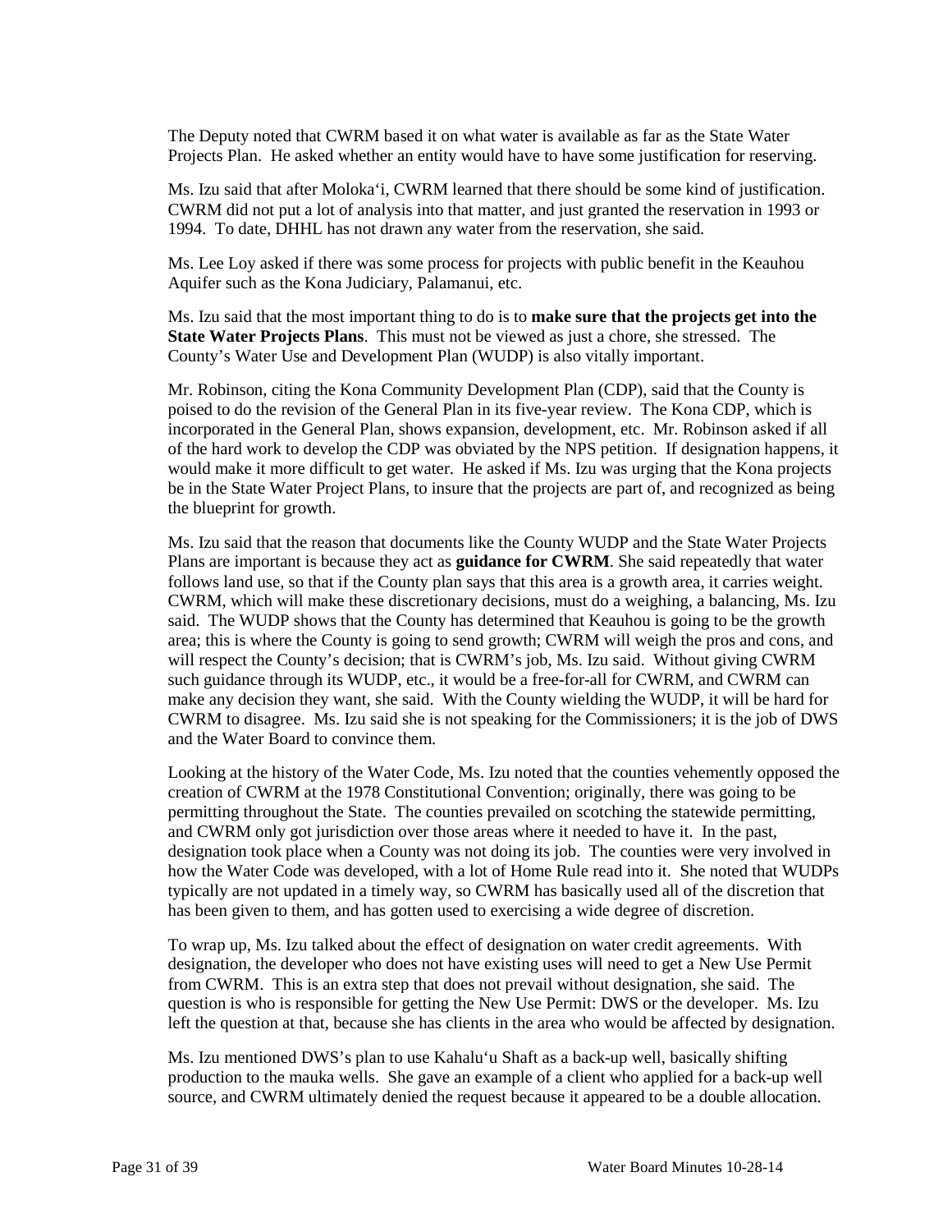The Deputy noted that CWRM based it on what water is available as far as the State Water Projects Plan. He asked whether an entity would have to have some justification for reserving.

Ms. Izu said that after Molokaʻi, CWRM learned that there should be some kind of justification. CWRM did not put a lot of analysis into that matter, and just granted the reservation in 1993 or 1994. To date, DHHL has not drawn any water from the reservation, she said.

Ms. Lee Loy asked if there was some process for projects with public benefit in the Keauhou Aquifer such as the Kona Judiciary, Palamanui, etc.

Ms. Izu said that the most important thing to do is to **make sure that the projects get into the State Water Projects Plans**. This must not be viewed as just a chore, she stressed. The County's Water Use and Development Plan (WUDP) is also vitally important.

Mr. Robinson, citing the Kona Community Development Plan (CDP), said that the County is poised to do the revision of the General Plan in its five-year review. The Kona CDP, which is incorporated in the General Plan, shows expansion, development, etc. Mr. Robinson asked if all of the hard work to develop the CDP was obviated by the NPS petition. If designation happens, it would make it more difficult to get water. He asked if Ms. Izu was urging that the Kona projects be in the State Water Project Plans, to insure that the projects are part of, and recognized as being the blueprint for growth.

Ms. Izu said that the reason that documents like the County WUDP and the State Water Projects Plans are important is because they act as **guidance for CWRM**. She said repeatedly that water follows land use, so that if the County plan says that this area is a growth area, it carries weight. CWRM, which will make these discretionary decisions, must do a weighing, a balancing, Ms. Izu said. The WUDP shows that the County has determined that Keauhou is going to be the growth area; this is where the County is going to send growth; CWRM will weigh the pros and cons, and will respect the County's decision; that is CWRM's job, Ms. Izu said. Without giving CWRM such guidance through its WUDP, etc., it would be a free-for-all for CWRM, and CWRM can make any decision they want, she said. With the County wielding the WUDP, it will be hard for CWRM to disagree. Ms. Izu said she is not speaking for the Commissioners; it is the job of DWS and the Water Board to convince them.

Looking at the history of the Water Code, Ms. Izu noted that the counties vehemently opposed the creation of CWRM at the 1978 Constitutional Convention; originally, there was going to be permitting throughout the State. The counties prevailed on scotching the statewide permitting, and CWRM only got jurisdiction over those areas where it needed to have it. In the past, designation took place when a County was not doing its job. The counties were very involved in how the Water Code was developed, with a lot of Home Rule read into it. She noted that WUDPs typically are not updated in a timely way, so CWRM has basically used all of the discretion that has been given to them, and has gotten used to exercising a wide degree of discretion.

To wrap up, Ms. Izu talked about the effect of designation on water credit agreements. With designation, the developer who does not have existing uses will need to get a New Use Permit from CWRM. This is an extra step that does not prevail without designation, she said. The question is who is responsible for getting the New Use Permit: DWS or the developer. Ms. Izu left the question at that, because she has clients in the area who would be affected by designation.

Ms. Izu mentioned DWS's plan to use Kahaluʻu Shaft as a back-up well, basically shifting production to the mauka wells. She gave an example of a client who applied for a back-up well source, and CWRM ultimately denied the request because it appeared to be a double allocation.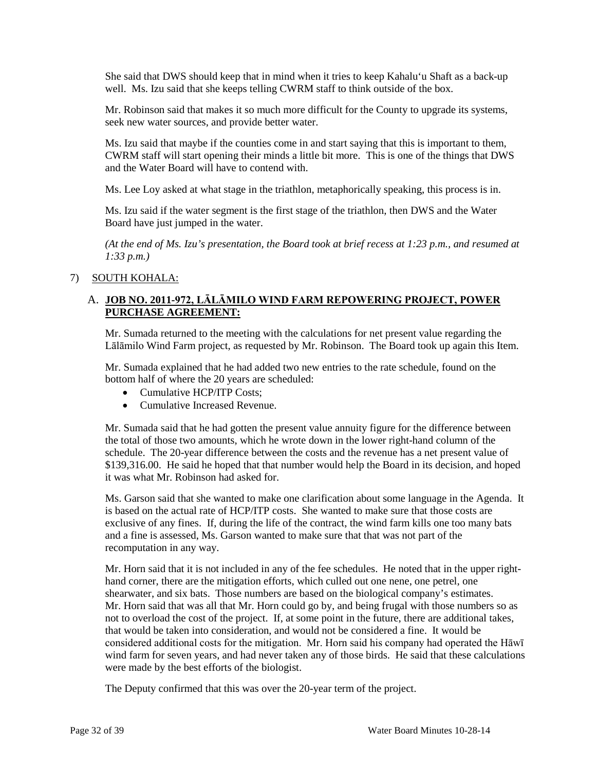She said that DWS should keep that in mind when it tries to keep Kahaluʻu Shaft as a back-up well. Ms. Izu said that she keeps telling CWRM staff to think outside of the box.

Mr. Robinson said that makes it so much more difficult for the County to upgrade its systems, seek new water sources, and provide better water.

Ms. Izu said that maybe if the counties come in and start saying that this is important to them, CWRM staff will start opening their minds a little bit more. This is one of the things that DWS and the Water Board will have to contend with.

Ms. Lee Loy asked at what stage in the triathlon, metaphorically speaking, this process is in.

Ms. Izu said if the water segment is the first stage of the triathlon, then DWS and the Water Board have just jumped in the water.

*(At the end of Ms. Izu's presentation, the Board took at brief recess at 1:23 p.m., and resumed at 1:33 p.m.)*

7) SOUTH KOHALA:

A. **JOB NO. 2011-972, LĀLĀMILO WIND FARM REPOWERING PROJECT, POWER PURCHASE AGREEMENT:**

Mr. Sumada returned to the meeting with the calculations for net present value regarding the Lālāmilo Wind Farm project, as requested by Mr. Robinson. The Board took up again this Item.

Mr. Sumada explained that he had added two new entries to the rate schedule, found on the bottom half of where the 20 years are scheduled:

- Cumulative HCP/ITP Costs;
- Cumulative Increased Revenue.

Mr. Sumada said that he had gotten the present value annuity figure for the difference between the total of those two amounts, which he wrote down in the lower right-hand column of the schedule. The 20-year difference between the costs and the revenue has a net present value of $139,316.00. He said he hoped that that number would help the Board in its decision, and hoped it was what Mr. Robinson had asked for.

Ms. Garson said that she wanted to make one clarification about some language in the Agenda. It is based on the actual rate of HCP/ITP costs. She wanted to make sure that those costs are exclusive of any fines. If, during the life of the contract, the wind farm kills one too many bats and a fine is assessed, Ms. Garson wanted to make sure that that was not part of the recomputation in any way.

Mr. Horn said that it is not included in any of the fee schedules. He noted that in the upper right-hand corner, there are the mitigation efforts, which culled out one nene, one petrel, one shearwater, and six bats. Those numbers are based on the biological company's estimates. Mr. Horn said that was all that Mr. Horn could go by, and being frugal with those numbers so as not to overload the cost of the project. If, at some point in the future, there are additional takes, that would be taken into consideration, and would not be considered a fine. It would be considered additional costs for the mitigation. Mr. Horn said his company had operated the Hāwī wind farm for seven years, and had never taken any of those birds. He said that these calculations were made by the best efforts of the biologist.

The Deputy confirmed that this was over the 20-year term of the project.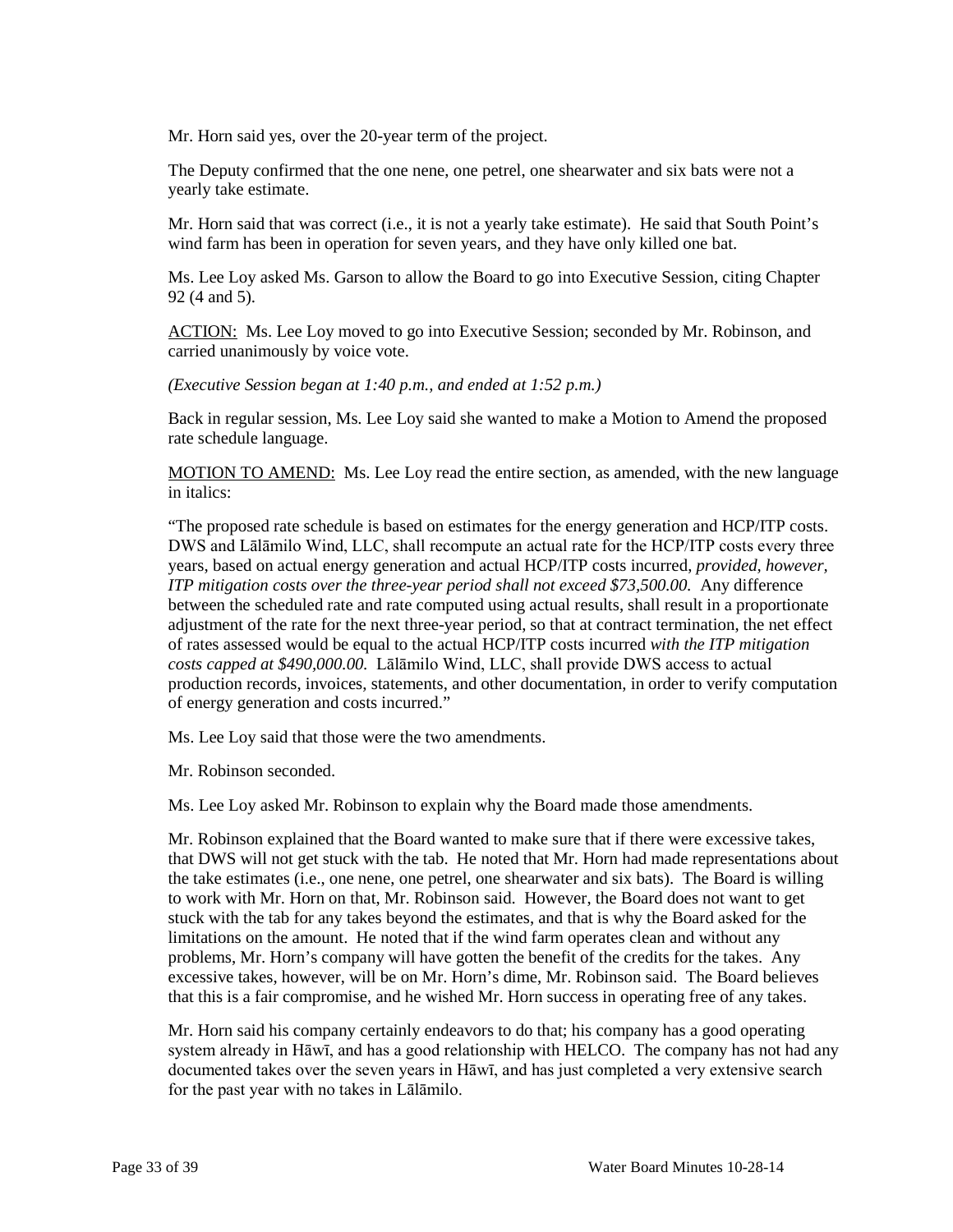Mr. Horn said yes, over the 20-year term of the project.

The Deputy confirmed that the one nene, one petrel, one shearwater and six bats were not a yearly take estimate.

Mr. Horn said that was correct (i.e., it is not a yearly take estimate). He said that South Point's wind farm has been in operation for seven years, and they have only killed one bat.

Ms. Lee Loy asked Ms. Garson to allow the Board to go into Executive Session, citing Chapter 92 (4 and 5).

ACTION: Ms. Lee Loy moved to go into Executive Session; seconded by Mr. Robinson, and carried unanimously by voice vote.

*(Executive Session began at 1:40 p.m., and ended at 1:52 p.m.)*

Back in regular session, Ms. Lee Loy said she wanted to make a Motion to Amend the proposed rate schedule language.

MOTION TO AMEND: Ms. Lee Loy read the entire section, as amended, with the new language in italics:

"The proposed rate schedule is based on estimates for the energy generation and HCP/ITP costs. DWS and Lālāmilo Wind, LLC, shall recompute an actual rate for the HCP/ITP costs every three years, based on actual energy generation and actual HCP/ITP costs incurred, *provided, however, ITP mitigation costs over the three-year period shall not exceed $73,500.00.* Any difference between the scheduled rate and rate computed using actual results, shall result in a proportionate adjustment of the rate for the next three-year period, so that at contract termination, the net effect of rates assessed would be equal to the actual HCP/ITP costs incurred *with the ITP mitigation costs capped at $490,000.00.* Lālāmilo Wind, LLC, shall provide DWS access to actual production records, invoices, statements, and other documentation, in order to verify computation of energy generation and costs incurred."

Ms. Lee Loy said that those were the two amendments.

Mr. Robinson seconded.

Ms. Lee Loy asked Mr. Robinson to explain why the Board made those amendments.

Mr. Robinson explained that the Board wanted to make sure that if there were excessive takes, that DWS will not get stuck with the tab. He noted that Mr. Horn had made representations about the take estimates (i.e., one nene, one petrel, one shearwater and six bats). The Board is willing to work with Mr. Horn on that, Mr. Robinson said. However, the Board does not want to get stuck with the tab for any takes beyond the estimates, and that is why the Board asked for the limitations on the amount. He noted that if the wind farm operates clean and without any problems, Mr. Horn's company will have gotten the benefit of the credits for the takes. Any excessive takes, however, will be on Mr. Horn's dime, Mr. Robinson said. The Board believes that this is a fair compromise, and he wished Mr. Horn success in operating free of any takes.

Mr. Horn said his company certainly endeavors to do that; his company has a good operating system already in Hāwī, and has a good relationship with HELCO. The company has not had any documented takes over the seven years in Hāwī, and has just completed a very extensive search for the past year with no takes in Lālāmilo.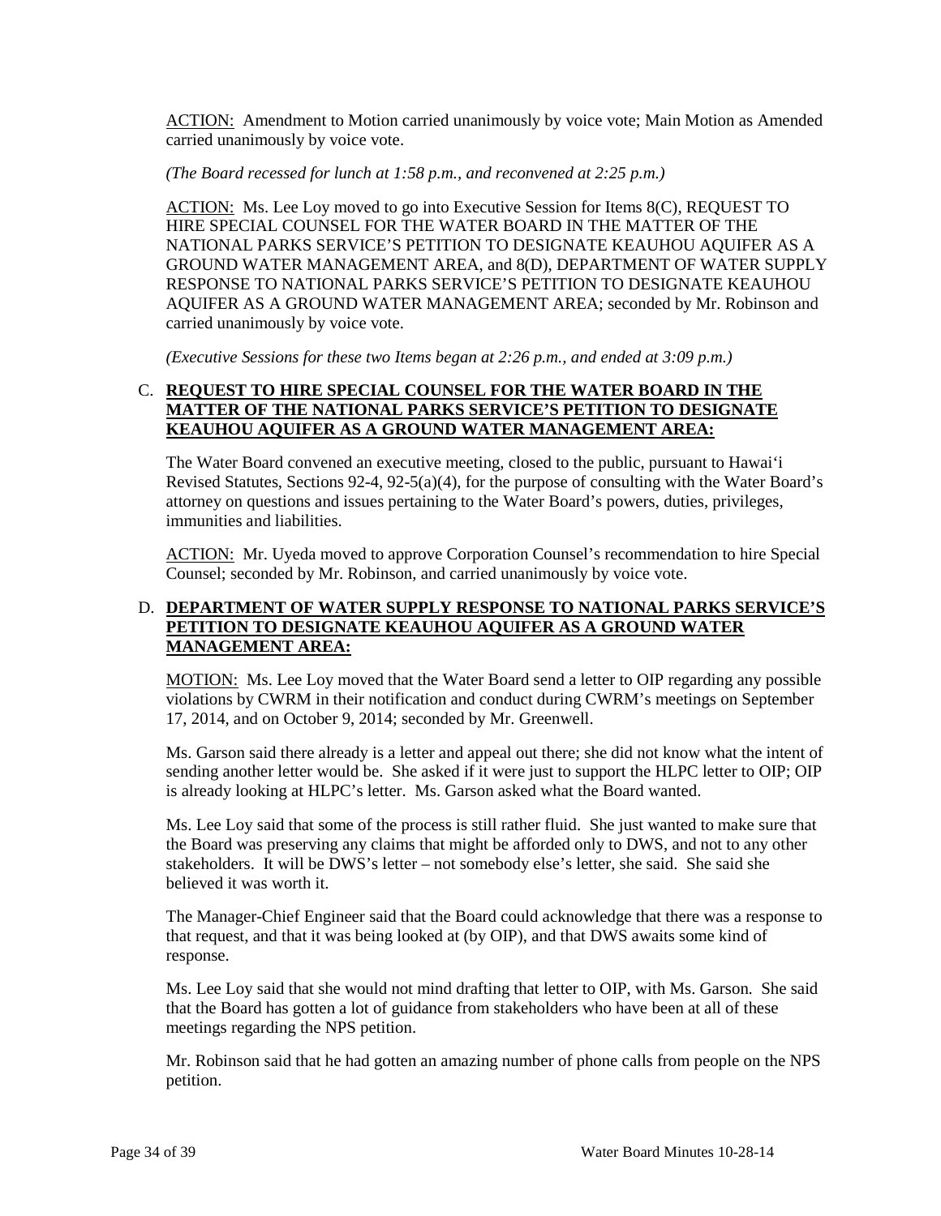ACTION: Amendment to Motion carried unanimously by voice vote; Main Motion as Amended carried unanimously by voice vote.

*(The Board recessed for lunch at 1:58 p.m., and reconvened at 2:25 p.m.)*

ACTION: Ms. Lee Loy moved to go into Executive Session for Items 8(C), REQUEST TO HIRE SPECIAL COUNSEL FOR THE WATER BOARD IN THE MATTER OF THE NATIONAL PARKS SERVICE'S PETITION TO DESIGNATE KEAUHOU AQUIFER AS A GROUND WATER MANAGEMENT AREA, and 8(D), DEPARTMENT OF WATER SUPPLY RESPONSE TO NATIONAL PARKS SERVICE'S PETITION TO DESIGNATE KEAUHOU AQUIFER AS A GROUND WATER MANAGEMENT AREA; seconded by Mr. Robinson and carried unanimously by voice vote.

*(Executive Sessions for these two Items began at 2:26 p.m., and ended at 3:09 p.m.)*

C. **REQUEST TO HIRE SPECIAL COUNSEL FOR THE WATER BOARD IN THE MATTER OF THE NATIONAL PARKS SERVICE'S PETITION TO DESIGNATE KEAUHOU AQUIFER AS A GROUND WATER MANAGEMENT AREA:**

The Water Board convened an executive meeting, closed to the public, pursuant to Hawai'i Revised Statutes, Sections 92-4, 92-5(a)(4), for the purpose of consulting with the Water Board's attorney on questions and issues pertaining to the Water Board's powers, duties, privileges, immunities and liabilities.

ACTION: Mr. Uyeda moved to approve Corporation Counsel's recommendation to hire Special Counsel; seconded by Mr. Robinson, and carried unanimously by voice vote.

D. **DEPARTMENT OF WATER SUPPLY RESPONSE TO NATIONAL PARKS SERVICE'S PETITION TO DESIGNATE KEAUHOU AQUIFER AS A GROUND WATER MANAGEMENT AREA:**

MOTION: Ms. Lee Loy moved that the Water Board send a letter to OIP regarding any possible violations by CWRM in their notification and conduct during CWRM's meetings on September 17, 2014, and on October 9, 2014; seconded by Mr. Greenwell.

Ms. Garson said there already is a letter and appeal out there; she did not know what the intent of sending another letter would be. She asked if it were just to support the HLPC letter to OIP; OIP is already looking at HLPC's letter. Ms. Garson asked what the Board wanted.

Ms. Lee Loy said that some of the process is still rather fluid. She just wanted to make sure that the Board was preserving any claims that might be afforded only to DWS, and not to any other stakeholders. It will be DWS's letter – not somebody else's letter, she said. She said she believed it was worth it.

The Manager-Chief Engineer said that the Board could acknowledge that there was a response to that request, and that it was being looked at (by OIP), and that DWS awaits some kind of response.

Ms. Lee Loy said that she would not mind drafting that letter to OIP, with Ms. Garson. She said that the Board has gotten a lot of guidance from stakeholders who have been at all of these meetings regarding the NPS petition.

Mr. Robinson said that he had gotten an amazing number of phone calls from people on the NPS petition.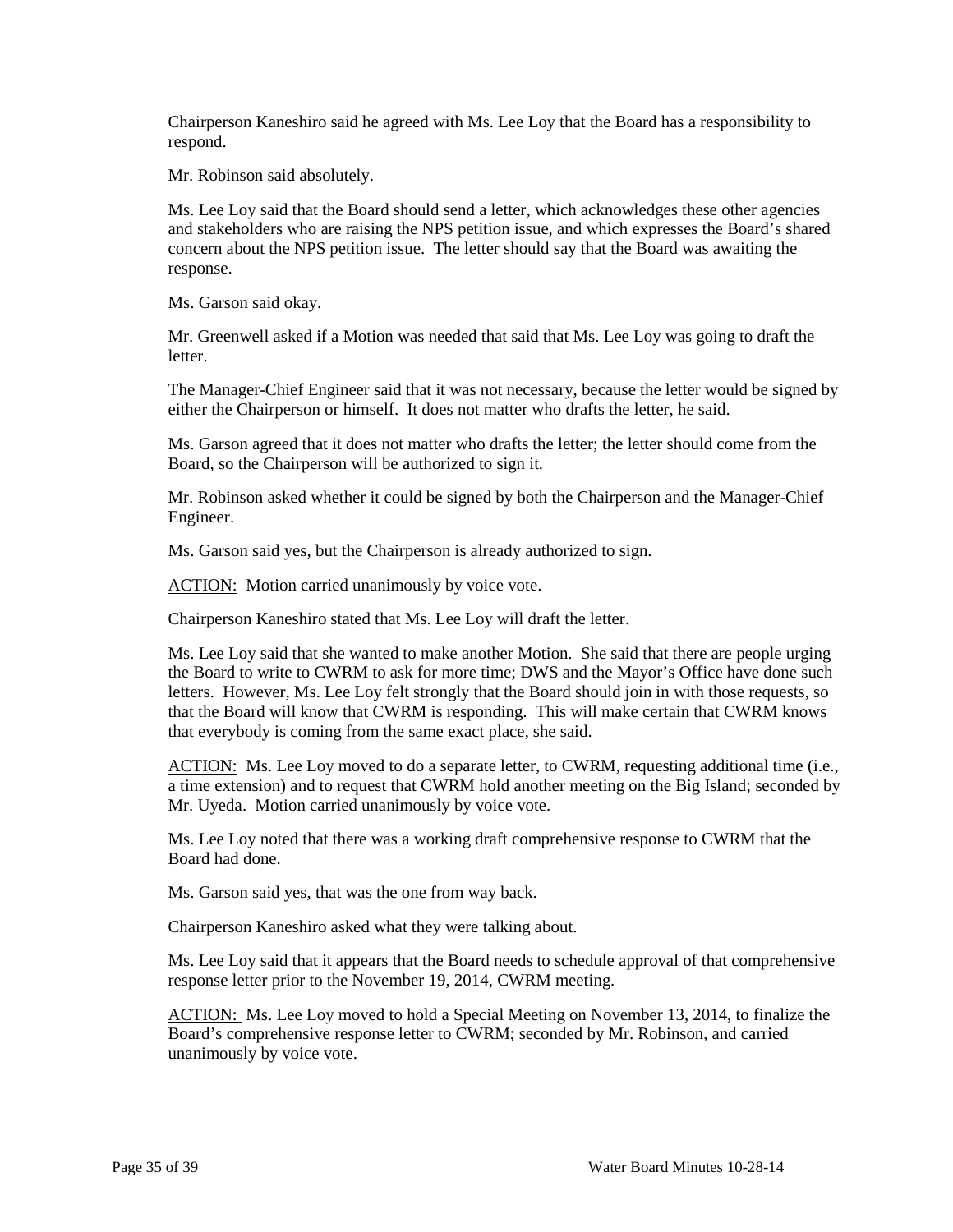Chairperson Kaneshiro said he agreed with Ms. Lee Loy that the Board has a responsibility to respond.

Mr. Robinson said absolutely.

Ms. Lee Loy said that the Board should send a letter, which acknowledges these other agencies and stakeholders who are raising the NPS petition issue, and which expresses the Board's shared concern about the NPS petition issue. The letter should say that the Board was awaiting the response.

Ms. Garson said okay.

Mr. Greenwell asked if a Motion was needed that said that Ms. Lee Loy was going to draft the letter.

The Manager-Chief Engineer said that it was not necessary, because the letter would be signed by either the Chairperson or himself. It does not matter who drafts the letter, he said.

Ms. Garson agreed that it does not matter who drafts the letter; the letter should come from the Board, so the Chairperson will be authorized to sign it.

Mr. Robinson asked whether it could be signed by both the Chairperson and the Manager-Chief Engineer.

Ms. Garson said yes, but the Chairperson is already authorized to sign.

ACTION: Motion carried unanimously by voice vote.

Chairperson Kaneshiro stated that Ms. Lee Loy will draft the letter.

Ms. Lee Loy said that she wanted to make another Motion. She said that there are people urging the Board to write to CWRM to ask for more time; DWS and the Mayor's Office have done such letters. However, Ms. Lee Loy felt strongly that the Board should join in with those requests, so that the Board will know that CWRM is responding. This will make certain that CWRM knows that everybody is coming from the same exact place, she said.

ACTION: Ms. Lee Loy moved to do a separate letter, to CWRM, requesting additional time (i.e., a time extension) and to request that CWRM hold another meeting on the Big Island; seconded by Mr. Uyeda. Motion carried unanimously by voice vote.

Ms. Lee Loy noted that there was a working draft comprehensive response to CWRM that the Board had done.

Ms. Garson said yes, that was the one from way back.

Chairperson Kaneshiro asked what they were talking about.

Ms. Lee Loy said that it appears that the Board needs to schedule approval of that comprehensive response letter prior to the November 19, 2014, CWRM meeting.

ACTION: Ms. Lee Loy moved to hold a Special Meeting on November 13, 2014, to finalize the Board's comprehensive response letter to CWRM; seconded by Mr. Robinson, and carried unanimously by voice vote.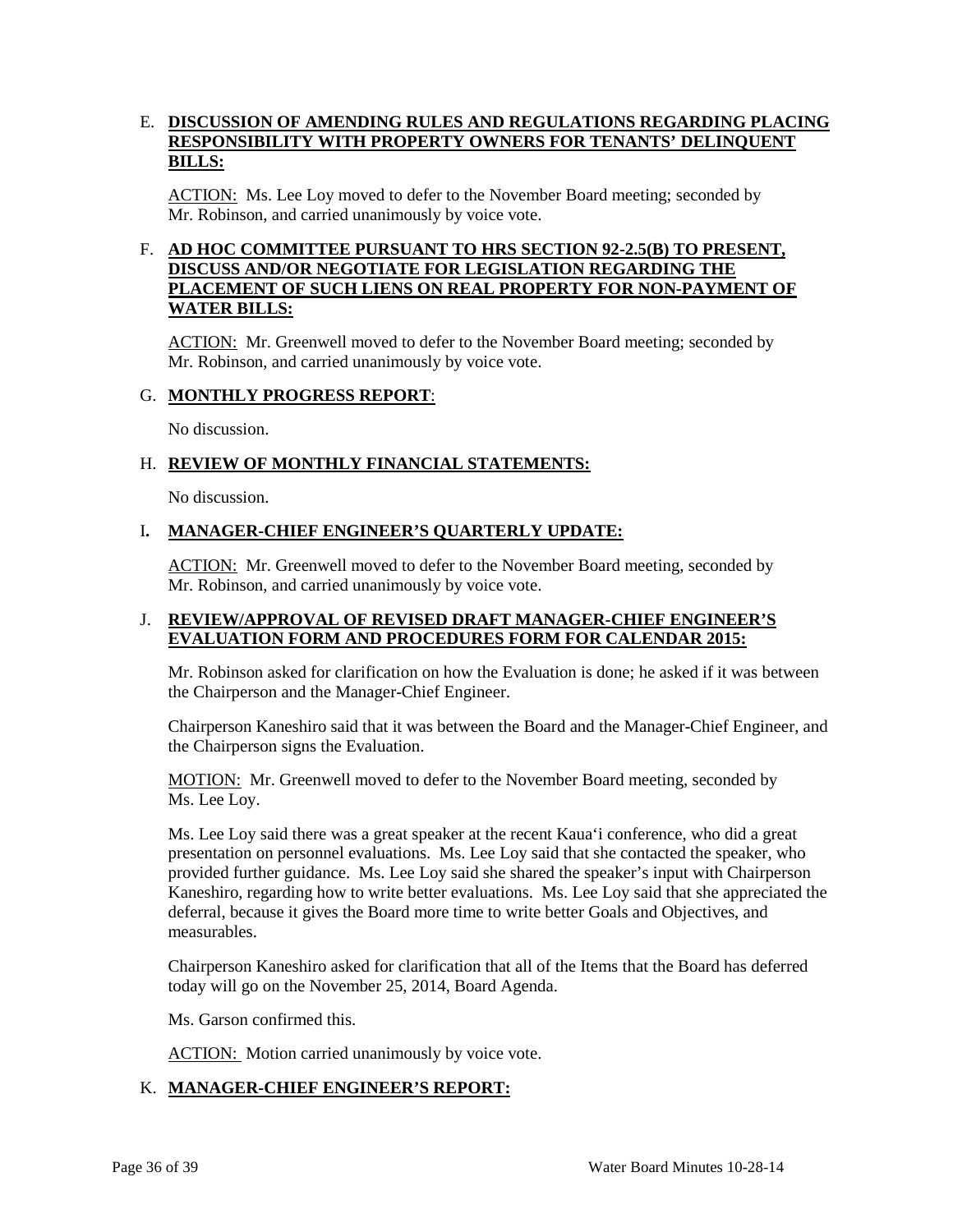E. **DISCUSSION OF AMENDING RULES AND REGULATIONS REGARDING PLACING RESPONSIBILITY WITH PROPERTY OWNERS FOR TENANTS' DELINQUENT BILLS:**

ACTION: Ms. Lee Loy moved to defer to the November Board meeting; seconded by Mr. Robinson, and carried unanimously by voice vote.

F. **AD HOC COMMITTEE PURSUANT TO HRS SECTION 92-2.5(B) TO PRESENT, DISCUSS AND/OR NEGOTIATE FOR LEGISLATION REGARDING THE PLACEMENT OF SUCH LIENS ON REAL PROPERTY FOR NON-PAYMENT OF WATER BILLS:**

ACTION: Mr. Greenwell moved to defer to the November Board meeting; seconded by Mr. Robinson, and carried unanimously by voice vote.

G. **MONTHLY PROGRESS REPORT**:

No discussion.

H. **REVIEW OF MONTHLY FINANCIAL STATEMENTS:**

No discussion.

I. **MANAGER-CHIEF ENGINEER'S QUARTERLY UPDATE:**

ACTION: Mr. Greenwell moved to defer to the November Board meeting, seconded by Mr. Robinson, and carried unanimously by voice vote.

J. **REVIEW/APPROVAL OF REVISED DRAFT MANAGER-CHIEF ENGINEER'S EVALUATION FORM AND PROCEDURES FORM FOR CALENDAR 2015:**

Mr. Robinson asked for clarification on how the Evaluation is done; he asked if it was between the Chairperson and the Manager-Chief Engineer.

Chairperson Kaneshiro said that it was between the Board and the Manager-Chief Engineer, and the Chairperson signs the Evaluation.

MOTION: Mr. Greenwell moved to defer to the November Board meeting, seconded by Ms. Lee Loy.

Ms. Lee Loy said there was a great speaker at the recent Kaua'i conference, who did a great presentation on personnel evaluations. Ms. Lee Loy said that she contacted the speaker, who provided further guidance. Ms. Lee Loy said she shared the speaker's input with Chairperson Kaneshiro, regarding how to write better evaluations. Ms. Lee Loy said that she appreciated the deferral, because it gives the Board more time to write better Goals and Objectives, and measurables.

Chairperson Kaneshiro asked for clarification that all of the Items that the Board has deferred today will go on the November 25, 2014, Board Agenda.

Ms. Garson confirmed this.

ACTION: Motion carried unanimously by voice vote.

K. **MANAGER-CHIEF ENGINEER'S REPORT:**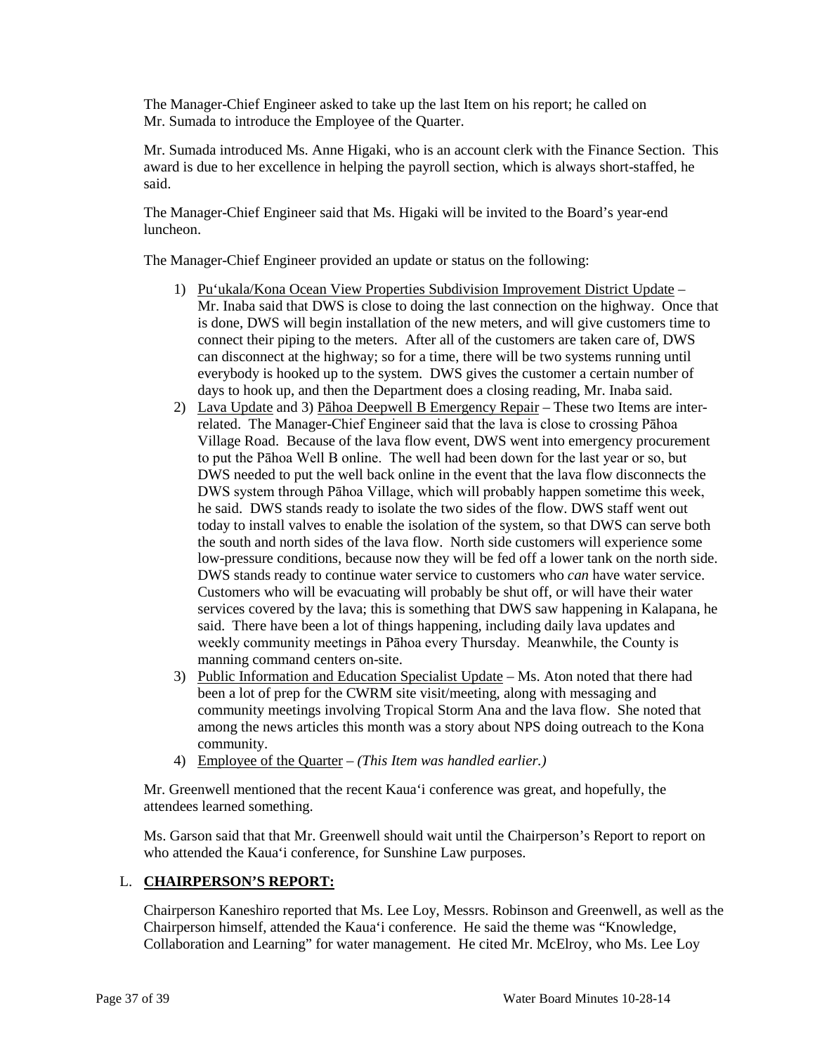The Manager-Chief Engineer asked to take up the last Item on his report; he called on Mr. Sumada to introduce the Employee of the Quarter.

Mr. Sumada introduced Ms. Anne Higaki, who is an account clerk with the Finance Section. This award is due to her excellence in helping the payroll section, which is always short-staffed, he said.

The Manager-Chief Engineer said that Ms. Higaki will be invited to the Board's year-end luncheon.

The Manager-Chief Engineer provided an update or status on the following:

1) Pu'ukala/Kona Ocean View Properties Subdivision Improvement District Update – Mr. Inaba said that DWS is close to doing the last connection on the highway. Once that is done, DWS will begin installation of the new meters, and will give customers time to connect their piping to the meters. After all of the customers are taken care of, DWS can disconnect at the highway; so for a time, there will be two systems running until everybody is hooked up to the system. DWS gives the customer a certain number of days to hook up, and then the Department does a closing reading, Mr. Inaba said.
2) Lava Update and 3) Pāhoa Deepwell B Emergency Repair – These two Items are inter-related. The Manager-Chief Engineer said that the lava is close to crossing Pāhoa Village Road. Because of the lava flow event, DWS went into emergency procurement to put the Pāhoa Well B online. The well had been down for the last year or so, but DWS needed to put the well back online in the event that the lava flow disconnects the DWS system through Pāhoa Village, which will probably happen sometime this week, he said. DWS stands ready to isolate the two sides of the flow. DWS staff went out today to install valves to enable the isolation of the system, so that DWS can serve both the south and north sides of the lava flow. North side customers will experience some low-pressure conditions, because now they will be fed off a lower tank on the north side. DWS stands ready to continue water service to customers who *can* have water service. Customers who will be evacuating will probably be shut off, or will have their water services covered by the lava; this is something that DWS saw happening in Kalapana, he said. There have been a lot of things happening, including daily lava updates and weekly community meetings in Pāhoa every Thursday. Meanwhile, the County is manning command centers on-site.
3) Public Information and Education Specialist Update – Ms. Aton noted that there had been a lot of prep for the CWRM site visit/meeting, along with messaging and community meetings involving Tropical Storm Ana and the lava flow. She noted that among the news articles this month was a story about NPS doing outreach to the Kona community.
4) Employee of the Quarter – *(This Item was handled earlier.)*

Mr. Greenwell mentioned that the recent Kaua'i conference was great, and hopefully, the attendees learned something.

Ms. Garson said that that Mr. Greenwell should wait until the Chairperson's Report to report on who attended the Kaua'i conference, for Sunshine Law purposes.

## L. **CHAIRPERSON'S REPORT:**

Chairperson Kaneshiro reported that Ms. Lee Loy, Messrs. Robinson and Greenwell, as well as the Chairperson himself, attended the Kaua'i conference. He said the theme was "Knowledge, Collaboration and Learning" for water management. He cited Mr. McElroy, who Ms. Lee Loy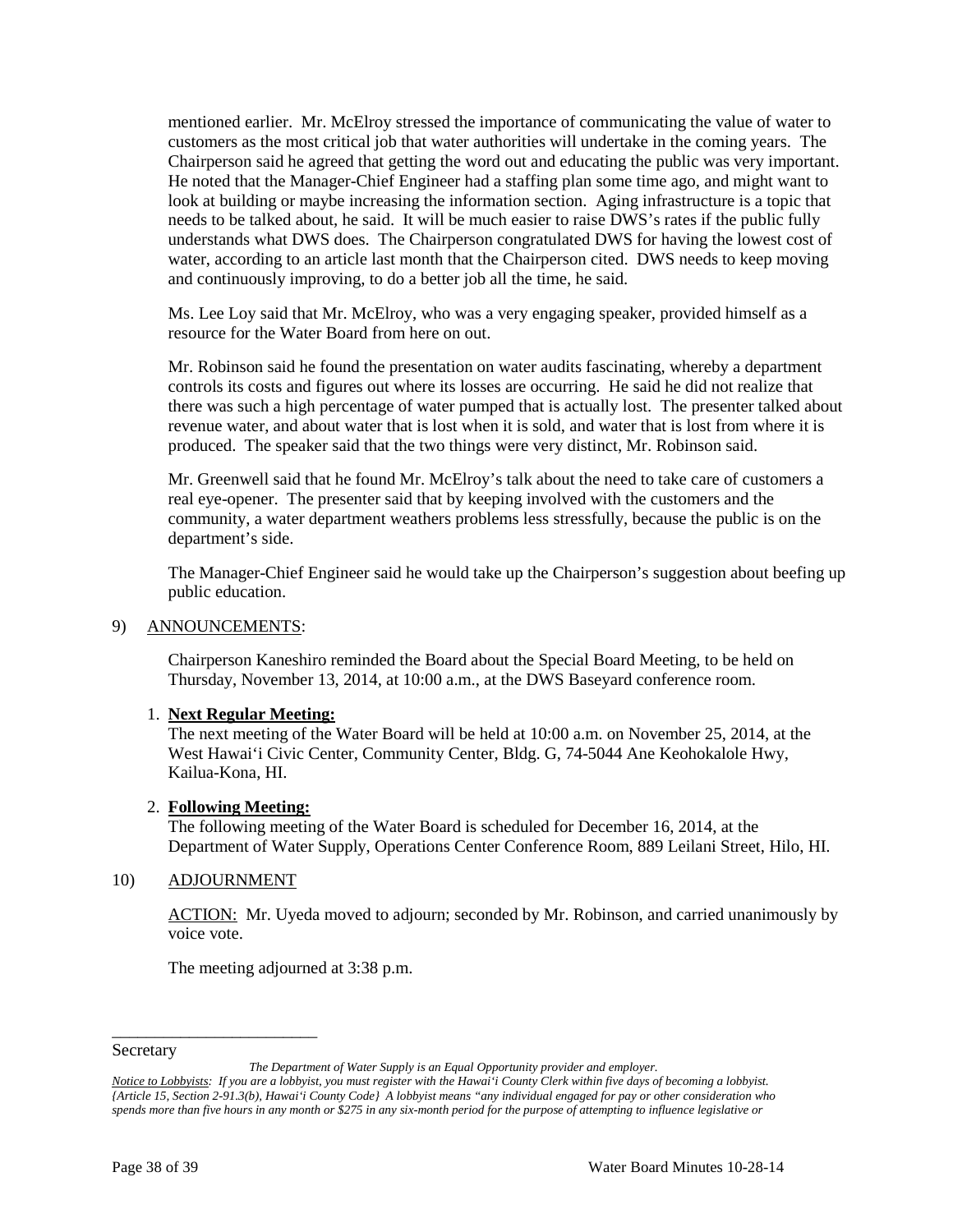mentioned earlier. Mr. McElroy stressed the importance of communicating the value of water to customers as the most critical job that water authorities will undertake in the coming years. The Chairperson said he agreed that getting the word out and educating the public was very important. He noted that the Manager-Chief Engineer had a staffing plan some time ago, and might want to look at building or maybe increasing the information section. Aging infrastructure is a topic that needs to be talked about, he said. It will be much easier to raise DWS's rates if the public fully understands what DWS does. The Chairperson congratulated DWS for having the lowest cost of water, according to an article last month that the Chairperson cited. DWS needs to keep moving and continuously improving, to do a better job all the time, he said.

Ms. Lee Loy said that Mr. McElroy, who was a very engaging speaker, provided himself as a resource for the Water Board from here on out.

Mr. Robinson said he found the presentation on water audits fascinating, whereby a department controls its costs and figures out where its losses are occurring. He said he did not realize that there was such a high percentage of water pumped that is actually lost. The presenter talked about revenue water, and about water that is lost when it is sold, and water that is lost from where it is produced. The speaker said that the two things were very distinct, Mr. Robinson said.

Mr. Greenwell said that he found Mr. McElroy's talk about the need to take care of customers a real eye-opener. The presenter said that by keeping involved with the customers and the community, a water department weathers problems less stressfully, because the public is on the department's side.

The Manager-Chief Engineer said he would take up the Chairperson's suggestion about beefing up public education.

9) ANNOUNCEMENTS:

Chairperson Kaneshiro reminded the Board about the Special Board Meeting, to be held on Thursday, November 13, 2014, at 10:00 a.m., at the DWS Baseyard conference room.

1. **Next Regular Meeting:**
The next meeting of the Water Board will be held at 10:00 a.m. on November 25, 2014, at the West Hawai'i Civic Center, Community Center, Bldg. G, 74-5044 Ane Keohokalole Hwy, Kailua-Kona, HI.

2. **Following Meeting:**
The following meeting of the Water Board is scheduled for December 16, 2014, at the Department of Water Supply, Operations Center Conference Room, 889 Leilani Street, Hilo, HI.

10) ADJOURNMENT

ACTION: Mr. Uyeda moved to adjourn; seconded by Mr. Robinson, and carried unanimously by voice vote.

The meeting adjourned at 3:38 p.m.

\_\_\_\_\_\_\_\_\_\_\_\_\_\_\_\_\_\_\_\_\_\_\_\_\_

Secretary

*The Department of Water Supply is an Equal Opportunity provider and employer.*

*Notice to Lobbyists: If you are a lobbyist, you must register with the Hawai'i County Clerk within five days of becoming a lobbyist. {Article 15, Section 2-91.3(b), Hawai'i County Code} A lobbyist means "any individual engaged for pay or other consideration who spends more than five hours in any month or $275 in any six-month period for the purpose of attempting to influence legislative or*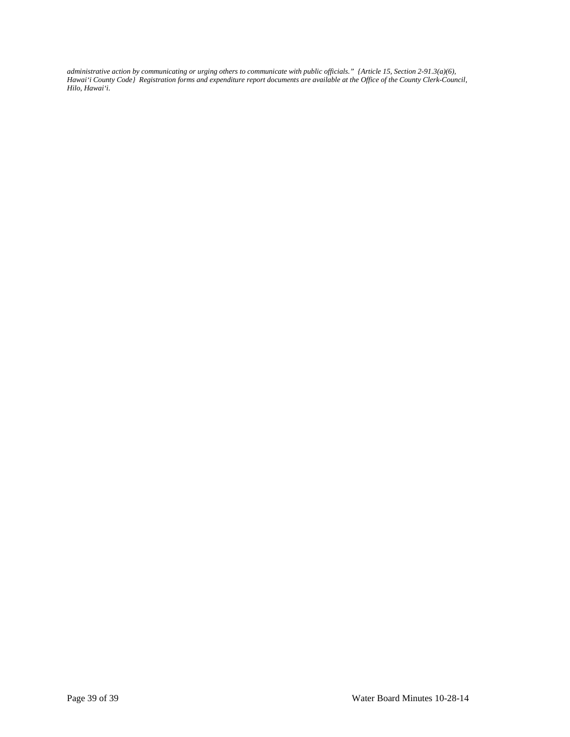*administrative action by communicating or urging others to communicate with public officials." {Article 15, Section 2-91.3(a)(6), Hawai'i County Code} Registration forms and expenditure report documents are available at the Office of the County Clerk-Council, Hilo, Hawai'i.*